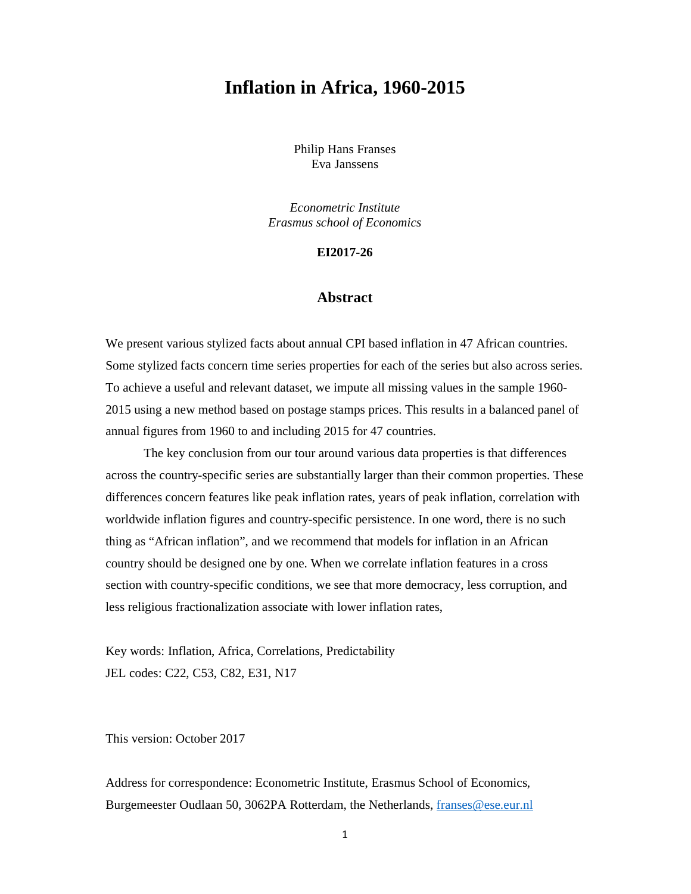# Inflation in Africa, 1960-2015

Philip Hans Franses
Eva Janssens

*Econometric Institute*
*Erasmus school of Economics*

**EI2017-26**

## Abstract

We present various stylized facts about annual CPI based inflation in 47 African countries. Some stylized facts concern time series properties for each of the series but also across series. To achieve a useful and relevant dataset, we impute all missing values in the sample 1960-2015 using a new method based on postage stamps prices. This results in a balanced panel of annual figures from 1960 to and including 2015 for 47 countries.

The key conclusion from our tour around various data properties is that differences across the country-specific series are substantially larger than their common properties. These differences concern features like peak inflation rates, years of peak inflation, correlation with worldwide inflation figures and country-specific persistence. In one word, there is no such thing as "African inflation", and we recommend that models for inflation in an African country should be designed one by one. When we correlate inflation features in a cross section with country-specific conditions, we see that more democracy, less corruption, and less religious fractionalization associate with lower inflation rates,

Key words: Inflation, Africa, Correlations, Predictability
JEL codes: C22, C53, C82, E31, N17

This version: October 2017

Address for correspondence: Econometric Institute, Erasmus School of Economics, Burgemeester Oudlaan 50, 3062PA Rotterdam, the Netherlands, franses@ese.eur.nl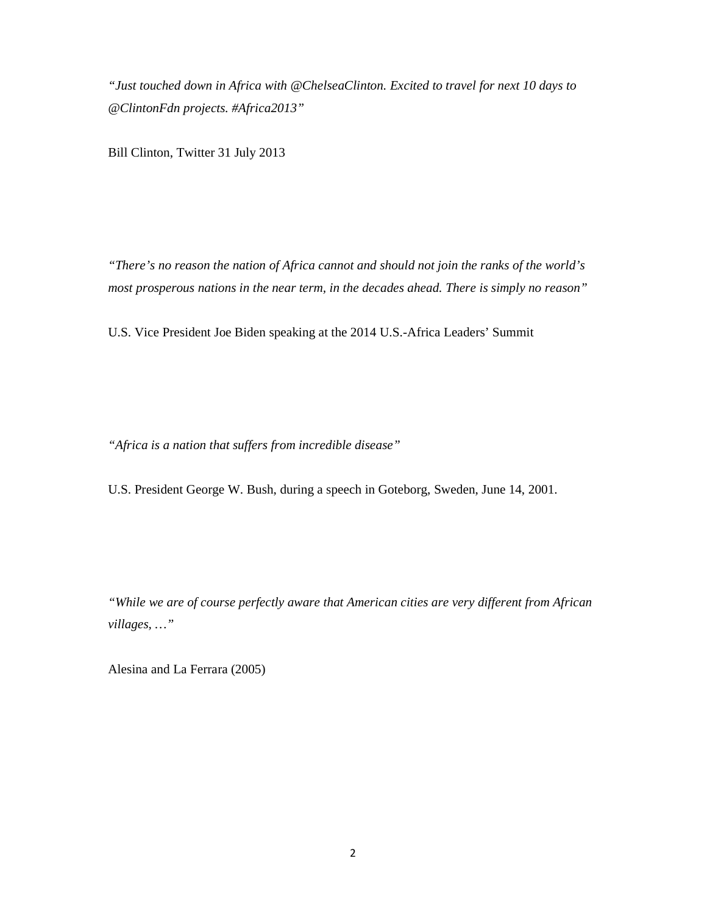*"Just touched down in Africa with @ChelseaClinton. Excited to travel for next 10 days to @ClintonFdn projects. #Africa2013"*

Bill Clinton, Twitter 31 July 2013

*"There's no reason the nation of Africa cannot and should not join the ranks of the world's most prosperous nations in the near term, in the decades ahead. There is simply no reason"*

U.S. Vice President Joe Biden speaking at the 2014 U.S.-Africa Leaders' Summit

*"Africa is a nation that suffers from incredible disease"*

U.S. President George W. Bush, during a speech in Goteborg, Sweden, June 14, 2001.

*"While we are of course perfectly aware that American cities are very different from African villages, …"*

Alesina and La Ferrara (2005)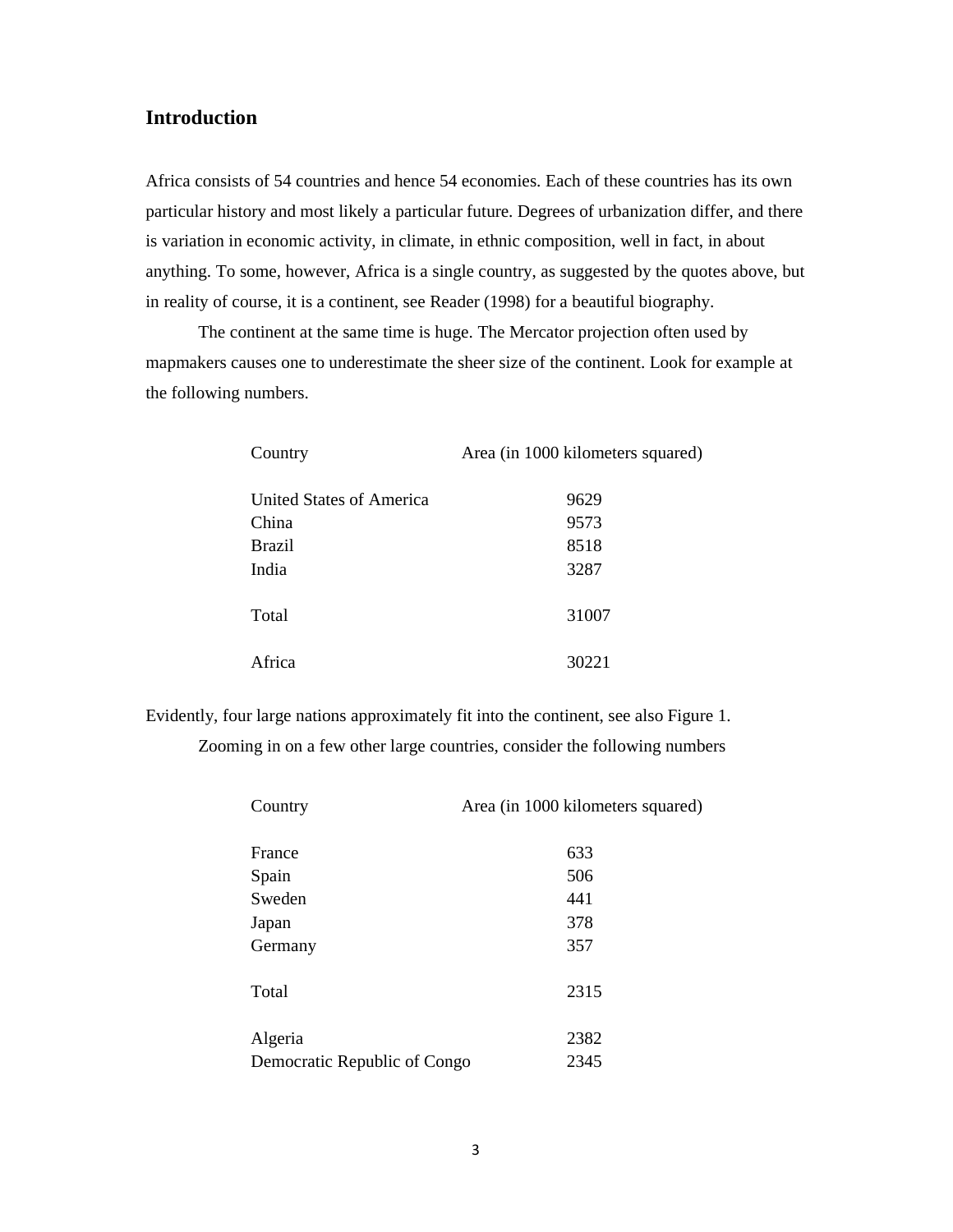## Introduction

Africa consists of 54 countries and hence 54 economies. Each of these countries has its own particular history and most likely a particular future. Degrees of urbanization differ, and there is variation in economic activity, in climate, in ethnic composition, well in fact, in about anything. To some, however, Africa is a single country, as suggested by the quotes above, but in reality of course, it is a continent, see Reader (1998) for a beautiful biography.

The continent at the same time is huge. The Mercator projection often used by mapmakers causes one to underestimate the sheer size of the continent. Look for example at the following numbers.

| Country | Area (in 1000 kilometers squared) |
|---|---|
| United States of America | 9629 |
| China | 9573 |
| Brazil | 8518 |
| India | 3287 |
| Total | 31007 |
| Africa | 30221 |

Evidently, four large nations approximately fit into the continent, see also Figure 1.

Zooming in on a few other large countries, consider the following numbers

| Country | Area (in 1000 kilometers squared) |
|---|---|
| France | 633 |
| Spain | 506 |
| Sweden | 441 |
| Japan | 378 |
| Germany | 357 |
| Total | 2315 |
| Algeria | 2382 |
| Democratic Republic of Congo | 2345 |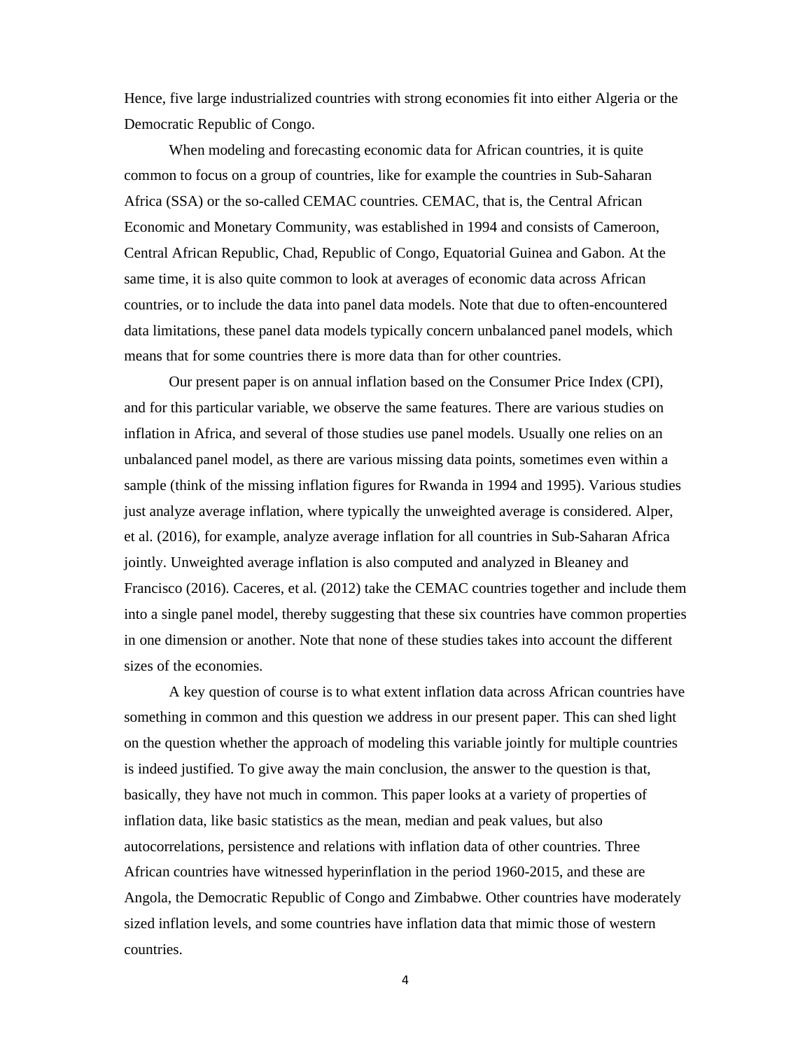Hence, five large industrialized countries with strong economies fit into either Algeria or the Democratic Republic of Congo.

When modeling and forecasting economic data for African countries, it is quite common to focus on a group of countries, like for example the countries in Sub-Saharan Africa (SSA) or the so-called CEMAC countries. CEMAC, that is, the Central African Economic and Monetary Community, was established in 1994 and consists of Cameroon, Central African Republic, Chad, Republic of Congo, Equatorial Guinea and Gabon. At the same time, it is also quite common to look at averages of economic data across African countries, or to include the data into panel data models. Note that due to often-encountered data limitations, these panel data models typically concern unbalanced panel models, which means that for some countries there is more data than for other countries.

Our present paper is on annual inflation based on the Consumer Price Index (CPI), and for this particular variable, we observe the same features. There are various studies on inflation in Africa, and several of those studies use panel models. Usually one relies on an unbalanced panel model, as there are various missing data points, sometimes even within a sample (think of the missing inflation figures for Rwanda in 1994 and 1995). Various studies just analyze average inflation, where typically the unweighted average is considered. Alper, et al. (2016), for example, analyze average inflation for all countries in Sub-Saharan Africa jointly. Unweighted average inflation is also computed and analyzed in Bleaney and Francisco (2016). Caceres, et al. (2012) take the CEMAC countries together and include them into a single panel model, thereby suggesting that these six countries have common properties in one dimension or another. Note that none of these studies takes into account the different sizes of the economies.

A key question of course is to what extent inflation data across African countries have something in common and this question we address in our present paper. This can shed light on the question whether the approach of modeling this variable jointly for multiple countries is indeed justified. To give away the main conclusion, the answer to the question is that, basically, they have not much in common. This paper looks at a variety of properties of inflation data, like basic statistics as the mean, median and peak values, but also autocorrelations, persistence and relations with inflation data of other countries. Three African countries have witnessed hyperinflation in the period 1960-2015, and these are Angola, the Democratic Republic of Congo and Zimbabwe. Other countries have moderately sized inflation levels, and some countries have inflation data that mimic those of western countries.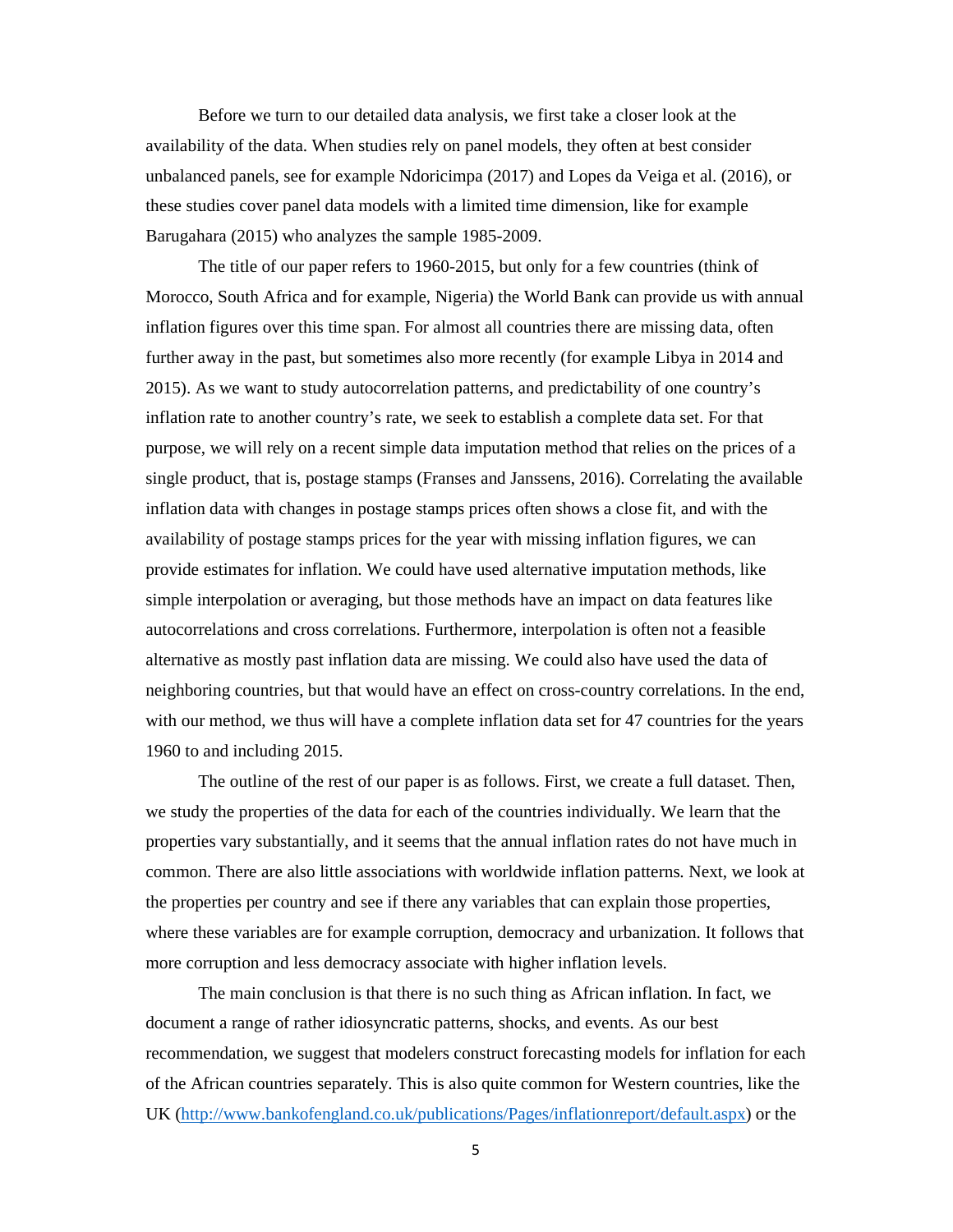Before we turn to our detailed data analysis, we first take a closer look at the availability of the data. When studies rely on panel models, they often at best consider unbalanced panels, see for example Ndoricimpa (2017) and Lopes da Veiga et al. (2016), or these studies cover panel data models with a limited time dimension, like for example Barugahara (2015) who analyzes the sample 1985-2009.

The title of our paper refers to 1960-2015, but only for a few countries (think of Morocco, South Africa and for example, Nigeria) the World Bank can provide us with annual inflation figures over this time span. For almost all countries there are missing data, often further away in the past, but sometimes also more recently (for example Libya in 2014 and 2015). As we want to study autocorrelation patterns, and predictability of one country's inflation rate to another country's rate, we seek to establish a complete data set. For that purpose, we will rely on a recent simple data imputation method that relies on the prices of a single product, that is, postage stamps (Franses and Janssens, 2016). Correlating the available inflation data with changes in postage stamps prices often shows a close fit, and with the availability of postage stamps prices for the year with missing inflation figures, we can provide estimates for inflation. We could have used alternative imputation methods, like simple interpolation or averaging, but those methods have an impact on data features like autocorrelations and cross correlations. Furthermore, interpolation is often not a feasible alternative as mostly past inflation data are missing. We could also have used the data of neighboring countries, but that would have an effect on cross-country correlations. In the end, with our method, we thus will have a complete inflation data set for 47 countries for the years 1960 to and including 2015.

The outline of the rest of our paper is as follows. First, we create a full dataset. Then, we study the properties of the data for each of the countries individually. We learn that the properties vary substantially, and it seems that the annual inflation rates do not have much in common. There are also little associations with worldwide inflation patterns. Next, we look at the properties per country and see if there any variables that can explain those properties, where these variables are for example corruption, democracy and urbanization. It follows that more corruption and less democracy associate with higher inflation levels.

The main conclusion is that there is no such thing as African inflation. In fact, we document a range of rather idiosyncratic patterns, shocks, and events. As our best recommendation, we suggest that modelers construct forecasting models for inflation for each of the African countries separately. This is also quite common for Western countries, like the UK (http://www.bankofengland.co.uk/publications/Pages/inflationreport/default.aspx) or the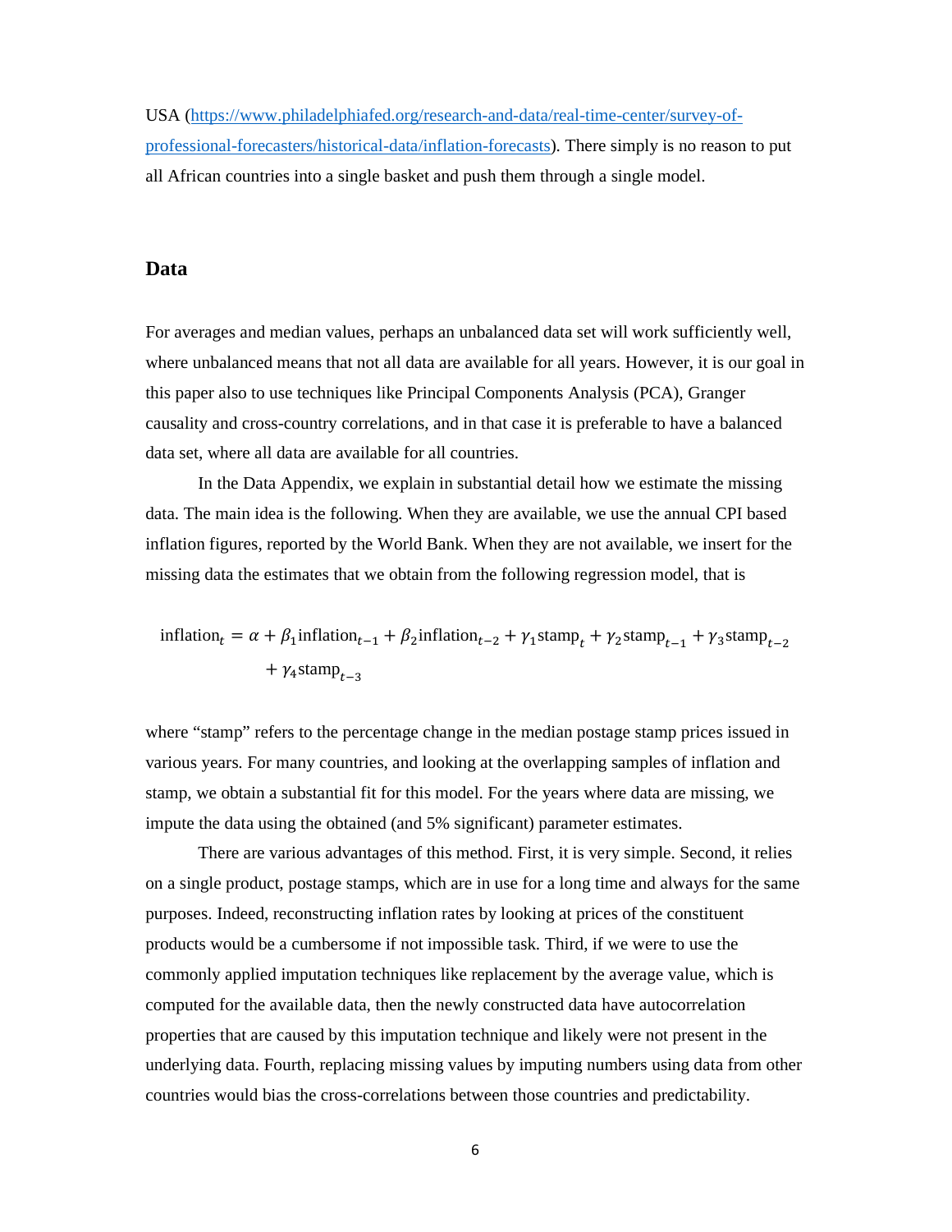USA ([https://www.philadelphiafed.org/research-and-data/real-time-center/survey-of-professional-forecasters/historical-data/inflation-forecasts](https://www.philadelphiafed.org/research-and-data/real-time-center/survey-of-professional-forecasters/historical-data/inflation-forecasts)). There simply is no reason to put all African countries into a single basket and push them through a single model.

## Data

For averages and median values, perhaps an unbalanced data set will work sufficiently well, where unbalanced means that not all data are available for all years. However, it is our goal in this paper also to use techniques like Principal Components Analysis (PCA), Granger causality and cross-country correlations, and in that case it is preferable to have a balanced data set, where all data are available for all countries.

In the Data Appendix, we explain in substantial detail how we estimate the missing data. The main idea is the following. When they are available, we use the annual CPI based inflation figures, reported by the World Bank. When they are not available, we insert for the missing data the estimates that we obtain from the following regression model, that is

$$\text{inflation}_t = \alpha + \beta_1 \text{inflation}_{t-1} + \beta_2 \text{inflation}_{t-2} + \gamma_1 \text{stamp}_t + \gamma_2 \text{stamp}_{t-1} + \gamma_3 \text{stamp}_{t-2} + \gamma_4 \text{stamp}_{t-3}$$

where "stamp" refers to the percentage change in the median postage stamp prices issued in various years. For many countries, and looking at the overlapping samples of inflation and stamp, we obtain a substantial fit for this model. For the years where data are missing, we impute the data using the obtained (and 5% significant) parameter estimates.

There are various advantages of this method. First, it is very simple. Second, it relies on a single product, postage stamps, which are in use for a long time and always for the same purposes. Indeed, reconstructing inflation rates by looking at prices of the constituent products would be a cumbersome if not impossible task. Third, if we were to use the commonly applied imputation techniques like replacement by the average value, which is computed for the available data, then the newly constructed data have autocorrelation properties that are caused by this imputation technique and likely were not present in the underlying data. Fourth, replacing missing values by imputing numbers using data from other countries would bias the cross-correlations between those countries and predictability.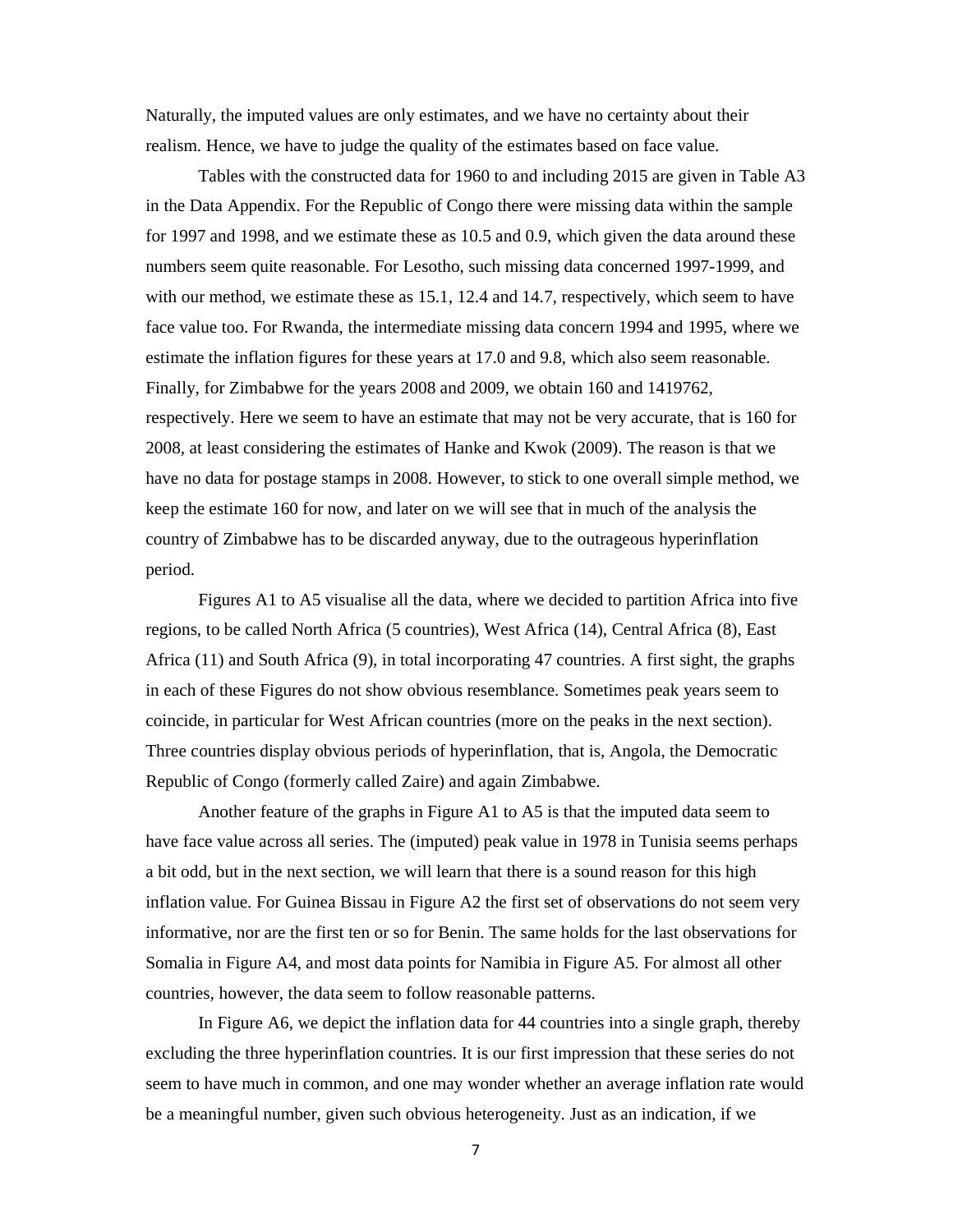Naturally, the imputed values are only estimates, and we have no certainty about their realism. Hence, we have to judge the quality of the estimates based on face value.

Tables with the constructed data for 1960 to and including 2015 are given in Table A3 in the Data Appendix. For the Republic of Congo there were missing data within the sample for 1997 and 1998, and we estimate these as 10.5 and 0.9, which given the data around these numbers seem quite reasonable. For Lesotho, such missing data concerned 1997-1999, and with our method, we estimate these as 15.1, 12.4 and 14.7, respectively, which seem to have face value too. For Rwanda, the intermediate missing data concern 1994 and 1995, where we estimate the inflation figures for these years at 17.0 and 9.8, which also seem reasonable. Finally, for Zimbabwe for the years 2008 and 2009, we obtain 160 and 1419762, respectively. Here we seem to have an estimate that may not be very accurate, that is 160 for 2008, at least considering the estimates of Hanke and Kwok (2009). The reason is that we have no data for postage stamps in 2008. However, to stick to one overall simple method, we keep the estimate 160 for now, and later on we will see that in much of the analysis the country of Zimbabwe has to be discarded anyway, due to the outrageous hyperinflation period.

Figures A1 to A5 visualise all the data, where we decided to partition Africa into five regions, to be called North Africa (5 countries), West Africa (14), Central Africa (8), East Africa (11) and South Africa (9), in total incorporating 47 countries. A first sight, the graphs in each of these Figures do not show obvious resemblance. Sometimes peak years seem to coincide, in particular for West African countries (more on the peaks in the next section). Three countries display obvious periods of hyperinflation, that is, Angola, the Democratic Republic of Congo (formerly called Zaire) and again Zimbabwe.

Another feature of the graphs in Figure A1 to A5 is that the imputed data seem to have face value across all series. The (imputed) peak value in 1978 in Tunisia seems perhaps a bit odd, but in the next section, we will learn that there is a sound reason for this high inflation value. For Guinea Bissau in Figure A2 the first set of observations do not seem very informative, nor are the first ten or so for Benin. The same holds for the last observations for Somalia in Figure A4, and most data points for Namibia in Figure A5. For almost all other countries, however, the data seem to follow reasonable patterns.

In Figure A6, we depict the inflation data for 44 countries into a single graph, thereby excluding the three hyperinflation countries. It is our first impression that these series do not seem to have much in common, and one may wonder whether an average inflation rate would be a meaningful number, given such obvious heterogeneity. Just as an indication, if we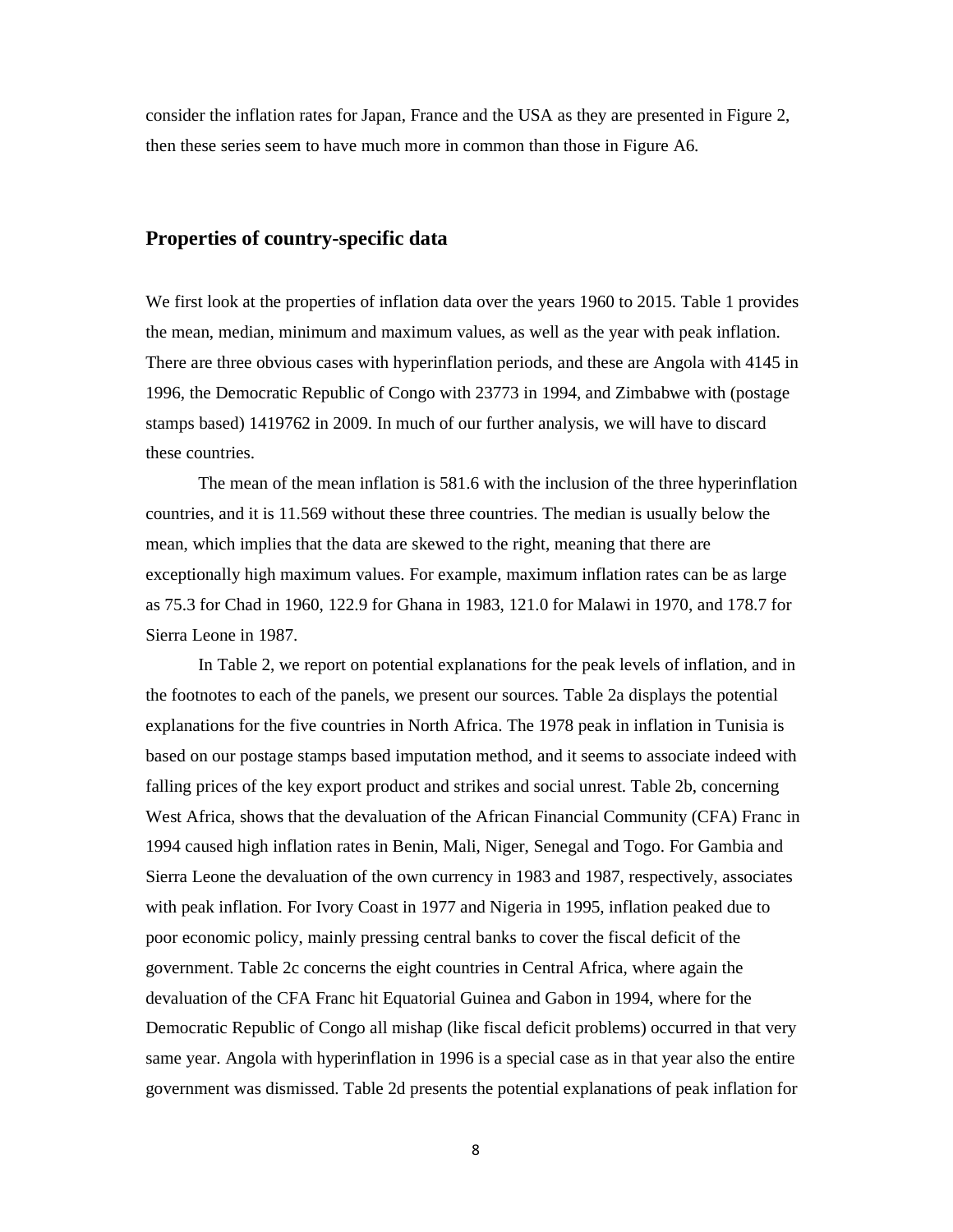consider the inflation rates for Japan, France and the USA as they are presented in Figure 2, then these series seem to have much more in common than those in Figure A6.

## Properties of country-specific data

We first look at the properties of inflation data over the years 1960 to 2015. Table 1 provides the mean, median, minimum and maximum values, as well as the year with peak inflation. There are three obvious cases with hyperinflation periods, and these are Angola with 4145 in 1996, the Democratic Republic of Congo with 23773 in 1994, and Zimbabwe with (postage stamps based) 1419762 in 2009. In much of our further analysis, we will have to discard these countries.

The mean of the mean inflation is 581.6 with the inclusion of the three hyperinflation countries, and it is 11.569 without these three countries. The median is usually below the mean, which implies that the data are skewed to the right, meaning that there are exceptionally high maximum values. For example, maximum inflation rates can be as large as 75.3 for Chad in 1960, 122.9 for Ghana in 1983, 121.0 for Malawi in 1970, and 178.7 for Sierra Leone in 1987.

In Table 2, we report on potential explanations for the peak levels of inflation, and in the footnotes to each of the panels, we present our sources. Table 2a displays the potential explanations for the five countries in North Africa. The 1978 peak in inflation in Tunisia is based on our postage stamps based imputation method, and it seems to associate indeed with falling prices of the key export product and strikes and social unrest. Table 2b, concerning West Africa, shows that the devaluation of the African Financial Community (CFA) Franc in 1994 caused high inflation rates in Benin, Mali, Niger, Senegal and Togo. For Gambia and Sierra Leone the devaluation of the own currency in 1983 and 1987, respectively, associates with peak inflation. For Ivory Coast in 1977 and Nigeria in 1995, inflation peaked due to poor economic policy, mainly pressing central banks to cover the fiscal deficit of the government. Table 2c concerns the eight countries in Central Africa, where again the devaluation of the CFA Franc hit Equatorial Guinea and Gabon in 1994, where for the Democratic Republic of Congo all mishap (like fiscal deficit problems) occurred in that very same year. Angola with hyperinflation in 1996 is a special case as in that year also the entire government was dismissed. Table 2d presents the potential explanations of peak inflation for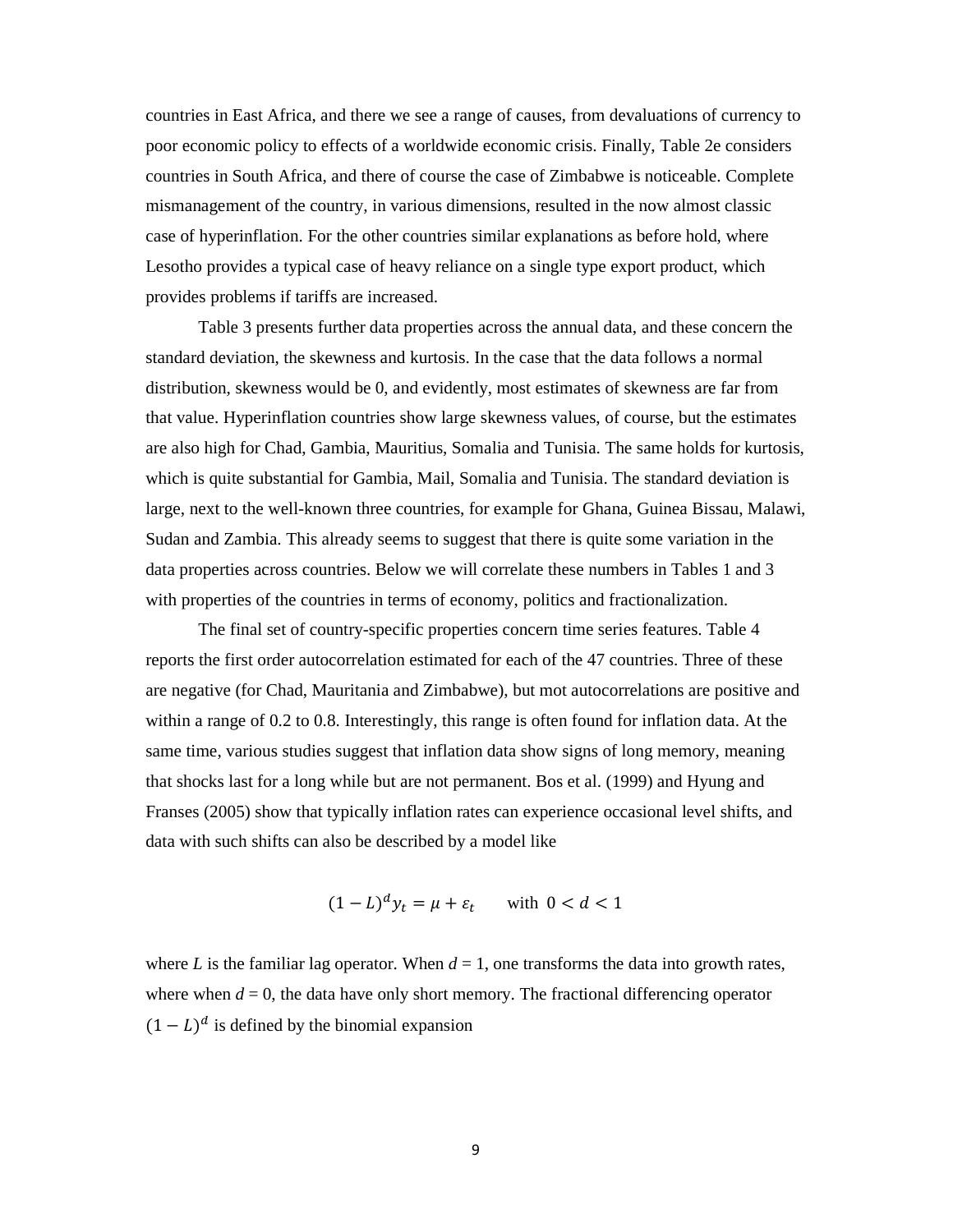countries in East Africa, and there we see a range of causes, from devaluations of currency to poor economic policy to effects of a worldwide economic crisis. Finally, Table 2e considers countries in South Africa, and there of course the case of Zimbabwe is noticeable. Complete mismanagement of the country, in various dimensions, resulted in the now almost classic case of hyperinflation. For the other countries similar explanations as before hold, where Lesotho provides a typical case of heavy reliance on a single type export product, which provides problems if tariffs are increased.

Table 3 presents further data properties across the annual data, and these concern the standard deviation, the skewness and kurtosis. In the case that the data follows a normal distribution, skewness would be 0, and evidently, most estimates of skewness are far from that value. Hyperinflation countries show large skewness values, of course, but the estimates are also high for Chad, Gambia, Mauritius, Somalia and Tunisia. The same holds for kurtosis, which is quite substantial for Gambia, Mail, Somalia and Tunisia. The standard deviation is large, next to the well-known three countries, for example for Ghana, Guinea Bissau, Malawi, Sudan and Zambia. This already seems to suggest that there is quite some variation in the data properties across countries. Below we will correlate these numbers in Tables 1 and 3 with properties of the countries in terms of economy, politics and fractionalization.

The final set of country-specific properties concern time series features. Table 4 reports the first order autocorrelation estimated for each of the 47 countries. Three of these are negative (for Chad, Mauritania and Zimbabwe), but mot autocorrelations are positive and within a range of 0.2 to 0.8. Interestingly, this range is often found for inflation data. At the same time, various studies suggest that inflation data show signs of long memory, meaning that shocks last for a long while but are not permanent. Bos et al. (1999) and Hyung and Franses (2005) show that typically inflation rates can experience occasional level shifts, and data with such shifts can also be described by a model like

$$(1-L)^d y_t = \mu + \varepsilon_t \qquad \text{with } 0 < d < 1$$

where $L$ is the familiar lag operator. When $d = 1$, one transforms the data into growth rates, where when $d = 0$, the data have only short memory. The fractional differencing operator $(1-L)^d$ is defined by the binomial expansion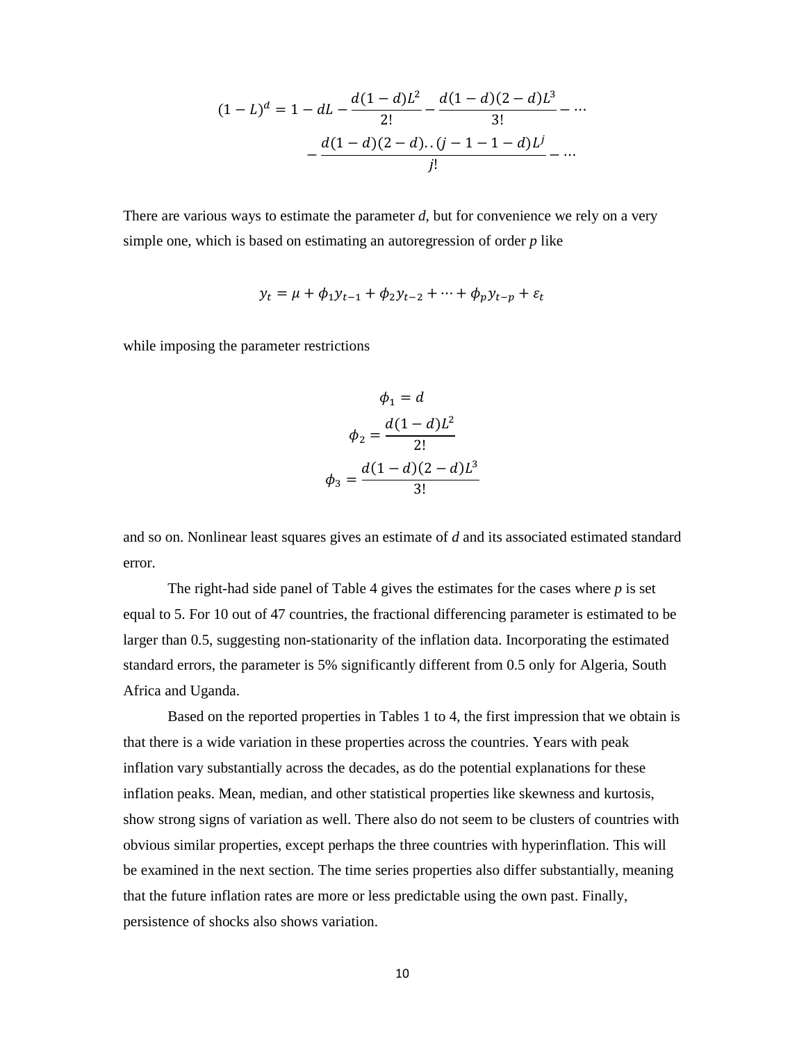$$(1-L)^d = 1 - dL - \frac{d(1-d)L^2}{2!} - \frac{d(1-d)(2-d)L^3}{3!} - \cdots$$
$$- \frac{d(1-d)(2-d)..(j-1-1-d)L^j}{j!} - \cdots$$

There are various ways to estimate the parameter *d*, but for convenience we rely on a very simple one, which is based on estimating an autoregression of order *p* like

$$y_t = \mu + \phi_1 y_{t-1} + \phi_2 y_{t-2} + \cdots + \phi_p y_{t-p} + \varepsilon_t$$

while imposing the parameter restrictions

$$\phi_1 = d$$
$$\phi_2 = \frac{d(1-d)L^2}{2!}$$
$$\phi_3 = \frac{d(1-d)(2-d)L^3}{3!}$$

and so on. Nonlinear least squares gives an estimate of *d* and its associated estimated standard error.

The right-had side panel of Table 4 gives the estimates for the cases where *p* is set equal to 5. For 10 out of 47 countries, the fractional differencing parameter is estimated to be larger than 0.5, suggesting non-stationarity of the inflation data. Incorporating the estimated standard errors, the parameter is 5% significantly different from 0.5 only for Algeria, South Africa and Uganda.

Based on the reported properties in Tables 1 to 4, the first impression that we obtain is that there is a wide variation in these properties across the countries. Years with peak inflation vary substantially across the decades, as do the potential explanations for these inflation peaks. Mean, median, and other statistical properties like skewness and kurtosis, show strong signs of variation as well. There also do not seem to be clusters of countries with obvious similar properties, except perhaps the three countries with hyperinflation. This will be examined in the next section. The time series properties also differ substantially, meaning that the future inflation rates are more or less predictable using the own past. Finally, persistence of shocks also shows variation.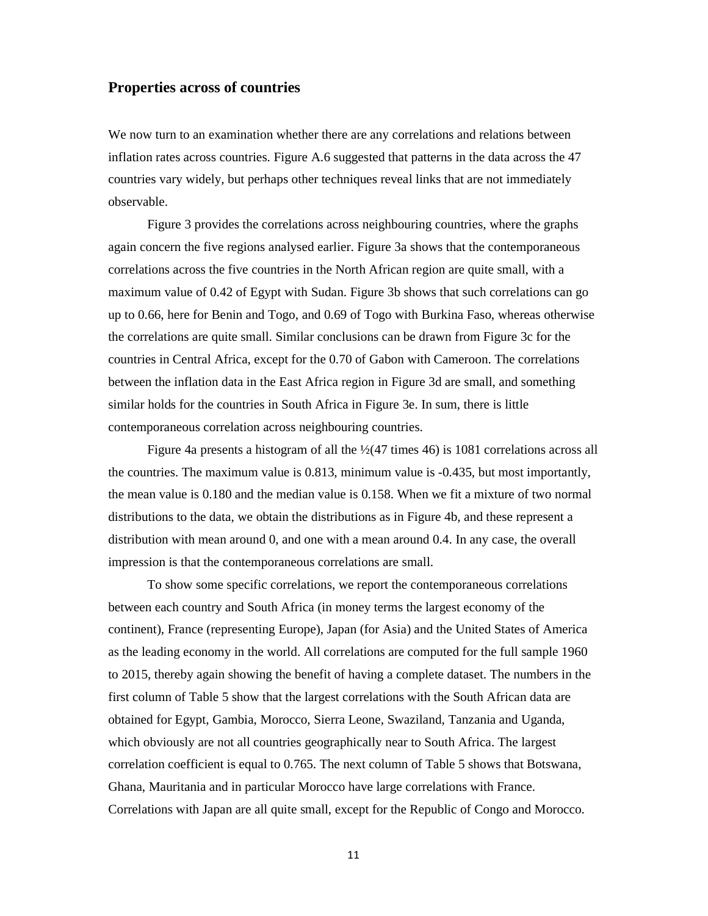## Properties across of countries

We now turn to an examination whether there are any correlations and relations between inflation rates across countries. Figure A.6 suggested that patterns in the data across the 47 countries vary widely, but perhaps other techniques reveal links that are not immediately observable.

Figure 3 provides the correlations across neighbouring countries, where the graphs again concern the five regions analysed earlier. Figure 3a shows that the contemporaneous correlations across the five countries in the North African region are quite small, with a maximum value of 0.42 of Egypt with Sudan. Figure 3b shows that such correlations can go up to 0.66, here for Benin and Togo, and 0.69 of Togo with Burkina Faso, whereas otherwise the correlations are quite small. Similar conclusions can be drawn from Figure 3c for the countries in Central Africa, except for the 0.70 of Gabon with Cameroon. The correlations between the inflation data in the East Africa region in Figure 3d are small, and something similar holds for the countries in South Africa in Figure 3e. In sum, there is little contemporaneous correlation across neighbouring countries.

Figure 4a presents a histogram of all the ½(47 times 46) is 1081 correlations across all the countries. The maximum value is 0.813, minimum value is -0.435, but most importantly, the mean value is 0.180 and the median value is 0.158. When we fit a mixture of two normal distributions to the data, we obtain the distributions as in Figure 4b, and these represent a distribution with mean around 0, and one with a mean around 0.4. In any case, the overall impression is that the contemporaneous correlations are small.

To show some specific correlations, we report the contemporaneous correlations between each country and South Africa (in money terms the largest economy of the continent), France (representing Europe), Japan (for Asia) and the United States of America as the leading economy in the world. All correlations are computed for the full sample 1960 to 2015, thereby again showing the benefit of having a complete dataset. The numbers in the first column of Table 5 show that the largest correlations with the South African data are obtained for Egypt, Gambia, Morocco, Sierra Leone, Swaziland, Tanzania and Uganda, which obviously are not all countries geographically near to South Africa. The largest correlation coefficient is equal to 0.765. The next column of Table 5 shows that Botswana, Ghana, Mauritania and in particular Morocco have large correlations with France. Correlations with Japan are all quite small, except for the Republic of Congo and Morocco.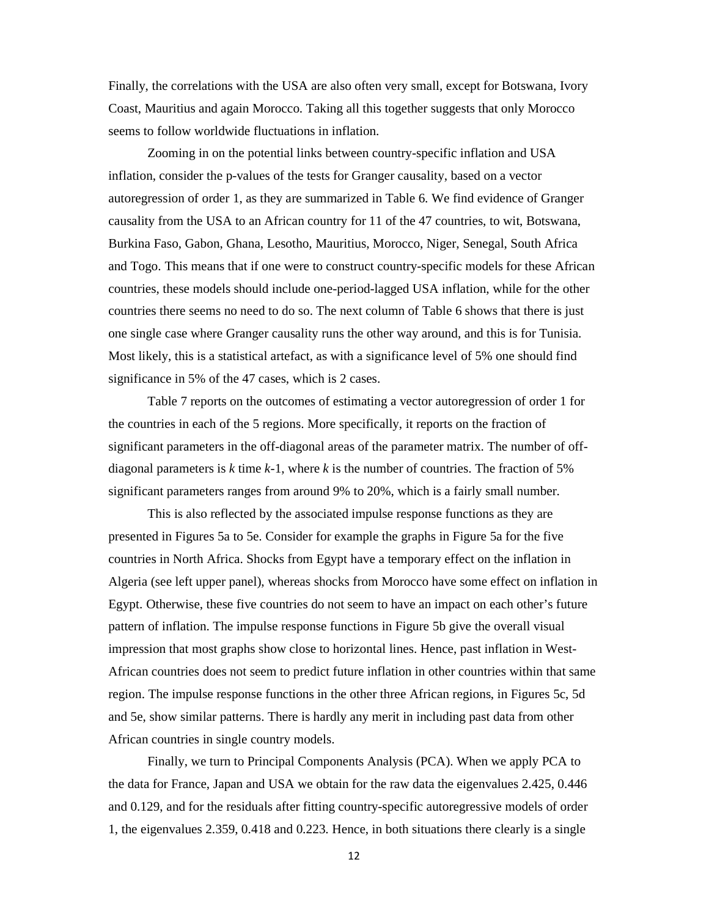Finally, the correlations with the USA are also often very small, except for Botswana, Ivory Coast, Mauritius and again Morocco. Taking all this together suggests that only Morocco seems to follow worldwide fluctuations in inflation.

Zooming in on the potential links between country-specific inflation and USA inflation, consider the p-values of the tests for Granger causality, based on a vector autoregression of order 1, as they are summarized in Table 6. We find evidence of Granger causality from the USA to an African country for 11 of the 47 countries, to wit, Botswana, Burkina Faso, Gabon, Ghana, Lesotho, Mauritius, Morocco, Niger, Senegal, South Africa and Togo. This means that if one were to construct country-specific models for these African countries, these models should include one-period-lagged USA inflation, while for the other countries there seems no need to do so. The next column of Table 6 shows that there is just one single case where Granger causality runs the other way around, and this is for Tunisia. Most likely, this is a statistical artefact, as with a significance level of 5% one should find significance in 5% of the 47 cases, which is 2 cases.

Table 7 reports on the outcomes of estimating a vector autoregression of order 1 for the countries in each of the 5 regions. More specifically, it reports on the fraction of significant parameters in the off-diagonal areas of the parameter matrix. The number of off-diagonal parameters is $k$ time $k$-1, where $k$ is the number of countries. The fraction of 5% significant parameters ranges from around 9% to 20%, which is a fairly small number.

This is also reflected by the associated impulse response functions as they are presented in Figures 5a to 5e. Consider for example the graphs in Figure 5a for the five countries in North Africa. Shocks from Egypt have a temporary effect on the inflation in Algeria (see left upper panel), whereas shocks from Morocco have some effect on inflation in Egypt. Otherwise, these five countries do not seem to have an impact on each other's future pattern of inflation. The impulse response functions in Figure 5b give the overall visual impression that most graphs show close to horizontal lines. Hence, past inflation in West-African countries does not seem to predict future inflation in other countries within that same region. The impulse response functions in the other three African regions, in Figures 5c, 5d and 5e, show similar patterns. There is hardly any merit in including past data from other African countries in single country models.

Finally, we turn to Principal Components Analysis (PCA). When we apply PCA to the data for France, Japan and USA we obtain for the raw data the eigenvalues 2.425, 0.446 and 0.129, and for the residuals after fitting country-specific autoregressive models of order 1, the eigenvalues 2.359, 0.418 and 0.223. Hence, in both situations there clearly is a single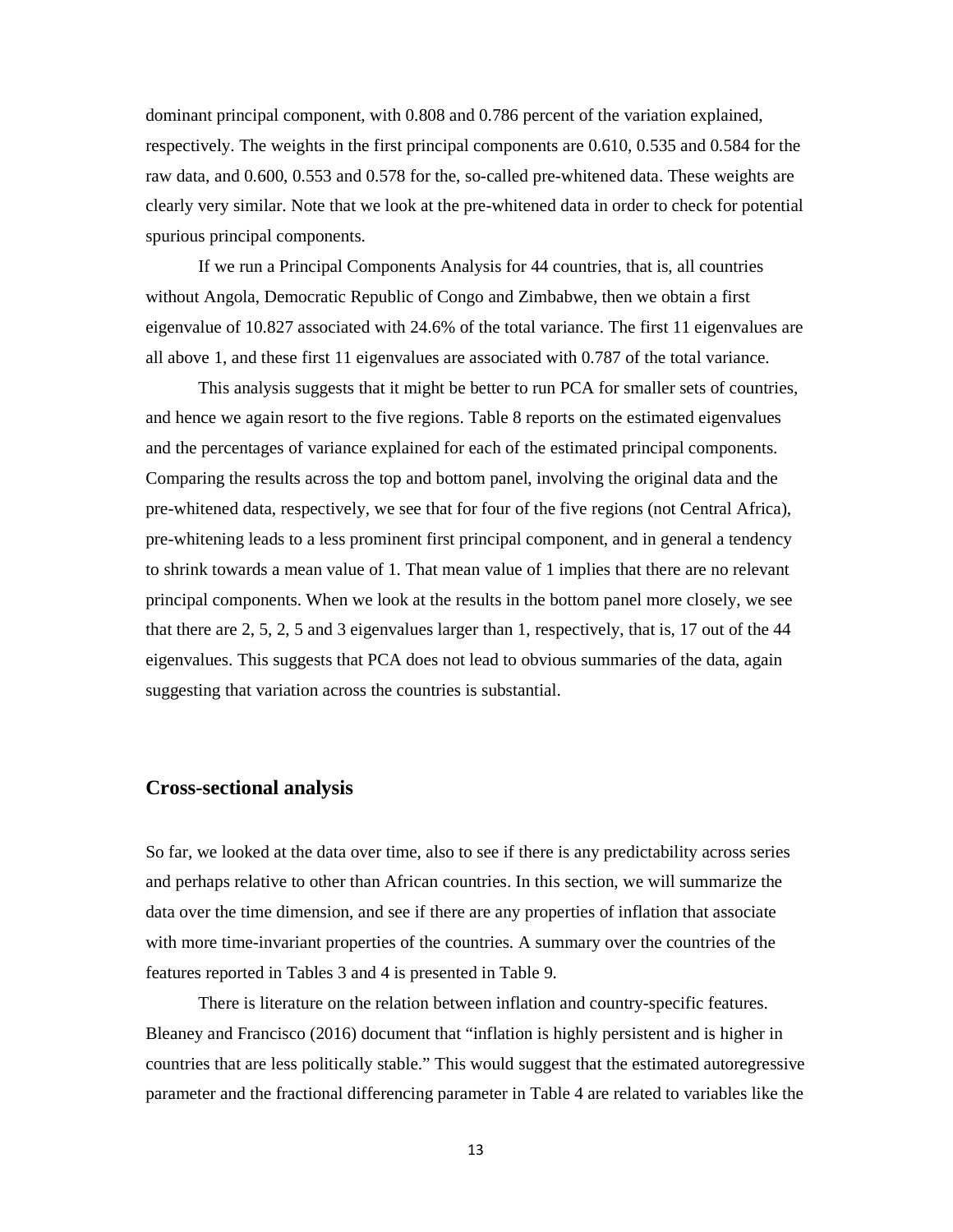dominant principal component, with 0.808 and 0.786 percent of the variation explained, respectively. The weights in the first principal components are 0.610, 0.535 and 0.584 for the raw data, and 0.600, 0.553 and 0.578 for the, so-called pre-whitened data. These weights are clearly very similar. Note that we look at the pre-whitened data in order to check for potential spurious principal components.

If we run a Principal Components Analysis for 44 countries, that is, all countries without Angola, Democratic Republic of Congo and Zimbabwe, then we obtain a first eigenvalue of 10.827 associated with 24.6% of the total variance. The first 11 eigenvalues are all above 1, and these first 11 eigenvalues are associated with 0.787 of the total variance.

This analysis suggests that it might be better to run PCA for smaller sets of countries, and hence we again resort to the five regions. Table 8 reports on the estimated eigenvalues and the percentages of variance explained for each of the estimated principal components. Comparing the results across the top and bottom panel, involving the original data and the pre-whitened data, respectively, we see that for four of the five regions (not Central Africa), pre-whitening leads to a less prominent first principal component, and in general a tendency to shrink towards a mean value of 1. That mean value of 1 implies that there are no relevant principal components. When we look at the results in the bottom panel more closely, we see that there are 2, 5, 2, 5 and 3 eigenvalues larger than 1, respectively, that is, 17 out of the 44 eigenvalues. This suggests that PCA does not lead to obvious summaries of the data, again suggesting that variation across the countries is substantial.

## Cross-sectional analysis

So far, we looked at the data over time, also to see if there is any predictability across series and perhaps relative to other than African countries. In this section, we will summarize the data over the time dimension, and see if there are any properties of inflation that associate with more time-invariant properties of the countries. A summary over the countries of the features reported in Tables 3 and 4 is presented in Table 9.

There is literature on the relation between inflation and country-specific features. Bleaney and Francisco (2016) document that "inflation is highly persistent and is higher in countries that are less politically stable." This would suggest that the estimated autoregressive parameter and the fractional differencing parameter in Table 4 are related to variables like the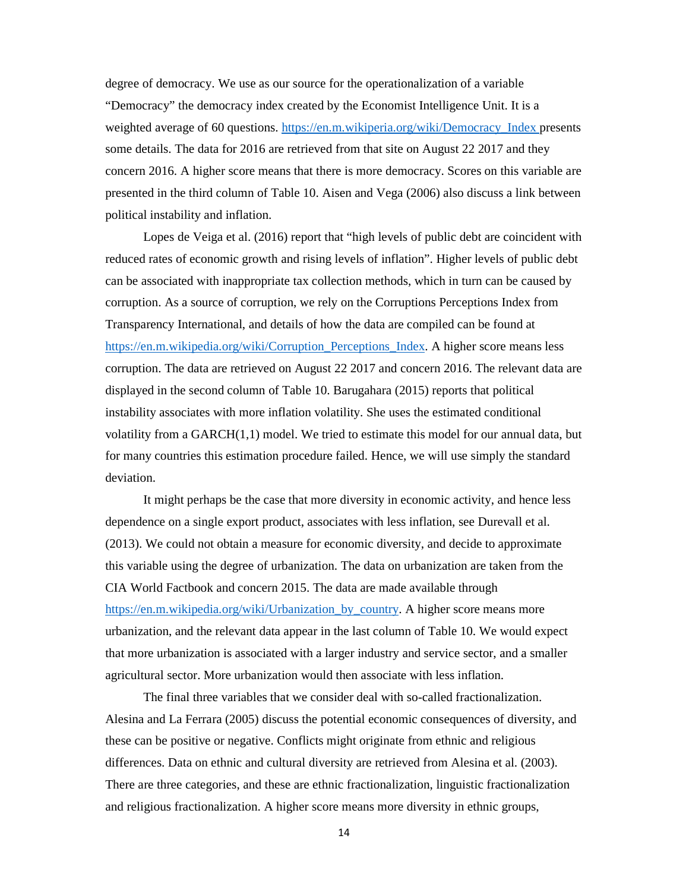degree of democracy. We use as our source for the operationalization of a variable "Democracy" the democracy index created by the Economist Intelligence Unit. It is a weighted average of 60 questions. https://en.m.wikiperia.org/wiki/Democracy_Index presents some details. The data for 2016 are retrieved from that site on August 22 2017 and they concern 2016. A higher score means that there is more democracy. Scores on this variable are presented in the third column of Table 10. Aisen and Vega (2006) also discuss a link between political instability and inflation.

Lopes de Veiga et al. (2016) report that "high levels of public debt are coincident with reduced rates of economic growth and rising levels of inflation". Higher levels of public debt can be associated with inappropriate tax collection methods, which in turn can be caused by corruption. As a source of corruption, we rely on the Corruptions Perceptions Index from Transparency International, and details of how the data are compiled can be found at https://en.m.wikipedia.org/wiki/Corruption_Perceptions_Index. A higher score means less corruption. The data are retrieved on August 22 2017 and concern 2016. The relevant data are displayed in the second column of Table 10. Barugahara (2015) reports that political instability associates with more inflation volatility. She uses the estimated conditional volatility from a GARCH(1,1) model. We tried to estimate this model for our annual data, but for many countries this estimation procedure failed. Hence, we will use simply the standard deviation.

It might perhaps be the case that more diversity in economic activity, and hence less dependence on a single export product, associates with less inflation, see Durevall et al. (2013). We could not obtain a measure for economic diversity, and decide to approximate this variable using the degree of urbanization. The data on urbanization are taken from the CIA World Factbook and concern 2015. The data are made available through https://en.m.wikipedia.org/wiki/Urbanization_by_country. A higher score means more urbanization, and the relevant data appear in the last column of Table 10. We would expect that more urbanization is associated with a larger industry and service sector, and a smaller agricultural sector. More urbanization would then associate with less inflation.

The final three variables that we consider deal with so-called fractionalization. Alesina and La Ferrara (2005) discuss the potential economic consequences of diversity, and these can be positive or negative. Conflicts might originate from ethnic and religious differences. Data on ethnic and cultural diversity are retrieved from Alesina et al. (2003). There are three categories, and these are ethnic fractionalization, linguistic fractionalization and religious fractionalization. A higher score means more diversity in ethnic groups,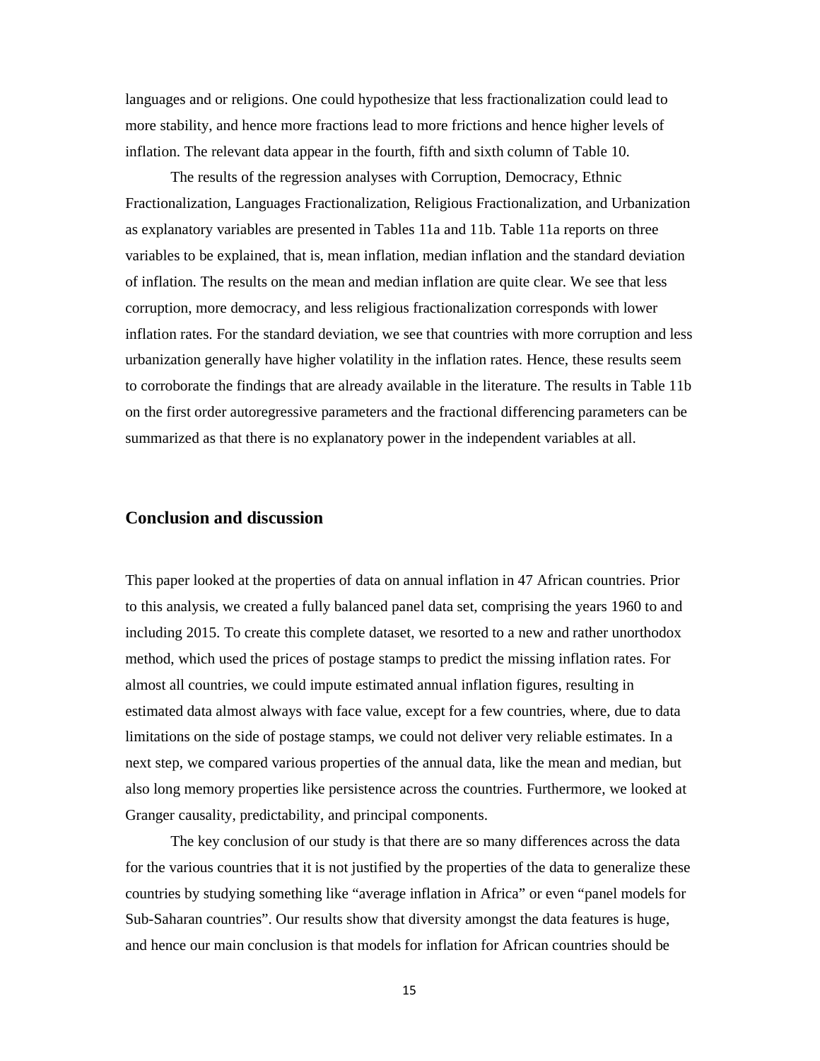languages and or religions. One could hypothesize that less fractionalization could lead to more stability, and hence more fractions lead to more frictions and hence higher levels of inflation. The relevant data appear in the fourth, fifth and sixth column of Table 10.

The results of the regression analyses with Corruption, Democracy, Ethnic Fractionalization, Languages Fractionalization, Religious Fractionalization, and Urbanization as explanatory variables are presented in Tables 11a and 11b. Table 11a reports on three variables to be explained, that is, mean inflation, median inflation and the standard deviation of inflation. The results on the mean and median inflation are quite clear. We see that less corruption, more democracy, and less religious fractionalization corresponds with lower inflation rates. For the standard deviation, we see that countries with more corruption and less urbanization generally have higher volatility in the inflation rates. Hence, these results seem to corroborate the findings that are already available in the literature. The results in Table 11b on the first order autoregressive parameters and the fractional differencing parameters can be summarized as that there is no explanatory power in the independent variables at all.

## Conclusion and discussion

This paper looked at the properties of data on annual inflation in 47 African countries. Prior to this analysis, we created a fully balanced panel data set, comprising the years 1960 to and including 2015. To create this complete dataset, we resorted to a new and rather unorthodox method, which used the prices of postage stamps to predict the missing inflation rates. For almost all countries, we could impute estimated annual inflation figures, resulting in estimated data almost always with face value, except for a few countries, where, due to data limitations on the side of postage stamps, we could not deliver very reliable estimates. In a next step, we compared various properties of the annual data, like the mean and median, but also long memory properties like persistence across the countries. Furthermore, we looked at Granger causality, predictability, and principal components.

The key conclusion of our study is that there are so many differences across the data for the various countries that it is not justified by the properties of the data to generalize these countries by studying something like "average inflation in Africa" or even "panel models for Sub-Saharan countries". Our results show that diversity amongst the data features is huge, and hence our main conclusion is that models for inflation for African countries should be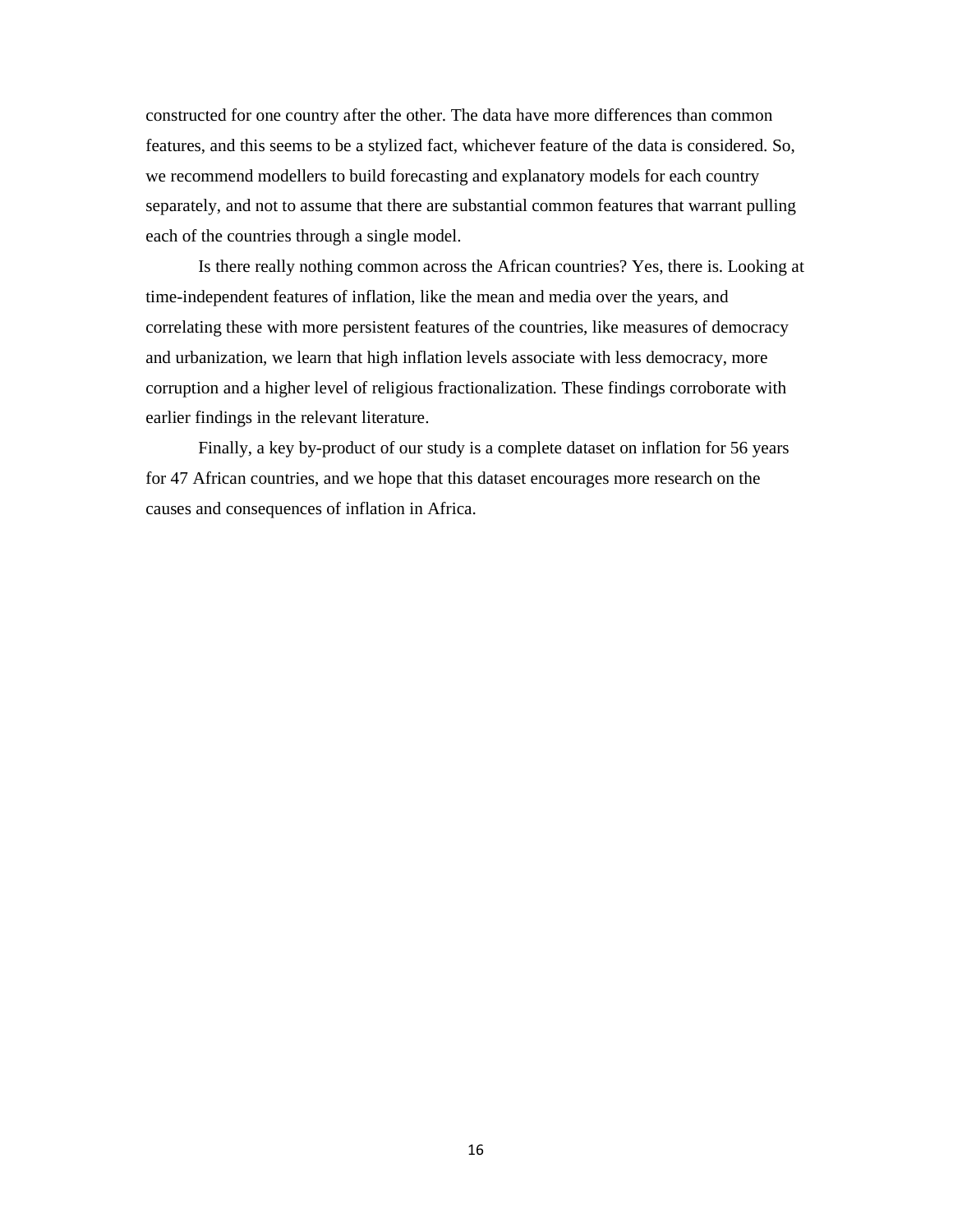constructed for one country after the other. The data have more differences than common features, and this seems to be a stylized fact, whichever feature of the data is considered. So, we recommend modellers to build forecasting and explanatory models for each country separately, and not to assume that there are substantial common features that warrant pulling each of the countries through a single model.

Is there really nothing common across the African countries? Yes, there is. Looking at time-independent features of inflation, like the mean and media over the years, and correlating these with more persistent features of the countries, like measures of democracy and urbanization, we learn that high inflation levels associate with less democracy, more corruption and a higher level of religious fractionalization. These findings corroborate with earlier findings in the relevant literature.

Finally, a key by-product of our study is a complete dataset on inflation for 56 years for 47 African countries, and we hope that this dataset encourages more research on the causes and consequences of inflation in Africa.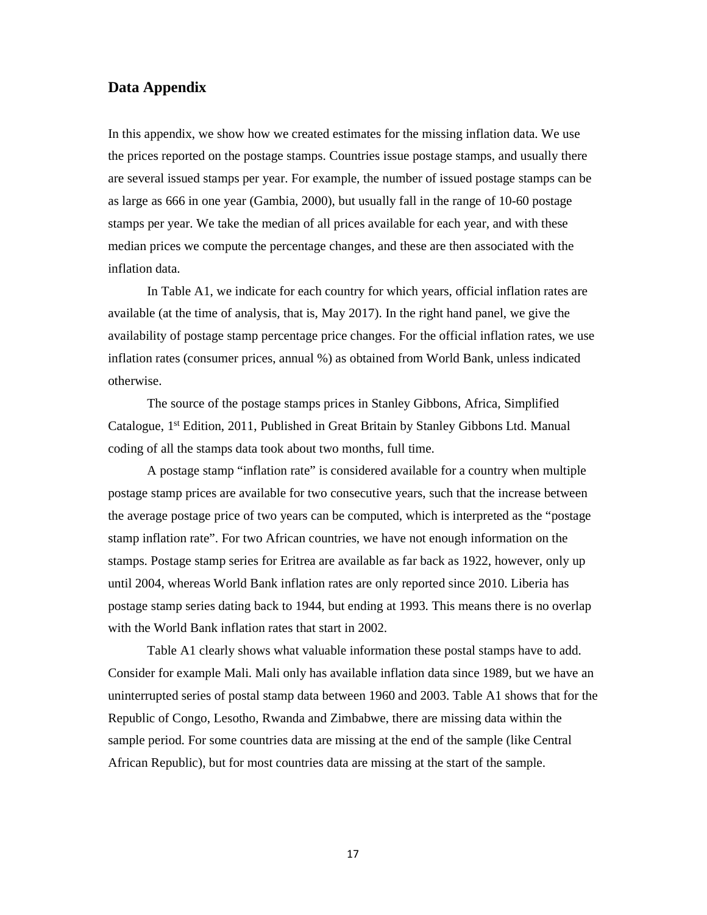## Data Appendix

In this appendix, we show how we created estimates for the missing inflation data. We use the prices reported on the postage stamps. Countries issue postage stamps, and usually there are several issued stamps per year. For example, the number of issued postage stamps can be as large as 666 in one year (Gambia, 2000), but usually fall in the range of 10-60 postage stamps per year. We take the median of all prices available for each year, and with these median prices we compute the percentage changes, and these are then associated with the inflation data.

In Table A1, we indicate for each country for which years, official inflation rates are available (at the time of analysis, that is, May 2017). In the right hand panel, we give the availability of postage stamp percentage price changes. For the official inflation rates, we use inflation rates (consumer prices, annual %) as obtained from World Bank, unless indicated otherwise.

The source of the postage stamps prices in Stanley Gibbons, Africa, Simplified Catalogue, 1st Edition, 2011, Published in Great Britain by Stanley Gibbons Ltd. Manual coding of all the stamps data took about two months, full time.

A postage stamp "inflation rate" is considered available for a country when multiple postage stamp prices are available for two consecutive years, such that the increase between the average postage price of two years can be computed, which is interpreted as the "postage stamp inflation rate". For two African countries, we have not enough information on the stamps. Postage stamp series for Eritrea are available as far back as 1922, however, only up until 2004, whereas World Bank inflation rates are only reported since 2010. Liberia has postage stamp series dating back to 1944, but ending at 1993. This means there is no overlap with the World Bank inflation rates that start in 2002.

Table A1 clearly shows what valuable information these postal stamps have to add. Consider for example Mali. Mali only has available inflation data since 1989, but we have an uninterrupted series of postal stamp data between 1960 and 2003. Table A1 shows that for the Republic of Congo, Lesotho, Rwanda and Zimbabwe, there are missing data within the sample period. For some countries data are missing at the end of the sample (like Central African Republic), but for most countries data are missing at the start of the sample.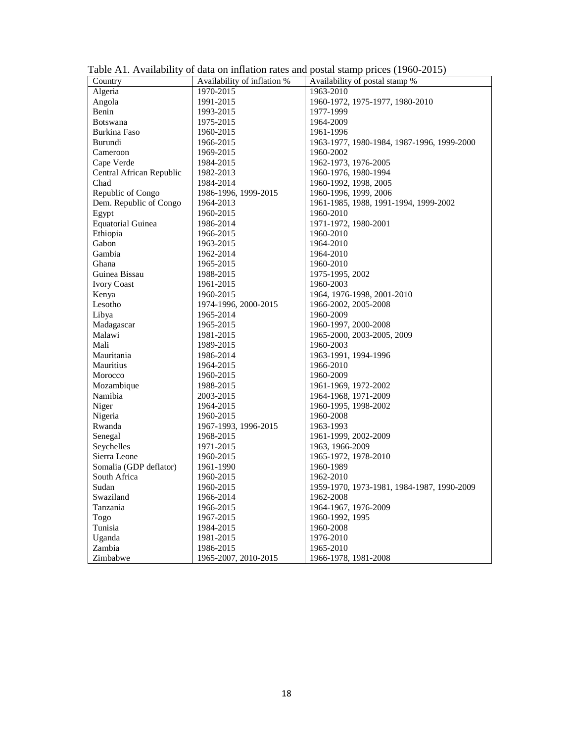Table A1. Availability of data on inflation rates and postal stamp prices (1960-2015)

| Country | Availability of inflation % | Availability of postal stamp % |
|---|---|---|
| Algeria | 1970-2015 | 1963-2010 |
| Angola | 1991-2015 | 1960-1972, 1975-1977, 1980-2010 |
| Benin | 1993-2015 | 1977-1999 |
| Botswana | 1975-2015 | 1964-2009 |
| Burkina Faso | 1960-2015 | 1961-1996 |
| Burundi | 1966-2015 | 1963-1977, 1980-1984, 1987-1996, 1999-2000 |
| Cameroon | 1969-2015 | 1960-2002 |
| Cape Verde | 1984-2015 | 1962-1973, 1976-2005 |
| Central African Republic | 1982-2013 | 1960-1976, 1980-1994 |
| Chad | 1984-2014 | 1960-1992, 1998, 2005 |
| Republic of Congo | 1986-1996, 1999-2015 | 1960-1996, 1999, 2006 |
| Dem. Republic of Congo | 1964-2013 | 1961-1985, 1988, 1991-1994, 1999-2002 |
| Egypt | 1960-2015 | 1960-2010 |
| Equatorial Guinea | 1986-2014 | 1971-1972, 1980-2001 |
| Ethiopia | 1966-2015 | 1960-2010 |
| Gabon | 1963-2015 | 1964-2010 |
| Gambia | 1962-2014 | 1964-2010 |
| Ghana | 1965-2015 | 1960-2010 |
| Guinea Bissau | 1988-2015 | 1975-1995, 2002 |
| Ivory Coast | 1961-2015 | 1960-2003 |
| Kenya | 1960-2015 | 1964, 1976-1998, 2001-2010 |
| Lesotho | 1974-1996, 2000-2015 | 1966-2002, 2005-2008 |
| Libya | 1965-2014 | 1960-2009 |
| Madagascar | 1965-2015 | 1960-1997, 2000-2008 |
| Malawi | 1981-2015 | 1965-2000, 2003-2005, 2009 |
| Mali | 1989-2015 | 1960-2003 |
| Mauritania | 1986-2014 | 1963-1991, 1994-1996 |
| Mauritius | 1964-2015 | 1966-2010 |
| Morocco | 1960-2015 | 1960-2009 |
| Mozambique | 1988-2015 | 1961-1969, 1972-2002 |
| Namibia | 2003-2015 | 1964-1968, 1971-2009 |
| Niger | 1964-2015 | 1960-1995, 1998-2002 |
| Nigeria | 1960-2015 | 1960-2008 |
| Rwanda | 1967-1993, 1996-2015 | 1963-1993 |
| Senegal | 1968-2015 | 1961-1999, 2002-2009 |
| Seychelles | 1971-2015 | 1963, 1966-2009 |
| Sierra Leone | 1960-2015 | 1965-1972, 1978-2010 |
| Somalia (GDP deflator) | 1961-1990 | 1960-1989 |
| South Africa | 1960-2015 | 1962-2010 |
| Sudan | 1960-2015 | 1959-1970, 1973-1981, 1984-1987, 1990-2009 |
| Swaziland | 1966-2014 | 1962-2008 |
| Tanzania | 1966-2015 | 1964-1967, 1976-2009 |
| Togo | 1967-2015 | 1960-1992, 1995 |
| Tunisia | 1984-2015 | 1960-2008 |
| Uganda | 1981-2015 | 1976-2010 |
| Zambia | 1986-2015 | 1965-2010 |
| Zimbabwe | 1965-2007, 2010-2015 | 1966-1978, 1981-2008 |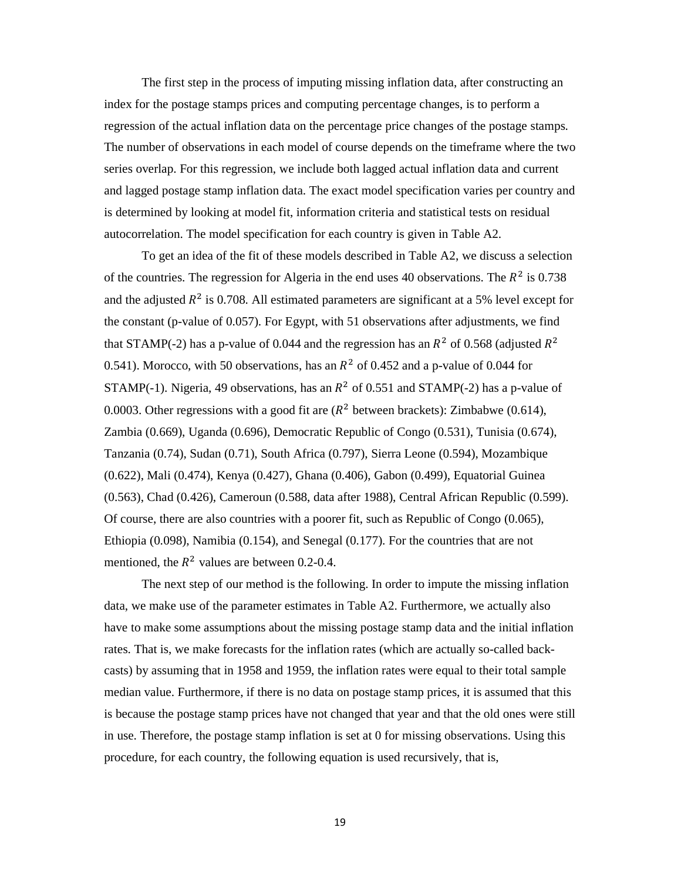The first step in the process of imputing missing inflation data, after constructing an index for the postage stamps prices and computing percentage changes, is to perform a regression of the actual inflation data on the percentage price changes of the postage stamps. The number of observations in each model of course depends on the timeframe where the two series overlap. For this regression, we include both lagged actual inflation data and current and lagged postage stamp inflation data. The exact model specification varies per country and is determined by looking at model fit, information criteria and statistical tests on residual autocorrelation. The model specification for each country is given in Table A2.

To get an idea of the fit of these models described in Table A2, we discuss a selection of the countries. The regression for Algeria in the end uses 40 observations. The $R^2$ is 0.738 and the adjusted $R^2$ is 0.708. All estimated parameters are significant at a 5% level except for the constant (p-value of 0.057). For Egypt, with 51 observations after adjustments, we find that STAMP(-2) has a p-value of 0.044 and the regression has an $R^2$ of 0.568 (adjusted $R^2$ 0.541). Morocco, with 50 observations, has an $R^2$ of 0.452 and a p-value of 0.044 for STAMP(-1). Nigeria, 49 observations, has an $R^2$ of 0.551 and STAMP(-2) has a p-value of 0.0003. Other regressions with a good fit are ($R^2$ between brackets): Zimbabwe (0.614), Zambia (0.669), Uganda (0.696), Democratic Republic of Congo (0.531), Tunisia (0.674), Tanzania (0.74), Sudan (0.71), South Africa (0.797), Sierra Leone (0.594), Mozambique (0.622), Mali (0.474), Kenya (0.427), Ghana (0.406), Gabon (0.499), Equatorial Guinea (0.563), Chad (0.426), Cameroun (0.588, data after 1988), Central African Republic (0.599). Of course, there are also countries with a poorer fit, such as Republic of Congo (0.065), Ethiopia (0.098), Namibia (0.154), and Senegal (0.177). For the countries that are not mentioned, the $R^2$ values are between 0.2-0.4.

The next step of our method is the following. In order to impute the missing inflation data, we make use of the parameter estimates in Table A2. Furthermore, we actually also have to make some assumptions about the missing postage stamp data and the initial inflation rates. That is, we make forecasts for the inflation rates (which are actually so-called back-casts) by assuming that in 1958 and 1959, the inflation rates were equal to their total sample median value. Furthermore, if there is no data on postage stamp prices, it is assumed that this is because the postage stamp prices have not changed that year and that the old ones were still in use. Therefore, the postage stamp inflation is set at 0 for missing observations. Using this procedure, for each country, the following equation is used recursively, that is,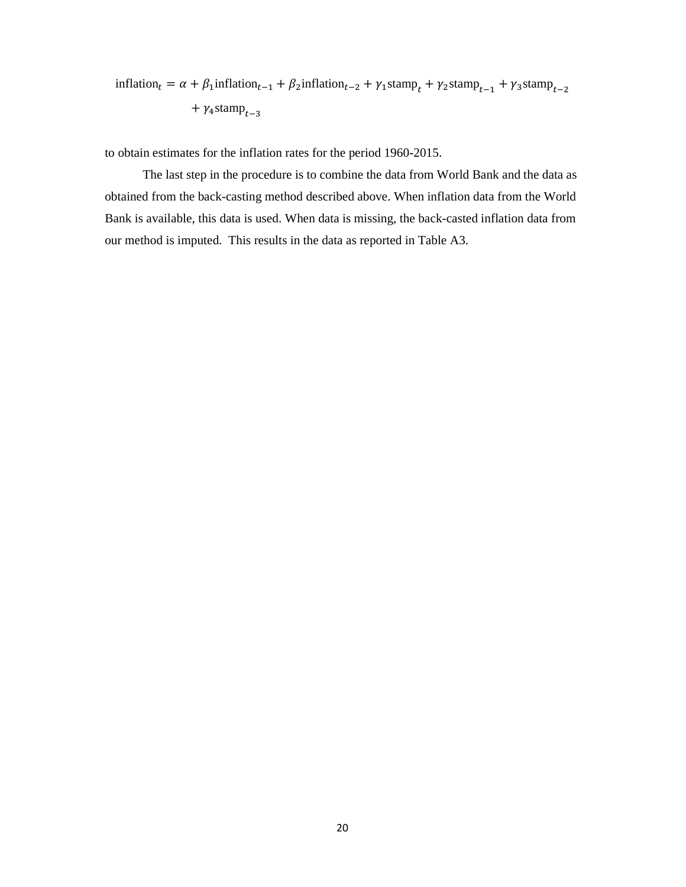$$\text{inflation}_t = \alpha + \beta_1 \text{inflation}_{t-1} + \beta_2 \text{inflation}_{t-2} + \gamma_1 \text{stamp}_t + \gamma_2 \text{stamp}_{t-1} + \gamma_3 \text{stamp}_{t-2} + \gamma_4 \text{stamp}_{t-3}$$

to obtain estimates for the inflation rates for the period 1960-2015.

The last step in the procedure is to combine the data from World Bank and the data as obtained from the back-casting method described above. When inflation data from the World Bank is available, this data is used. When data is missing, the back-casted inflation data from our method is imputed. This results in the data as reported in Table A3.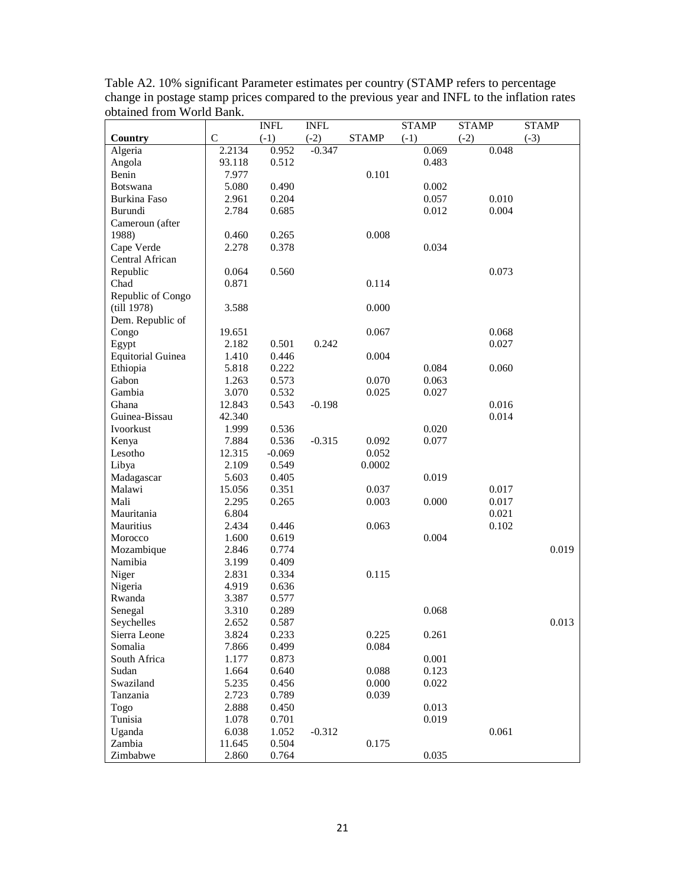Table A2. 10% significant Parameter estimates per country (STAMP refers to percentage change in postage stamp prices compared to the previous year and INFL to the inflation rates obtained from World Bank.

| Country | C | INFL (-1) | INFL (-2) | STAMP | STAMP (-1) | STAMP (-2) | STAMP (-3) |
|---|---|---|---|---|---|---|---|
| Algeria | 2.2134 | 0.952 | -0.347 | | 0.069 | 0.048 | |
| Angola | 93.118 | 0.512 | | | 0.483 | | |
| Benin | 7.977 | | | 0.101 | | | |
| Botswana | 5.080 | 0.490 | | | 0.002 | | |
| Burkina Faso | 2.961 | 0.204 | | | 0.057 | 0.010 | |
| Burundi | 2.784 | 0.685 | | | 0.012 | 0.004 | |
| Cameroun (after 1988) | 0.460 | 0.265 | | 0.008 | | | |
| Cape Verde | 2.278 | 0.378 | | | 0.034 | | |
| Central African Republic | 0.064 | 0.560 | | | | 0.073 | |
| Chad | 0.871 | | | 0.114 | | | |
| Republic of Congo (till 1978) | 3.588 | | | 0.000 | | | |
| Dem. Republic of Congo | 19.651 | | | 0.067 | | 0.068 | |
| Egypt | 2.182 | 0.501 | 0.242 | | | 0.027 | |
| Equitorial Guinea | 1.410 | 0.446 | | 0.004 | | | |
| Ethiopia | 5.818 | 0.222 | | | 0.084 | 0.060 | |
| Gabon | 1.263 | 0.573 | | 0.070 | 0.063 | | |
| Gambia | 3.070 | 0.532 | | 0.025 | 0.027 | | |
| Ghana | 12.843 | 0.543 | -0.198 | | | 0.016 | |
| Guinea-Bissau | 42.340 | | | | | 0.014 | |
| Ivoorkust | 1.999 | 0.536 | | | 0.020 | | |
| Kenya | 7.884 | 0.536 | -0.315 | 0.092 | 0.077 | | |
| Lesotho | 12.315 | -0.069 | | 0.052 | | | |
| Libya | 2.109 | 0.549 | | 0.0002 | | | |
| Madagascar | 5.603 | 0.405 | | | 0.019 | | |
| Malawi | 15.056 | 0.351 | | 0.037 | | 0.017 | |
| Mali | 2.295 | 0.265 | | 0.003 | 0.000 | 0.017 | |
| Mauritania | 6.804 | | | | | 0.021 | |
| Mauritius | 2.434 | 0.446 | | 0.063 | | 0.102 | |
| Morocco | 1.600 | 0.619 | | | 0.004 | | |
| Mozambique | 2.846 | 0.774 | | | | | 0.019 |
| Namibia | 3.199 | 0.409 | | | | | |
| Niger | 2.831 | 0.334 | | 0.115 | | | |
| Nigeria | 4.919 | 0.636 | | | | | |
| Rwanda | 3.387 | 0.577 | | | | | |
| Senegal | 3.310 | 0.289 | | | 0.068 | | |
| Seychelles | 2.652 | 0.587 | | | | | 0.013 |
| Sierra Leone | 3.824 | 0.233 | | 0.225 | 0.261 | | |
| Somalia | 7.866 | 0.499 | | 0.084 | | | |
| South Africa | 1.177 | 0.873 | | | 0.001 | | |
| Sudan | 1.664 | 0.640 | | 0.088 | 0.123 | | |
| Swaziland | 5.235 | 0.456 | | 0.000 | 0.022 | | |
| Tanzania | 2.723 | 0.789 | | 0.039 | | | |
| Togo | 2.888 | 0.450 | | | 0.013 | | |
| Tunisia | 1.078 | 0.701 | | | 0.019 | | |
| Uganda | 6.038 | 1.052 | -0.312 | | | 0.061 | |
| Zambia | 11.645 | 0.504 | | 0.175 | | | |
| Zimbabwe | 2.860 | 0.764 | | | 0.035 | | |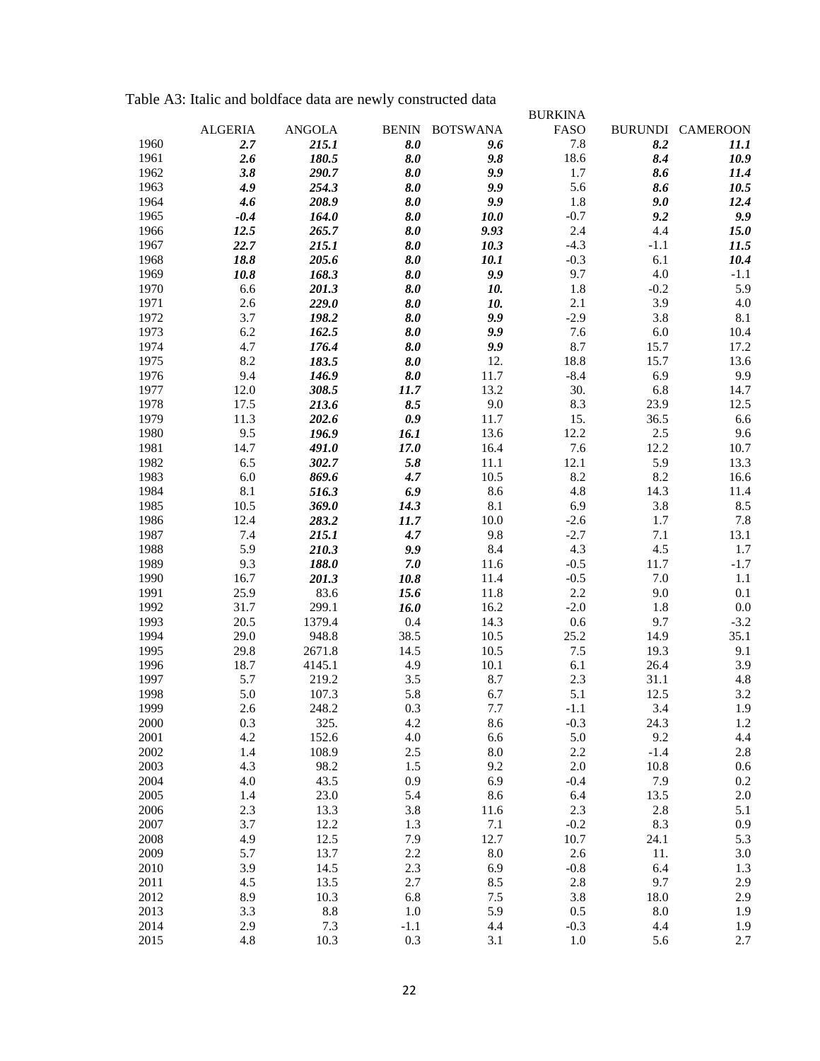Table A3: Italic and boldface data are newly constructed data

| | ALGERIA | ANGOLA | BENIN | BOTSWANA | BURKINA FASO | BURUNDI | CAMEROON |
|---|---|---|---|---|---|---|---|
| 1960 | ***2.7*** | ***215.1*** | ***8.0*** | ***9.6*** | 7.8 | ***8.2*** | ***11.1*** |
| 1961 | ***2.6*** | ***180.5*** | ***8.0*** | ***9.8*** | 18.6 | ***8.4*** | ***10.9*** |
| 1962 | ***3.8*** | ***290.7*** | ***8.0*** | ***9.9*** | 1.7 | ***8.6*** | ***11.4*** |
| 1963 | ***4.9*** | ***254.3*** | ***8.0*** | ***9.9*** | 5.6 | ***8.6*** | ***10.5*** |
| 1964 | ***4.6*** | ***208.9*** | ***8.0*** | ***9.9*** | 1.8 | ***9.0*** | ***12.4*** |
| 1965 | ***-0.4*** | ***164.0*** | ***8.0*** | ***10.0*** | -0.7 | ***9.2*** | ***9.9*** |
| 1966 | ***12.5*** | ***265.7*** | ***8.0*** | ***9.93*** | 2.4 | 4.4 | ***15.0*** |
| 1967 | ***22.7*** | ***215.1*** | ***8.0*** | ***10.3*** | -4.3 | -1.1 | ***11.5*** |
| 1968 | ***18.8*** | ***205.6*** | ***8.0*** | ***10.1*** | -0.3 | 6.1 | ***10.4*** |
| 1969 | ***10.8*** | ***168.3*** | ***8.0*** | ***9.9*** | 9.7 | 4.0 | -1.1 |
| 1970 | 6.6 | ***201.3*** | ***8.0*** | ***10.*** | 1.8 | -0.2 | 5.9 |
| 1971 | 2.6 | ***229.0*** | ***8.0*** | ***10.*** | 2.1 | 3.9 | 4.0 |
| 1972 | 3.7 | ***198.2*** | ***8.0*** | ***9.9*** | -2.9 | 3.8 | 8.1 |
| 1973 | 6.2 | ***162.5*** | ***8.0*** | ***9.9*** | 7.6 | 6.0 | 10.4 |
| 1974 | 4.7 | ***176.4*** | ***8.0*** | ***9.9*** | 8.7 | 15.7 | 17.2 |
| 1975 | 8.2 | ***183.5*** | ***8.0*** | 12. | 18.8 | 15.7 | 13.6 |
| 1976 | 9.4 | ***146.9*** | ***8.0*** | 11.7 | -8.4 | 6.9 | 9.9 |
| 1977 | 12.0 | ***308.5*** | ***11.7*** | 13.2 | 30. | 6.8 | 14.7 |
| 1978 | 17.5 | ***213.6*** | ***8.5*** | 9.0 | 8.3 | 23.9 | 12.5 |
| 1979 | 11.3 | ***202.6*** | ***0.9*** | 11.7 | 15. | 36.5 | 6.6 |
| 1980 | 9.5 | ***196.9*** | ***16.1*** | 13.6 | 12.2 | 2.5 | 9.6 |
| 1981 | 14.7 | ***491.0*** | ***17.0*** | 16.4 | 7.6 | 12.2 | 10.7 |
| 1982 | 6.5 | ***302.7*** | ***5.8*** | 11.1 | 12.1 | 5.9 | 13.3 |
| 1983 | 6.0 | ***869.6*** | ***4.7*** | 10.5 | 8.2 | 8.2 | 16.6 |
| 1984 | 8.1 | ***516.3*** | ***6.9*** | 8.6 | 4.8 | 14.3 | 11.4 |
| 1985 | 10.5 | ***369.0*** | ***14.3*** | 8.1 | 6.9 | 3.8 | 8.5 |
| 1986 | 12.4 | ***283.2*** | ***11.7*** | 10.0 | -2.6 | 1.7 | 7.8 |
| 1987 | 7.4 | ***215.1*** | ***4.7*** | 9.8 | -2.7 | 7.1 | 13.1 |
| 1988 | 5.9 | ***210.3*** | ***9.9*** | 8.4 | 4.3 | 4.5 | 1.7 |
| 1989 | 9.3 | ***188.0*** | ***7.0*** | 11.6 | -0.5 | 11.7 | -1.7 |
| 1990 | 16.7 | ***201.3*** | ***10.8*** | 11.4 | -0.5 | 7.0 | 1.1 |
| 1991 | 25.9 | 83.6 | ***15.6*** | 11.8 | 2.2 | 9.0 | 0.1 |
| 1992 | 31.7 | 299.1 | ***16.0*** | 16.2 | -2.0 | 1.8 | 0.0 |
| 1993 | 20.5 | 1379.4 | 0.4 | 14.3 | 0.6 | 9.7 | -3.2 |
| 1994 | 29.0 | 948.8 | 38.5 | 10.5 | 25.2 | 14.9 | 35.1 |
| 1995 | 29.8 | 2671.8 | 14.5 | 10.5 | 7.5 | 19.3 | 9.1 |
| 1996 | 18.7 | 4145.1 | 4.9 | 10.1 | 6.1 | 26.4 | 3.9 |
| 1997 | 5.7 | 219.2 | 3.5 | 8.7 | 2.3 | 31.1 | 4.8 |
| 1998 | 5.0 | 107.3 | 5.8 | 6.7 | 5.1 | 12.5 | 3.2 |
| 1999 | 2.6 | 248.2 | 0.3 | 7.7 | -1.1 | 3.4 | 1.9 |
| 2000 | 0.3 | 325. | 4.2 | 8.6 | -0.3 | 24.3 | 1.2 |
| 2001 | 4.2 | 152.6 | 4.0 | 6.6 | 5.0 | 9.2 | 4.4 |
| 2002 | 1.4 | 108.9 | 2.5 | 8.0 | 2.2 | -1.4 | 2.8 |
| 2003 | 4.3 | 98.2 | 1.5 | 9.2 | 2.0 | 10.8 | 0.6 |
| 2004 | 4.0 | 43.5 | 0.9 | 6.9 | -0.4 | 7.9 | 0.2 |
| 2005 | 1.4 | 23.0 | 5.4 | 8.6 | 6.4 | 13.5 | 2.0 |
| 2006 | 2.3 | 13.3 | 3.8 | 11.6 | 2.3 | 2.8 | 5.1 |
| 2007 | 3.7 | 12.2 | 1.3 | 7.1 | -0.2 | 8.3 | 0.9 |
| 2008 | 4.9 | 12.5 | 7.9 | 12.7 | 10.7 | 24.1 | 5.3 |
| 2009 | 5.7 | 13.7 | 2.2 | 8.0 | 2.6 | 11. | 3.0 |
| 2010 | 3.9 | 14.5 | 2.3 | 6.9 | -0.8 | 6.4 | 1.3 |
| 2011 | 4.5 | 13.5 | 2.7 | 8.5 | 2.8 | 9.7 | 2.9 |
| 2012 | 8.9 | 10.3 | 6.8 | 7.5 | 3.8 | 18.0 | 2.9 |
| 2013 | 3.3 | 8.8 | 1.0 | 5.9 | 0.5 | 8.0 | 1.9 |
| 2014 | 2.9 | 7.3 | -1.1 | 4.4 | -0.3 | 4.4 | 1.9 |
| 2015 | 4.8 | 10.3 | 0.3 | 3.1 | 1.0 | 5.6 | 2.7 |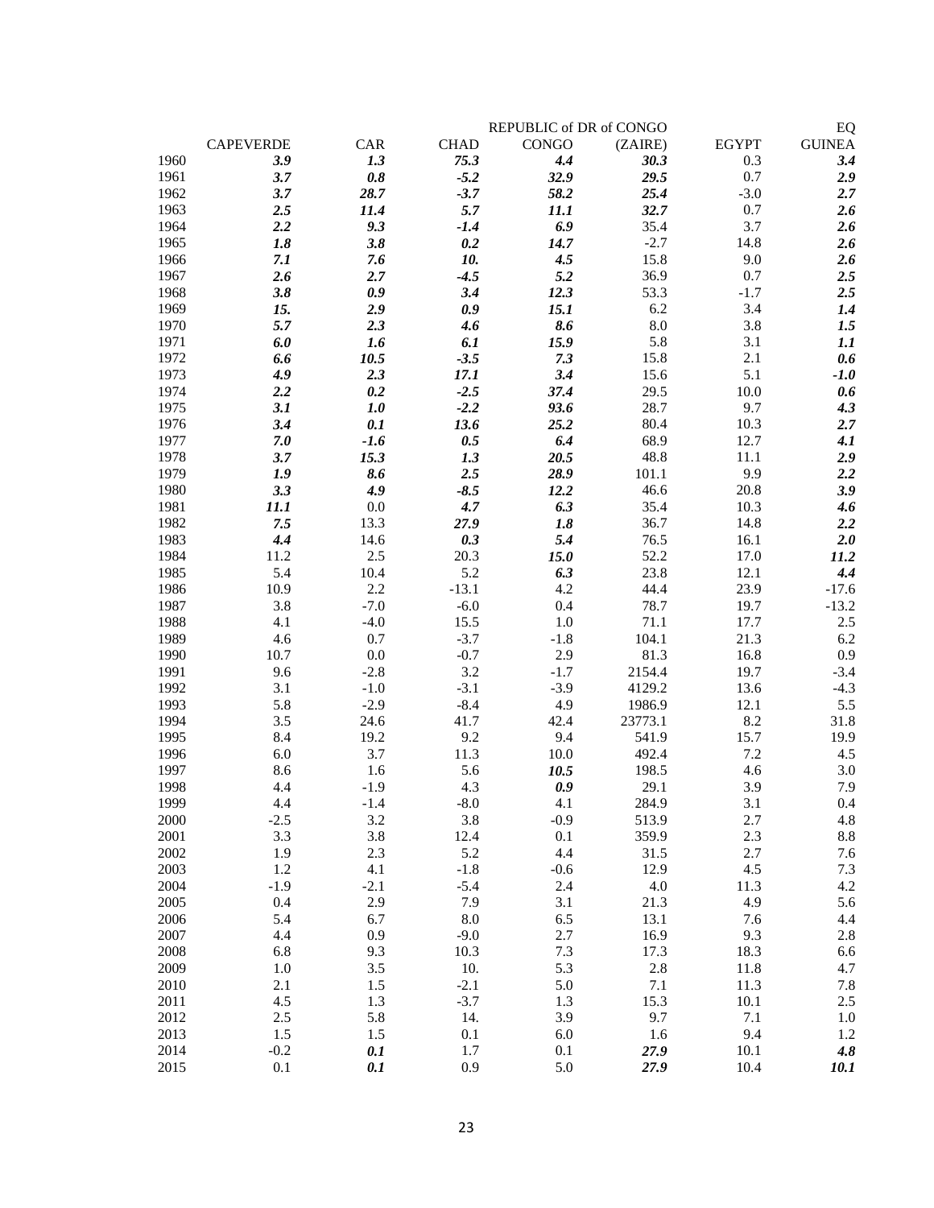| | CAPEVERDE | CAR | CHAD | REPUBLIC of CONGO | DR of CONGO (ZAIRE) | EGYPT | EQ GUINEA |
|---|---|---|---|---|---|---|---|
| 1960 | ***3.9*** | ***1.3*** | ***75.3*** | ***4.4*** | ***30.3*** | 0.3 | ***3.4*** |
| 1961 | ***3.7*** | ***0.8*** | ***-5.2*** | ***32.9*** | ***29.5*** | 0.7 | ***2.9*** |
| 1962 | ***3.7*** | ***28.7*** | ***-3.7*** | ***58.2*** | ***25.4*** | -3.0 | ***2.7*** |
| 1963 | ***2.5*** | ***11.4*** | ***5.7*** | ***11.1*** | ***32.7*** | 0.7 | ***2.6*** |
| 1964 | ***2.2*** | ***9.3*** | ***-1.4*** | ***6.9*** | 35.4 | 3.7 | ***2.6*** |
| 1965 | ***1.8*** | ***3.8*** | ***0.2*** | ***14.7*** | -2.7 | 14.8 | ***2.6*** |
| 1966 | ***7.1*** | ***7.6*** | ***10.*** | ***4.5*** | 15.8 | 9.0 | ***2.6*** |
| 1967 | ***2.6*** | ***2.7*** | ***-4.5*** | ***5.2*** | 36.9 | 0.7 | ***2.5*** |
| 1968 | ***3.8*** | ***0.9*** | ***3.4*** | ***12.3*** | 53.3 | -1.7 | ***2.5*** |
| 1969 | ***15.*** | ***2.9*** | ***0.9*** | ***15.1*** | 6.2 | 3.4 | ***1.4*** |
| 1970 | ***5.7*** | ***2.3*** | ***4.6*** | ***8.6*** | 8.0 | 3.8 | ***1.5*** |
| 1971 | ***6.0*** | ***1.6*** | ***6.1*** | ***15.9*** | 5.8 | 3.1 | ***1.1*** |
| 1972 | ***6.6*** | ***10.5*** | ***-3.5*** | ***7.3*** | 15.8 | 2.1 | ***0.6*** |
| 1973 | ***4.9*** | ***2.3*** | ***17.1*** | ***3.4*** | 15.6 | 5.1 | ***-1.0*** |
| 1974 | ***2.2*** | ***0.2*** | ***-2.5*** | ***37.4*** | 29.5 | 10.0 | ***0.6*** |
| 1975 | ***3.1*** | ***1.0*** | ***-2.2*** | ***93.6*** | 28.7 | 9.7 | ***4.3*** |
| 1976 | ***3.4*** | ***0.1*** | ***13.6*** | ***25.2*** | 80.4 | 10.3 | ***2.7*** |
| 1977 | ***7.0*** | ***-1.6*** | ***0.5*** | ***6.4*** | 68.9 | 12.7 | ***4.1*** |
| 1978 | ***3.7*** | ***15.3*** | ***1.3*** | ***20.5*** | 48.8 | 11.1 | ***2.9*** |
| 1979 | ***1.9*** | ***8.6*** | ***2.5*** | ***28.9*** | 101.1 | 9.9 | ***2.2*** |
| 1980 | ***3.3*** | ***4.9*** | ***-8.5*** | ***12.2*** | 46.6 | 20.8 | ***3.9*** |
| 1981 | ***11.1*** | 0.0 | ***4.7*** | ***6.3*** | 35.4 | 10.3 | ***4.6*** |
| 1982 | ***7.5*** | 13.3 | ***27.9*** | ***1.8*** | 36.7 | 14.8 | ***2.2*** |
| 1983 | ***4.4*** | 14.6 | ***0.3*** | ***5.4*** | 76.5 | 16.1 | ***2.0*** |
| 1984 | 11.2 | 2.5 | 20.3 | ***15.0*** | 52.2 | 17.0 | ***11.2*** |
| 1985 | 5.4 | 10.4 | 5.2 | ***6.3*** | 23.8 | 12.1 | ***4.4*** |
| 1986 | 10.9 | 2.2 | -13.1 | 4.2 | 44.4 | 23.9 | -17.6 |
| 1987 | 3.8 | -7.0 | -6.0 | 0.4 | 78.7 | 19.7 | -13.2 |
| 1988 | 4.1 | -4.0 | 15.5 | 1.0 | 71.1 | 17.7 | 2.5 |
| 1989 | 4.6 | 0.7 | -3.7 | -1.8 | 104.1 | 21.3 | 6.2 |
| 1990 | 10.7 | 0.0 | -0.7 | 2.9 | 81.3 | 16.8 | 0.9 |
| 1991 | 9.6 | -2.8 | 3.2 | -1.7 | 2154.4 | 19.7 | -3.4 |
| 1992 | 3.1 | -1.0 | -3.1 | -3.9 | 4129.2 | 13.6 | -4.3 |
| 1993 | 5.8 | -2.9 | -8.4 | 4.9 | 1986.9 | 12.1 | 5.5 |
| 1994 | 3.5 | 24.6 | 41.7 | 42.4 | 23773.1 | 8.2 | 31.8 |
| 1995 | 8.4 | 19.2 | 9.2 | 9.4 | 541.9 | 15.7 | 19.9 |
| 1996 | 6.0 | 3.7 | 11.3 | 10.0 | 492.4 | 7.2 | 4.5 |
| 1997 | 8.6 | 1.6 | 5.6 | ***10.5*** | 198.5 | 4.6 | 3.0 |
| 1998 | 4.4 | -1.9 | 4.3 | ***0.9*** | 29.1 | 3.9 | 7.9 |
| 1999 | 4.4 | -1.4 | -8.0 | 4.1 | 284.9 | 3.1 | 0.4 |
| 2000 | -2.5 | 3.2 | 3.8 | -0.9 | 513.9 | 2.7 | 4.8 |
| 2001 | 3.3 | 3.8 | 12.4 | 0.1 | 359.9 | 2.3 | 8.8 |
| 2002 | 1.9 | 2.3 | 5.2 | 4.4 | 31.5 | 2.7 | 7.6 |
| 2003 | 1.2 | 4.1 | -1.8 | -0.6 | 12.9 | 4.5 | 7.3 |
| 2004 | -1.9 | -2.1 | -5.4 | 2.4 | 4.0 | 11.3 | 4.2 |
| 2005 | 0.4 | 2.9 | 7.9 | 3.1 | 21.3 | 4.9 | 5.6 |
| 2006 | 5.4 | 6.7 | 8.0 | 6.5 | 13.1 | 7.6 | 4.4 |
| 2007 | 4.4 | 0.9 | -9.0 | 2.7 | 16.9 | 9.3 | 2.8 |
| 2008 | 6.8 | 9.3 | 10.3 | 7.3 | 17.3 | 18.3 | 6.6 |
| 2009 | 1.0 | 3.5 | 10. | 5.3 | 2.8 | 11.8 | 4.7 |
| 2010 | 2.1 | 1.5 | -2.1 | 5.0 | 7.1 | 11.3 | 7.8 |
| 2011 | 4.5 | 1.3 | -3.7 | 1.3 | 15.3 | 10.1 | 2.5 |
| 2012 | 2.5 | 5.8 | 14. | 3.9 | 9.7 | 7.1 | 1.0 |
| 2013 | 1.5 | 1.5 | 0.1 | 6.0 | 1.6 | 9.4 | 1.2 |
| 2014 | -0.2 | ***0.1*** | 1.7 | 0.1 | ***27.9*** | 10.1 | ***4.8*** |
| 2015 | 0.1 | ***0.1*** | 0.9 | 5.0 | ***27.9*** | 10.4 | ***10.1*** |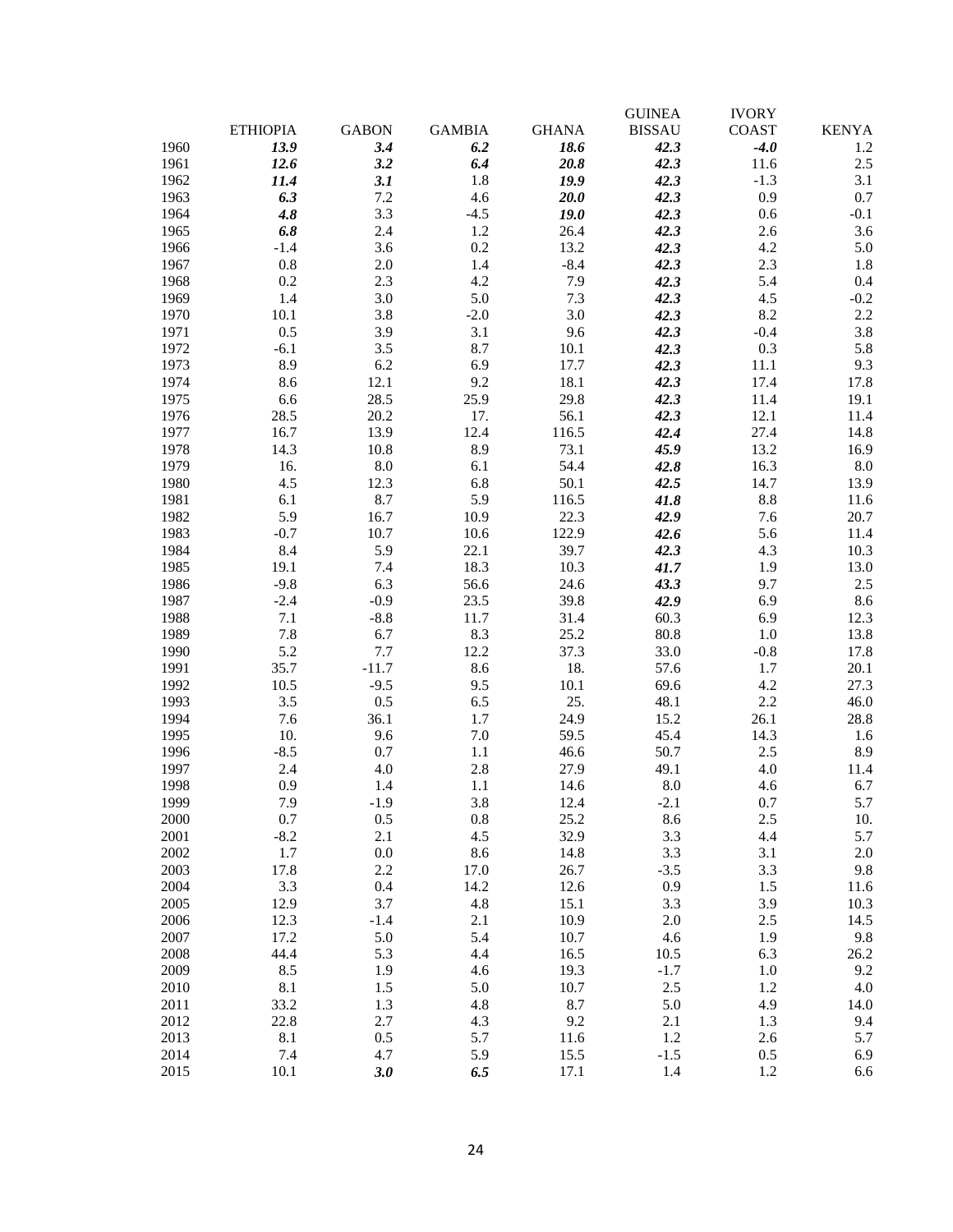| | ETHIOPIA | GABON | GAMBIA | GHANA | GUINEA BISSAU | IVORY COAST | KENYA |
|---|---|---|---|---|---|---|---|
| 1960 | ***13.9*** | ***3.4*** | ***6.2*** | ***18.6*** | ***42.3*** | ***-4.0*** | 1.2 |
| 1961 | ***12.6*** | ***3.2*** | ***6.4*** | ***20.8*** | ***42.3*** | 11.6 | 2.5 |
| 1962 | ***11.4*** | ***3.1*** | 1.8 | ***19.9*** | ***42.3*** | -1.3 | 3.1 |
| 1963 | ***6.3*** | 7.2 | 4.6 | ***20.0*** | ***42.3*** | 0.9 | 0.7 |
| 1964 | ***4.8*** | 3.3 | -4.5 | ***19.0*** | ***42.3*** | 0.6 | -0.1 |
| 1965 | ***6.8*** | 2.4 | 1.2 | 26.4 | ***42.3*** | 2.6 | 3.6 |
| 1966 | -1.4 | 3.6 | 0.2 | 13.2 | ***42.3*** | 4.2 | 5.0 |
| 1967 | 0.8 | 2.0 | 1.4 | -8.4 | ***42.3*** | 2.3 | 1.8 |
| 1968 | 0.2 | 2.3 | 4.2 | 7.9 | ***42.3*** | 5.4 | 0.4 |
| 1969 | 1.4 | 3.0 | 5.0 | 7.3 | ***42.3*** | 4.5 | -0.2 |
| 1970 | 10.1 | 3.8 | -2.0 | 3.0 | ***42.3*** | 8.2 | 2.2 |
| 1971 | 0.5 | 3.9 | 3.1 | 9.6 | ***42.3*** | -0.4 | 3.8 |
| 1972 | -6.1 | 3.5 | 8.7 | 10.1 | ***42.3*** | 0.3 | 5.8 |
| 1973 | 8.9 | 6.2 | 6.9 | 17.7 | ***42.3*** | 11.1 | 9.3 |
| 1974 | 8.6 | 12.1 | 9.2 | 18.1 | ***42.3*** | 17.4 | 17.8 |
| 1975 | 6.6 | 28.5 | 25.9 | 29.8 | ***42.3*** | 11.4 | 19.1 |
| 1976 | 28.5 | 20.2 | 17. | 56.1 | ***42.3*** | 12.1 | 11.4 |
| 1977 | 16.7 | 13.9 | 12.4 | 116.5 | ***42.4*** | 27.4 | 14.8 |
| 1978 | 14.3 | 10.8 | 8.9 | 73.1 | ***45.9*** | 13.2 | 16.9 |
| 1979 | 16. | 8.0 | 6.1 | 54.4 | ***42.8*** | 16.3 | 8.0 |
| 1980 | 4.5 | 12.3 | 6.8 | 50.1 | ***42.5*** | 14.7 | 13.9 |
| 1981 | 6.1 | 8.7 | 5.9 | 116.5 | ***41.8*** | 8.8 | 11.6 |
| 1982 | 5.9 | 16.7 | 10.9 | 22.3 | ***42.9*** | 7.6 | 20.7 |
| 1983 | -0.7 | 10.7 | 10.6 | 122.9 | ***42.6*** | 5.6 | 11.4 |
| 1984 | 8.4 | 5.9 | 22.1 | 39.7 | ***42.3*** | 4.3 | 10.3 |
| 1985 | 19.1 | 7.4 | 18.3 | 10.3 | ***41.7*** | 1.9 | 13.0 |
| 1986 | -9.8 | 6.3 | 56.6 | 24.6 | ***43.3*** | 9.7 | 2.5 |
| 1987 | -2.4 | -0.9 | 23.5 | 39.8 | ***42.9*** | 6.9 | 8.6 |
| 1988 | 7.1 | -8.8 | 11.7 | 31.4 | 60.3 | 6.9 | 12.3 |
| 1989 | 7.8 | 6.7 | 8.3 | 25.2 | 80.8 | 1.0 | 13.8 |
| 1990 | 5.2 | 7.7 | 12.2 | 37.3 | 33.0 | -0.8 | 17.8 |
| 1991 | 35.7 | -11.7 | 8.6 | 18. | 57.6 | 1.7 | 20.1 |
| 1992 | 10.5 | -9.5 | 9.5 | 10.1 | 69.6 | 4.2 | 27.3 |
| 1993 | 3.5 | 0.5 | 6.5 | 25. | 48.1 | 2.2 | 46.0 |
| 1994 | 7.6 | 36.1 | 1.7 | 24.9 | 15.2 | 26.1 | 28.8 |
| 1995 | 10. | 9.6 | 7.0 | 59.5 | 45.4 | 14.3 | 1.6 |
| 1996 | -8.5 | 0.7 | 1.1 | 46.6 | 50.7 | 2.5 | 8.9 |
| 1997 | 2.4 | 4.0 | 2.8 | 27.9 | 49.1 | 4.0 | 11.4 |
| 1998 | 0.9 | 1.4 | 1.1 | 14.6 | 8.0 | 4.6 | 6.7 |
| 1999 | 7.9 | -1.9 | 3.8 | 12.4 | -2.1 | 0.7 | 5.7 |
| 2000 | 0.7 | 0.5 | 0.8 | 25.2 | 8.6 | 2.5 | 10. |
| 2001 | -8.2 | 2.1 | 4.5 | 32.9 | 3.3 | 4.4 | 5.7 |
| 2002 | 1.7 | 0.0 | 8.6 | 14.8 | 3.3 | 3.1 | 2.0 |
| 2003 | 17.8 | 2.2 | 17.0 | 26.7 | -3.5 | 3.3 | 9.8 |
| 2004 | 3.3 | 0.4 | 14.2 | 12.6 | 0.9 | 1.5 | 11.6 |
| 2005 | 12.9 | 3.7 | 4.8 | 15.1 | 3.3 | 3.9 | 10.3 |
| 2006 | 12.3 | -1.4 | 2.1 | 10.9 | 2.0 | 2.5 | 14.5 |
| 2007 | 17.2 | 5.0 | 5.4 | 10.7 | 4.6 | 1.9 | 9.8 |
| 2008 | 44.4 | 5.3 | 4.4 | 16.5 | 10.5 | 6.3 | 26.2 |
| 2009 | 8.5 | 1.9 | 4.6 | 19.3 | -1.7 | 1.0 | 9.2 |
| 2010 | 8.1 | 1.5 | 5.0 | 10.7 | 2.5 | 1.2 | 4.0 |
| 2011 | 33.2 | 1.3 | 4.8 | 8.7 | 5.0 | 4.9 | 14.0 |
| 2012 | 22.8 | 2.7 | 4.3 | 9.2 | 2.1 | 1.3 | 9.4 |
| 2013 | 8.1 | 0.5 | 5.7 | 11.6 | 1.2 | 2.6 | 5.7 |
| 2014 | 7.4 | 4.7 | 5.9 | 15.5 | -1.5 | 0.5 | 6.9 |
| 2015 | 10.1 | ***3.0*** | ***6.5*** | 17.1 | 1.4 | 1.2 | 6.6 |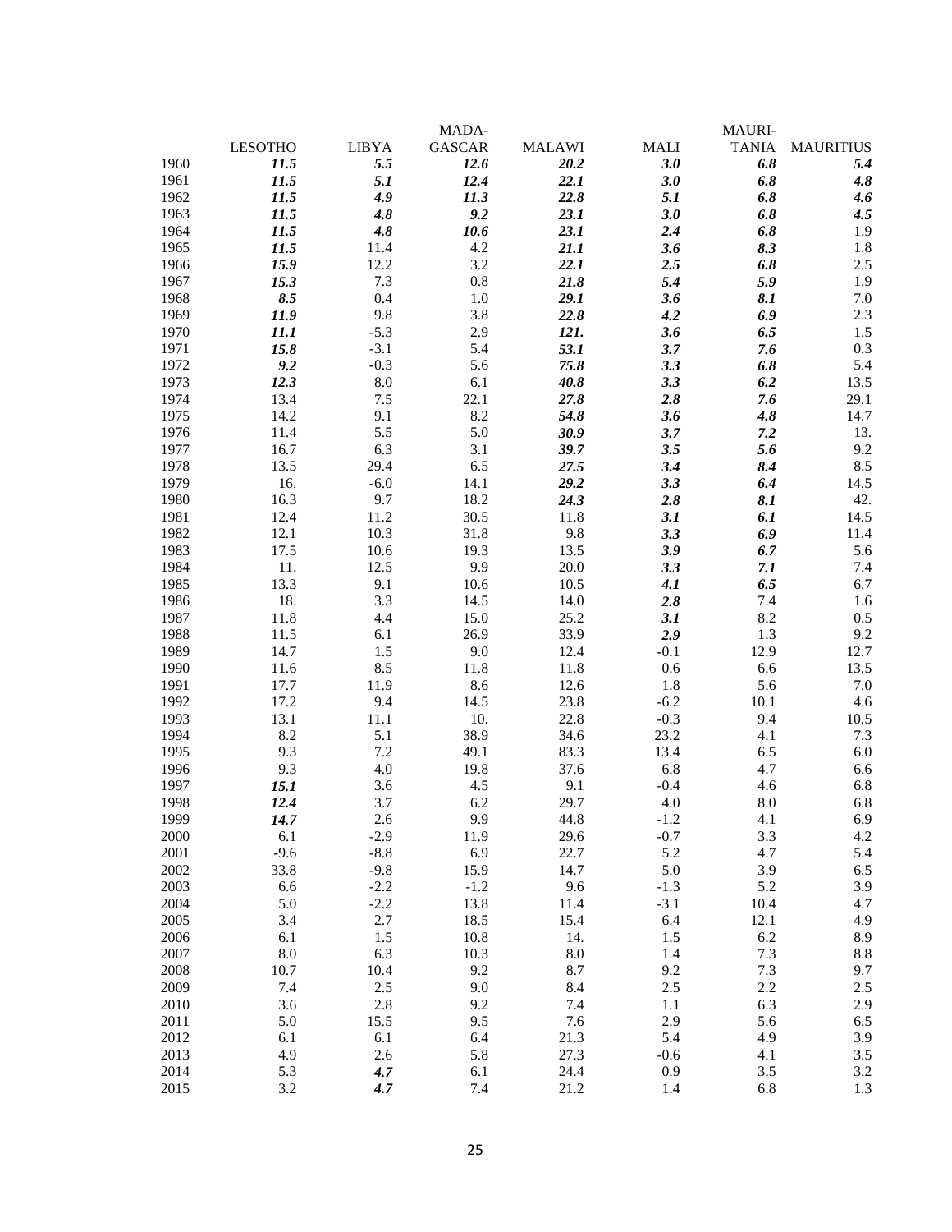| | LESOTHO | LIBYA | MADA-GASCAR | MALAWI | MALI | MAURI-TANIA | MAURITIUS |
|---|---|---|---|---|---|---|---|
| 1960 | ***11.5*** | ***5.5*** | ***12.6*** | ***20.2*** | ***3.0*** | ***6.8*** | ***5.4*** |
| 1961 | ***11.5*** | ***5.1*** | ***12.4*** | ***22.1*** | ***3.0*** | ***6.8*** | ***4.8*** |
| 1962 | ***11.5*** | ***4.9*** | ***11.3*** | ***22.8*** | ***5.1*** | ***6.8*** | ***4.6*** |
| 1963 | ***11.5*** | ***4.8*** | ***9.2*** | ***23.1*** | ***3.0*** | ***6.8*** | ***4.5*** |
| 1964 | ***11.5*** | ***4.8*** | ***10.6*** | ***23.1*** | ***2.4*** | ***6.8*** | 1.9 |
| 1965 | ***11.5*** | 11.4 | 4.2 | ***21.1*** | ***3.6*** | ***8.3*** | 1.8 |
| 1966 | ***15.9*** | 12.2 | 3.2 | ***22.1*** | ***2.5*** | ***6.8*** | 2.5 |
| 1967 | ***15.3*** | 7.3 | 0.8 | ***21.8*** | ***5.4*** | ***5.9*** | 1.9 |
| 1968 | ***8.5*** | 0.4 | 1.0 | ***29.1*** | ***3.6*** | ***8.1*** | 7.0 |
| 1969 | ***11.9*** | 9.8 | 3.8 | ***22.8*** | ***4.2*** | ***6.9*** | 2.3 |
| 1970 | ***11.1*** | -5.3 | 2.9 | ***121.*** | ***3.6*** | ***6.5*** | 1.5 |
| 1971 | ***15.8*** | -3.1 | 5.4 | ***53.1*** | ***3.7*** | ***7.6*** | 0.3 |
| 1972 | ***9.2*** | -0.3 | 5.6 | ***75.8*** | ***3.3*** | ***6.8*** | 5.4 |
| 1973 | ***12.3*** | 8.0 | 6.1 | ***40.8*** | ***3.3*** | ***6.2*** | 13.5 |
| 1974 | 13.4 | 7.5 | 22.1 | ***27.8*** | ***2.8*** | ***7.6*** | 29.1 |
| 1975 | 14.2 | 9.1 | 8.2 | ***54.8*** | ***3.6*** | ***4.8*** | 14.7 |
| 1976 | 11.4 | 5.5 | 5.0 | ***30.9*** | ***3.7*** | ***7.2*** | 13. |
| 1977 | 16.7 | 6.3 | 3.1 | ***39.7*** | ***3.5*** | ***5.6*** | 9.2 |
| 1978 | 13.5 | 29.4 | 6.5 | ***27.5*** | ***3.4*** | ***8.4*** | 8.5 |
| 1979 | 16. | -6.0 | 14.1 | ***29.2*** | ***3.3*** | ***6.4*** | 14.5 |
| 1980 | 16.3 | 9.7 | 18.2 | ***24.3*** | ***2.8*** | ***8.1*** | 42. |
| 1981 | 12.4 | 11.2 | 30.5 | 11.8 | ***3.1*** | ***6.1*** | 14.5 |
| 1982 | 12.1 | 10.3 | 31.8 | 9.8 | ***3.3*** | ***6.9*** | 11.4 |
| 1983 | 17.5 | 10.6 | 19.3 | 13.5 | ***3.9*** | ***6.7*** | 5.6 |
| 1984 | 11. | 12.5 | 9.9 | 20.0 | ***3.3*** | ***7.1*** | 7.4 |
| 1985 | 13.3 | 9.1 | 10.6 | 10.5 | ***4.1*** | ***6.5*** | 6.7 |
| 1986 | 18. | 3.3 | 14.5 | 14.0 | ***2.8*** | 7.4 | 1.6 |
| 1987 | 11.8 | 4.4 | 15.0 | 25.2 | ***3.1*** | 8.2 | 0.5 |
| 1988 | 11.5 | 6.1 | 26.9 | 33.9 | ***2.9*** | 1.3 | 9.2 |
| 1989 | 14.7 | 1.5 | 9.0 | 12.4 | -0.1 | 12.9 | 12.7 |
| 1990 | 11.6 | 8.5 | 11.8 | 11.8 | 0.6 | 6.6 | 13.5 |
| 1991 | 17.7 | 11.9 | 8.6 | 12.6 | 1.8 | 5.6 | 7.0 |
| 1992 | 17.2 | 9.4 | 14.5 | 23.8 | -6.2 | 10.1 | 4.6 |
| 1993 | 13.1 | 11.1 | 10. | 22.8 | -0.3 | 9.4 | 10.5 |
| 1994 | 8.2 | 5.1 | 38.9 | 34.6 | 23.2 | 4.1 | 7.3 |
| 1995 | 9.3 | 7.2 | 49.1 | 83.3 | 13.4 | 6.5 | 6.0 |
| 1996 | 9.3 | 4.0 | 19.8 | 37.6 | 6.8 | 4.7 | 6.6 |
| 1997 | ***15.1*** | 3.6 | 4.5 | 9.1 | -0.4 | 4.6 | 6.8 |
| 1998 | ***12.4*** | 3.7 | 6.2 | 29.7 | 4.0 | 8.0 | 6.8 |
| 1999 | ***14.7*** | 2.6 | 9.9 | 44.8 | -1.2 | 4.1 | 6.9 |
| 2000 | 6.1 | -2.9 | 11.9 | 29.6 | -0.7 | 3.3 | 4.2 |
| 2001 | -9.6 | -8.8 | 6.9 | 22.7 | 5.2 | 4.7 | 5.4 |
| 2002 | 33.8 | -9.8 | 15.9 | 14.7 | 5.0 | 3.9 | 6.5 |
| 2003 | 6.6 | -2.2 | -1.2 | 9.6 | -1.3 | 5.2 | 3.9 |
| 2004 | 5.0 | -2.2 | 13.8 | 11.4 | -3.1 | 10.4 | 4.7 |
| 2005 | 3.4 | 2.7 | 18.5 | 15.4 | 6.4 | 12.1 | 4.9 |
| 2006 | 6.1 | 1.5 | 10.8 | 14. | 1.5 | 6.2 | 8.9 |
| 2007 | 8.0 | 6.3 | 10.3 | 8.0 | 1.4 | 7.3 | 8.8 |
| 2008 | 10.7 | 10.4 | 9.2 | 8.7 | 9.2 | 7.3 | 9.7 |
| 2009 | 7.4 | 2.5 | 9.0 | 8.4 | 2.5 | 2.2 | 2.5 |
| 2010 | 3.6 | 2.8 | 9.2 | 7.4 | 1.1 | 6.3 | 2.9 |
| 2011 | 5.0 | 15.5 | 9.5 | 7.6 | 2.9 | 5.6 | 6.5 |
| 2012 | 6.1 | 6.1 | 6.4 | 21.3 | 5.4 | 4.9 | 3.9 |
| 2013 | 4.9 | 2.6 | 5.8 | 27.3 | -0.6 | 4.1 | 3.5 |
| 2014 | 5.3 | ***4.7*** | 6.1 | 24.4 | 0.9 | 3.5 | 3.2 |
| 2015 | 3.2 | ***4.7*** | 7.4 | 21.2 | 1.4 | 6.8 | 1.3 |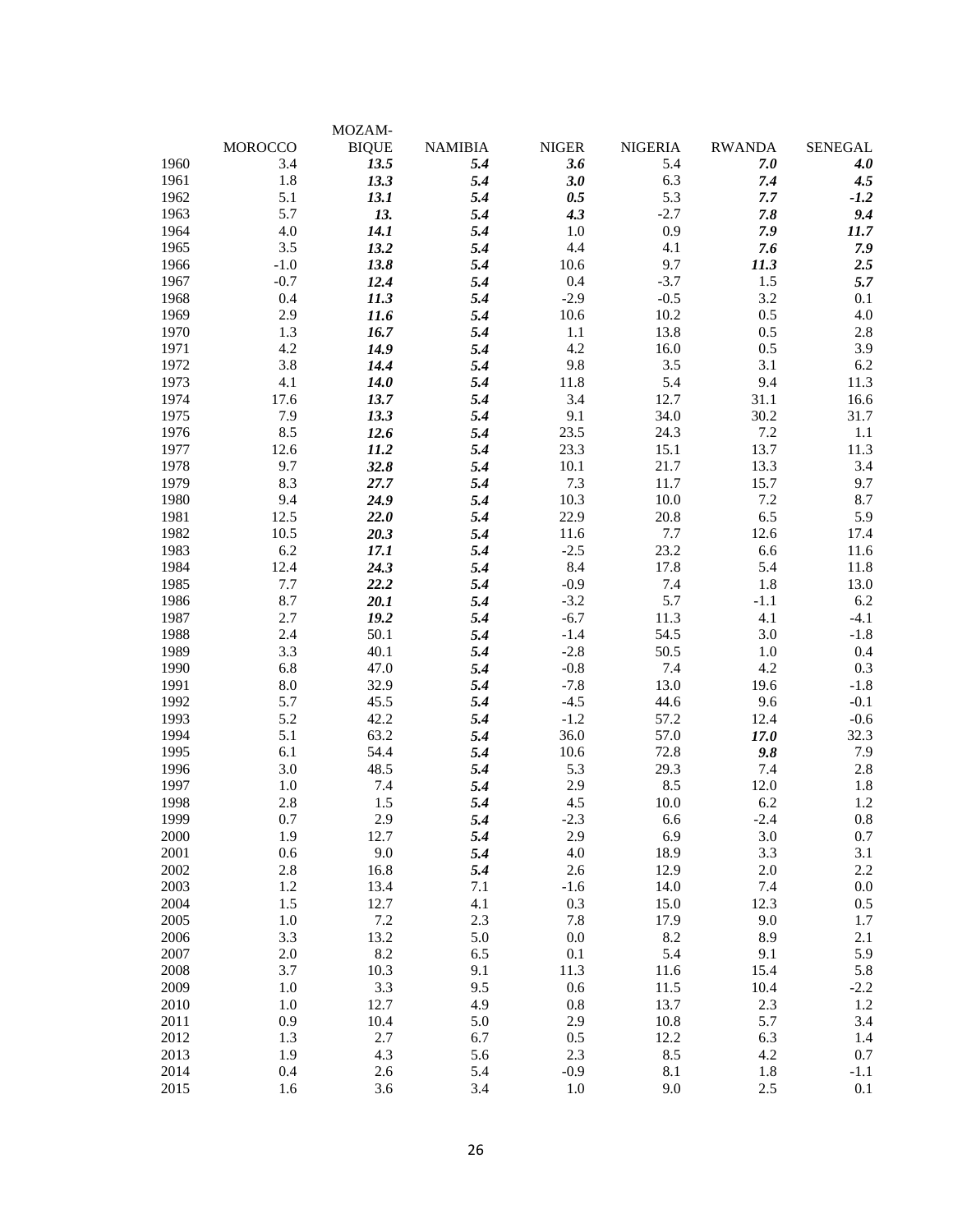| | MOROCCO | MOZAM-BIQUE | NAMIBIA | NIGER | NIGERIA | RWANDA | SENEGAL |
|---|---|---|---|---|---|---|---|
| 1960 | 3.4 | ***13.5*** | ***5.4*** | ***3.6*** | 5.4 | ***7.0*** | ***4.0*** |
| 1961 | 1.8 | ***13.3*** | ***5.4*** | ***3.0*** | 6.3 | ***7.4*** | ***4.5*** |
| 1962 | 5.1 | ***13.1*** | ***5.4*** | ***0.5*** | 5.3 | ***7.7*** | ***-1.2*** |
| 1963 | 5.7 | ***13.*** | ***5.4*** | ***4.3*** | -2.7 | ***7.8*** | ***9.4*** |
| 1964 | 4.0 | ***14.1*** | ***5.4*** | 1.0 | 0.9 | ***7.9*** | ***11.7*** |
| 1965 | 3.5 | ***13.2*** | ***5.4*** | 4.4 | 4.1 | ***7.6*** | ***7.9*** |
| 1966 | -1.0 | ***13.8*** | ***5.4*** | 10.6 | 9.7 | ***11.3*** | ***2.5*** |
| 1967 | -0.7 | ***12.4*** | ***5.4*** | 0.4 | -3.7 | 1.5 | ***5.7*** |
| 1968 | 0.4 | ***11.3*** | ***5.4*** | -2.9 | -0.5 | 3.2 | 0.1 |
| 1969 | 2.9 | ***11.6*** | ***5.4*** | 10.6 | 10.2 | 0.5 | 4.0 |
| 1970 | 1.3 | ***16.7*** | ***5.4*** | 1.1 | 13.8 | 0.5 | 2.8 |
| 1971 | 4.2 | ***14.9*** | ***5.4*** | 4.2 | 16.0 | 0.5 | 3.9 |
| 1972 | 3.8 | ***14.4*** | ***5.4*** | 9.8 | 3.5 | 3.1 | 6.2 |
| 1973 | 4.1 | ***14.0*** | ***5.4*** | 11.8 | 5.4 | 9.4 | 11.3 |
| 1974 | 17.6 | ***13.7*** | ***5.4*** | 3.4 | 12.7 | 31.1 | 16.6 |
| 1975 | 7.9 | ***13.3*** | ***5.4*** | 9.1 | 34.0 | 30.2 | 31.7 |
| 1976 | 8.5 | ***12.6*** | ***5.4*** | 23.5 | 24.3 | 7.2 | 1.1 |
| 1977 | 12.6 | ***11.2*** | ***5.4*** | 23.3 | 15.1 | 13.7 | 11.3 |
| 1978 | 9.7 | ***32.8*** | ***5.4*** | 10.1 | 21.7 | 13.3 | 3.4 |
| 1979 | 8.3 | ***27.7*** | ***5.4*** | 7.3 | 11.7 | 15.7 | 9.7 |
| 1980 | 9.4 | ***24.9*** | ***5.4*** | 10.3 | 10.0 | 7.2 | 8.7 |
| 1981 | 12.5 | ***22.0*** | ***5.4*** | 22.9 | 20.8 | 6.5 | 5.9 |
| 1982 | 10.5 | ***20.3*** | ***5.4*** | 11.6 | 7.7 | 12.6 | 17.4 |
| 1983 | 6.2 | ***17.1*** | ***5.4*** | -2.5 | 23.2 | 6.6 | 11.6 |
| 1984 | 12.4 | ***24.3*** | ***5.4*** | 8.4 | 17.8 | 5.4 | 11.8 |
| 1985 | 7.7 | ***22.2*** | ***5.4*** | -0.9 | 7.4 | 1.8 | 13.0 |
| 1986 | 8.7 | ***20.1*** | ***5.4*** | -3.2 | 5.7 | -1.1 | 6.2 |
| 1987 | 2.7 | ***19.2*** | ***5.4*** | -6.7 | 11.3 | 4.1 | -4.1 |
| 1988 | 2.4 | 50.1 | ***5.4*** | -1.4 | 54.5 | 3.0 | -1.8 |
| 1989 | 3.3 | 40.1 | ***5.4*** | -2.8 | 50.5 | 1.0 | 0.4 |
| 1990 | 6.8 | 47.0 | ***5.4*** | -0.8 | 7.4 | 4.2 | 0.3 |
| 1991 | 8.0 | 32.9 | ***5.4*** | -7.8 | 13.0 | 19.6 | -1.8 |
| 1992 | 5.7 | 45.5 | ***5.4*** | -4.5 | 44.6 | 9.6 | -0.1 |
| 1993 | 5.2 | 42.2 | ***5.4*** | -1.2 | 57.2 | 12.4 | -0.6 |
| 1994 | 5.1 | 63.2 | ***5.4*** | 36.0 | 57.0 | ***17.0*** | 32.3 |
| 1995 | 6.1 | 54.4 | ***5.4*** | 10.6 | 72.8 | ***9.8*** | 7.9 |
| 1996 | 3.0 | 48.5 | ***5.4*** | 5.3 | 29.3 | 7.4 | 2.8 |
| 1997 | 1.0 | 7.4 | ***5.4*** | 2.9 | 8.5 | 12.0 | 1.8 |
| 1998 | 2.8 | 1.5 | ***5.4*** | 4.5 | 10.0 | 6.2 | 1.2 |
| 1999 | 0.7 | 2.9 | ***5.4*** | -2.3 | 6.6 | -2.4 | 0.8 |
| 2000 | 1.9 | 12.7 | ***5.4*** | 2.9 | 6.9 | 3.0 | 0.7 |
| 2001 | 0.6 | 9.0 | ***5.4*** | 4.0 | 18.9 | 3.3 | 3.1 |
| 2002 | 2.8 | 16.8 | ***5.4*** | 2.6 | 12.9 | 2.0 | 2.2 |
| 2003 | 1.2 | 13.4 | 7.1 | -1.6 | 14.0 | 7.4 | 0.0 |
| 2004 | 1.5 | 12.7 | 4.1 | 0.3 | 15.0 | 12.3 | 0.5 |
| 2005 | 1.0 | 7.2 | 2.3 | 7.8 | 17.9 | 9.0 | 1.7 |
| 2006 | 3.3 | 13.2 | 5.0 | 0.0 | 8.2 | 8.9 | 2.1 |
| 2007 | 2.0 | 8.2 | 6.5 | 0.1 | 5.4 | 9.1 | 5.9 |
| 2008 | 3.7 | 10.3 | 9.1 | 11.3 | 11.6 | 15.4 | 5.8 |
| 2009 | 1.0 | 3.3 | 9.5 | 0.6 | 11.5 | 10.4 | -2.2 |
| 2010 | 1.0 | 12.7 | 4.9 | 0.8 | 13.7 | 2.3 | 1.2 |
| 2011 | 0.9 | 10.4 | 5.0 | 2.9 | 10.8 | 5.7 | 3.4 |
| 2012 | 1.3 | 2.7 | 6.7 | 0.5 | 12.2 | 6.3 | 1.4 |
| 2013 | 1.9 | 4.3 | 5.6 | 2.3 | 8.5 | 4.2 | 0.7 |
| 2014 | 0.4 | 2.6 | 5.4 | -0.9 | 8.1 | 1.8 | -1.1 |
| 2015 | 1.6 | 3.6 | 3.4 | 1.0 | 9.0 | 2.5 | 0.1 |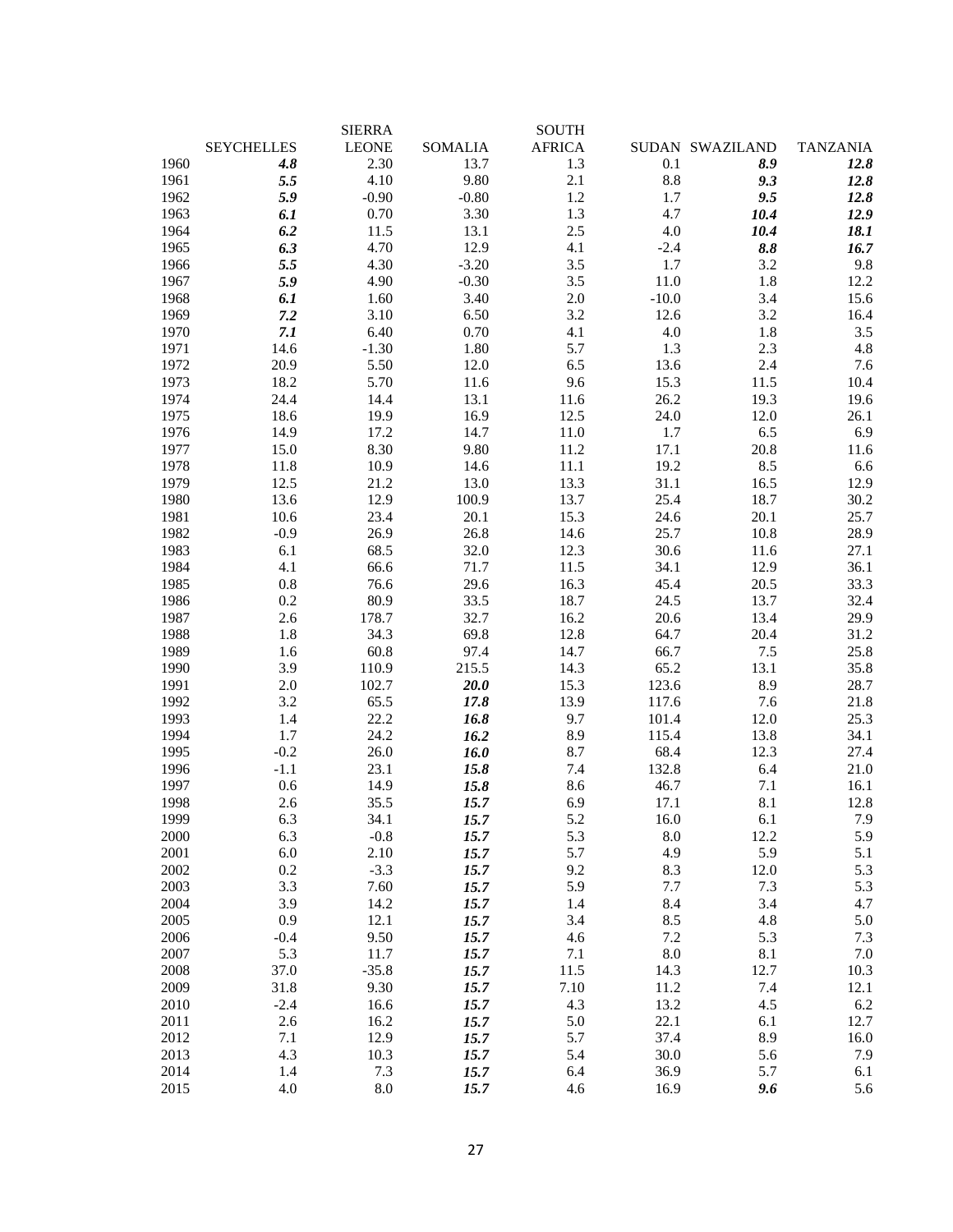| | SEYCHELLES | SIERRA LEONE | SOMALIA | SOUTH AFRICA | SUDAN | SWAZILAND | TANZANIA |
|---|---|---|---|---|---|---|---|
| 1960 | ***4.8*** | 2.30 | 13.7 | 1.3 | 0.1 | ***8.9*** | ***12.8*** |
| 1961 | ***5.5*** | 4.10 | 9.80 | 2.1 | 8.8 | ***9.3*** | ***12.8*** |
| 1962 | ***5.9*** | -0.90 | -0.80 | 1.2 | 1.7 | ***9.5*** | ***12.8*** |
| 1963 | ***6.1*** | 0.70 | 3.30 | 1.3 | 4.7 | ***10.4*** | ***12.9*** |
| 1964 | ***6.2*** | 11.5 | 13.1 | 2.5 | 4.0 | ***10.4*** | ***18.1*** |
| 1965 | ***6.3*** | 4.70 | 12.9 | 4.1 | -2.4 | ***8.8*** | ***16.7*** |
| 1966 | ***5.5*** | 4.30 | -3.20 | 3.5 | 1.7 | 3.2 | 9.8 |
| 1967 | ***5.9*** | 4.90 | -0.30 | 3.5 | 11.0 | 1.8 | 12.2 |
| 1968 | ***6.1*** | 1.60 | 3.40 | 2.0 | -10.0 | 3.4 | 15.6 |
| 1969 | ***7.2*** | 3.10 | 6.50 | 3.2 | 12.6 | 3.2 | 16.4 |
| 1970 | ***7.1*** | 6.40 | 0.70 | 4.1 | 4.0 | 1.8 | 3.5 |
| 1971 | 14.6 | -1.30 | 1.80 | 5.7 | 1.3 | 2.3 | 4.8 |
| 1972 | 20.9 | 5.50 | 12.0 | 6.5 | 13.6 | 2.4 | 7.6 |
| 1973 | 18.2 | 5.70 | 11.6 | 9.6 | 15.3 | 11.5 | 10.4 |
| 1974 | 24.4 | 14.4 | 13.1 | 11.6 | 26.2 | 19.3 | 19.6 |
| 1975 | 18.6 | 19.9 | 16.9 | 12.5 | 24.0 | 12.0 | 26.1 |
| 1976 | 14.9 | 17.2 | 14.7 | 11.0 | 1.7 | 6.5 | 6.9 |
| 1977 | 15.0 | 8.30 | 9.80 | 11.2 | 17.1 | 20.8 | 11.6 |
| 1978 | 11.8 | 10.9 | 14.6 | 11.1 | 19.2 | 8.5 | 6.6 |
| 1979 | 12.5 | 21.2 | 13.0 | 13.3 | 31.1 | 16.5 | 12.9 |
| 1980 | 13.6 | 12.9 | 100.9 | 13.7 | 25.4 | 18.7 | 30.2 |
| 1981 | 10.6 | 23.4 | 20.1 | 15.3 | 24.6 | 20.1 | 25.7 |
| 1982 | -0.9 | 26.9 | 26.8 | 14.6 | 25.7 | 10.8 | 28.9 |
| 1983 | 6.1 | 68.5 | 32.0 | 12.3 | 30.6 | 11.6 | 27.1 |
| 1984 | 4.1 | 66.6 | 71.7 | 11.5 | 34.1 | 12.9 | 36.1 |
| 1985 | 0.8 | 76.6 | 29.6 | 16.3 | 45.4 | 20.5 | 33.3 |
| 1986 | 0.2 | 80.9 | 33.5 | 18.7 | 24.5 | 13.7 | 32.4 |
| 1987 | 2.6 | 178.7 | 32.7 | 16.2 | 20.6 | 13.4 | 29.9 |
| 1988 | 1.8 | 34.3 | 69.8 | 12.8 | 64.7 | 20.4 | 31.2 |
| 1989 | 1.6 | 60.8 | 97.4 | 14.7 | 66.7 | 7.5 | 25.8 |
| 1990 | 3.9 | 110.9 | 215.5 | 14.3 | 65.2 | 13.1 | 35.8 |
| 1991 | 2.0 | 102.7 | ***20.0*** | 15.3 | 123.6 | 8.9 | 28.7 |
| 1992 | 3.2 | 65.5 | ***17.8*** | 13.9 | 117.6 | 7.6 | 21.8 |
| 1993 | 1.4 | 22.2 | ***16.8*** | 9.7 | 101.4 | 12.0 | 25.3 |
| 1994 | 1.7 | 24.2 | ***16.2*** | 8.9 | 115.4 | 13.8 | 34.1 |
| 1995 | -0.2 | 26.0 | ***16.0*** | 8.7 | 68.4 | 12.3 | 27.4 |
| 1996 | -1.1 | 23.1 | ***15.8*** | 7.4 | 132.8 | 6.4 | 21.0 |
| 1997 | 0.6 | 14.9 | ***15.8*** | 8.6 | 46.7 | 7.1 | 16.1 |
| 1998 | 2.6 | 35.5 | ***15.7*** | 6.9 | 17.1 | 8.1 | 12.8 |
| 1999 | 6.3 | 34.1 | ***15.7*** | 5.2 | 16.0 | 6.1 | 7.9 |
| 2000 | 6.3 | -0.8 | ***15.7*** | 5.3 | 8.0 | 12.2 | 5.9 |
| 2001 | 6.0 | 2.10 | ***15.7*** | 5.7 | 4.9 | 5.9 | 5.1 |
| 2002 | 0.2 | -3.3 | ***15.7*** | 9.2 | 8.3 | 12.0 | 5.3 |
| 2003 | 3.3 | 7.60 | ***15.7*** | 5.9 | 7.7 | 7.3 | 5.3 |
| 2004 | 3.9 | 14.2 | ***15.7*** | 1.4 | 8.4 | 3.4 | 4.7 |
| 2005 | 0.9 | 12.1 | ***15.7*** | 3.4 | 8.5 | 4.8 | 5.0 |
| 2006 | -0.4 | 9.50 | ***15.7*** | 4.6 | 7.2 | 5.3 | 7.3 |
| 2007 | 5.3 | 11.7 | ***15.7*** | 7.1 | 8.0 | 8.1 | 7.0 |
| 2008 | 37.0 | -35.8 | ***15.7*** | 11.5 | 14.3 | 12.7 | 10.3 |
| 2009 | 31.8 | 9.30 | ***15.7*** | 7.10 | 11.2 | 7.4 | 12.1 |
| 2010 | -2.4 | 16.6 | ***15.7*** | 4.3 | 13.2 | 4.5 | 6.2 |
| 2011 | 2.6 | 16.2 | ***15.7*** | 5.0 | 22.1 | 6.1 | 12.7 |
| 2012 | 7.1 | 12.9 | ***15.7*** | 5.7 | 37.4 | 8.9 | 16.0 |
| 2013 | 4.3 | 10.3 | ***15.7*** | 5.4 | 30.0 | 5.6 | 7.9 |
| 2014 | 1.4 | 7.3 | ***15.7*** | 6.4 | 36.9 | 5.7 | 6.1 |
| 2015 | 4.0 | 8.0 | ***15.7*** | 4.6 | 16.9 | ***9.6*** | 5.6 |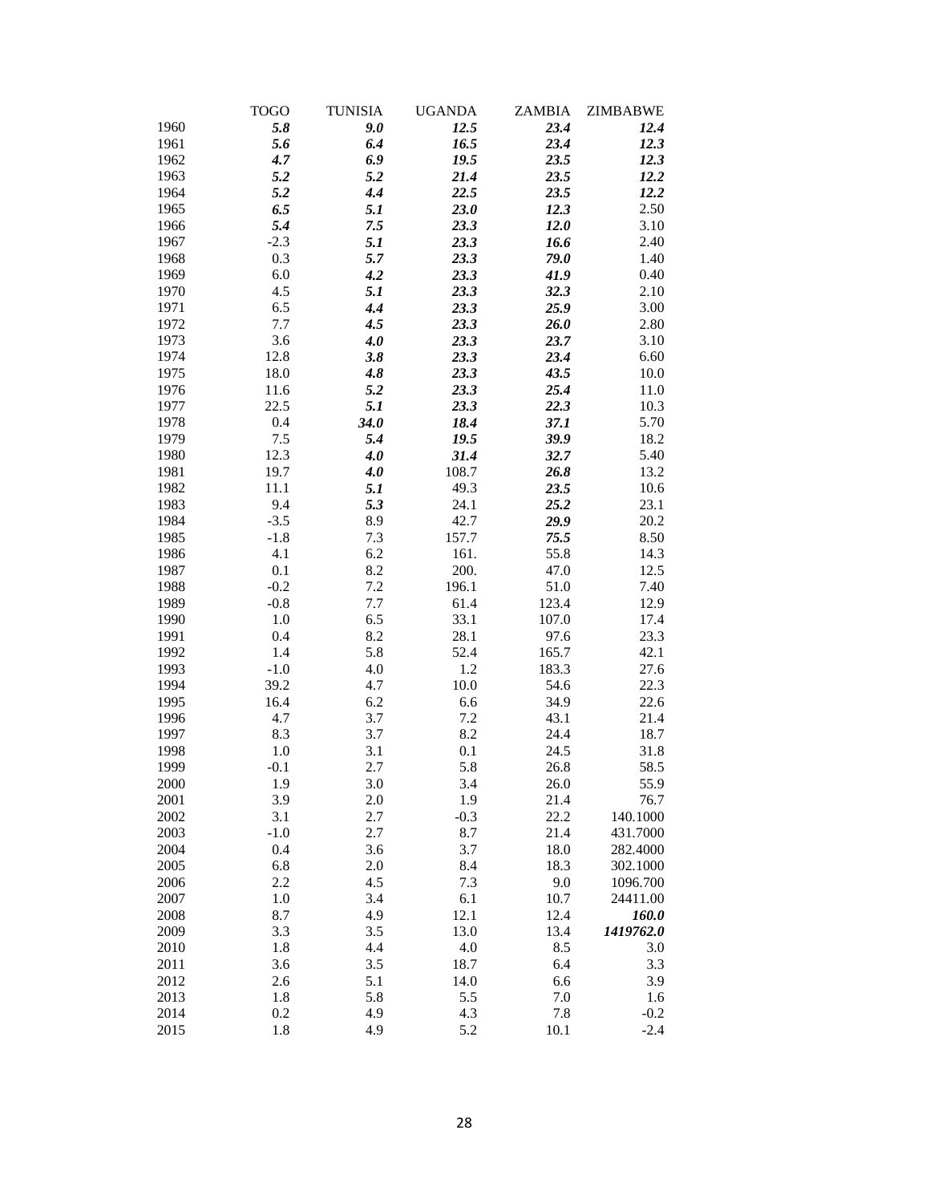| | TOGO | TUNISIA | UGANDA | ZAMBIA | ZIMBABWE |
|---|---|---|---|---|---|
| 1960 | ***5.8*** | ***9.0*** | ***12.5*** | ***23.4*** | ***12.4*** |
| 1961 | ***5.6*** | ***6.4*** | ***16.5*** | ***23.4*** | ***12.3*** |
| 1962 | ***4.7*** | ***6.9*** | ***19.5*** | ***23.5*** | ***12.3*** |
| 1963 | ***5.2*** | ***5.2*** | ***21.4*** | ***23.5*** | ***12.2*** |
| 1964 | ***5.2*** | ***4.4*** | ***22.5*** | ***23.5*** | ***12.2*** |
| 1965 | ***6.5*** | ***5.1*** | ***23.0*** | ***12.3*** | 2.50 |
| 1966 | ***5.4*** | ***7.5*** | ***23.3*** | ***12.0*** | 3.10 |
| 1967 | -2.3 | ***5.1*** | ***23.3*** | ***16.6*** | 2.40 |
| 1968 | 0.3 | ***5.7*** | ***23.3*** | ***79.0*** | 1.40 |
| 1969 | 6.0 | ***4.2*** | ***23.3*** | ***41.9*** | 0.40 |
| 1970 | 4.5 | ***5.1*** | ***23.3*** | ***32.3*** | 2.10 |
| 1971 | 6.5 | ***4.4*** | ***23.3*** | ***25.9*** | 3.00 |
| 1972 | 7.7 | ***4.5*** | ***23.3*** | ***26.0*** | 2.80 |
| 1973 | 3.6 | ***4.0*** | ***23.3*** | ***23.7*** | 3.10 |
| 1974 | 12.8 | ***3.8*** | ***23.3*** | ***23.4*** | 6.60 |
| 1975 | 18.0 | ***4.8*** | ***23.3*** | ***43.5*** | 10.0 |
| 1976 | 11.6 | ***5.2*** | ***23.3*** | ***25.4*** | 11.0 |
| 1977 | 22.5 | ***5.1*** | ***23.3*** | ***22.3*** | 10.3 |
| 1978 | 0.4 | ***34.0*** | ***18.4*** | ***37.1*** | 5.70 |
| 1979 | 7.5 | ***5.4*** | ***19.5*** | ***39.9*** | 18.2 |
| 1980 | 12.3 | ***4.0*** | ***31.4*** | ***32.7*** | 5.40 |
| 1981 | 19.7 | ***4.0*** | 108.7 | ***26.8*** | 13.2 |
| 1982 | 11.1 | ***5.1*** | 49.3 | ***23.5*** | 10.6 |
| 1983 | 9.4 | ***5.3*** | 24.1 | ***25.2*** | 23.1 |
| 1984 | -3.5 | 8.9 | 42.7 | ***29.9*** | 20.2 |
| 1985 | -1.8 | 7.3 | 157.7 | ***75.5*** | 8.50 |
| 1986 | 4.1 | 6.2 | 161. | 55.8 | 14.3 |
| 1987 | 0.1 | 8.2 | 200. | 47.0 | 12.5 |
| 1988 | -0.2 | 7.2 | 196.1 | 51.0 | 7.40 |
| 1989 | -0.8 | 7.7 | 61.4 | 123.4 | 12.9 |
| 1990 | 1.0 | 6.5 | 33.1 | 107.0 | 17.4 |
| 1991 | 0.4 | 8.2 | 28.1 | 97.6 | 23.3 |
| 1992 | 1.4 | 5.8 | 52.4 | 165.7 | 42.1 |
| 1993 | -1.0 | 4.0 | 1.2 | 183.3 | 27.6 |
| 1994 | 39.2 | 4.7 | 10.0 | 54.6 | 22.3 |
| 1995 | 16.4 | 6.2 | 6.6 | 34.9 | 22.6 |
| 1996 | 4.7 | 3.7 | 7.2 | 43.1 | 21.4 |
| 1997 | 8.3 | 3.7 | 8.2 | 24.4 | 18.7 |
| 1998 | 1.0 | 3.1 | 0.1 | 24.5 | 31.8 |
| 1999 | -0.1 | 2.7 | 5.8 | 26.8 | 58.5 |
| 2000 | 1.9 | 3.0 | 3.4 | 26.0 | 55.9 |
| 2001 | 3.9 | 2.0 | 1.9 | 21.4 | 76.7 |
| 2002 | 3.1 | 2.7 | -0.3 | 22.2 | 140.1000 |
| 2003 | -1.0 | 2.7 | 8.7 | 21.4 | 431.7000 |
| 2004 | 0.4 | 3.6 | 3.7 | 18.0 | 282.4000 |
| 2005 | 6.8 | 2.0 | 8.4 | 18.3 | 302.1000 |
| 2006 | 2.2 | 4.5 | 7.3 | 9.0 | 1096.700 |
| 2007 | 1.0 | 3.4 | 6.1 | 10.7 | 24411.00 |
| 2008 | 8.7 | 4.9 | 12.1 | 12.4 | ***160.0*** |
| 2009 | 3.3 | 3.5 | 13.0 | 13.4 | ***1419762.0*** |
| 2010 | 1.8 | 4.4 | 4.0 | 8.5 | 3.0 |
| 2011 | 3.6 | 3.5 | 18.7 | 6.4 | 3.3 |
| 2012 | 2.6 | 5.1 | 14.0 | 6.6 | 3.9 |
| 2013 | 1.8 | 5.8 | 5.5 | 7.0 | 1.6 |
| 2014 | 0.2 | 4.9 | 4.3 | 7.8 | -0.2 |
| 2015 | 1.8 | 4.9 | 5.2 | 10.1 | -2.4 |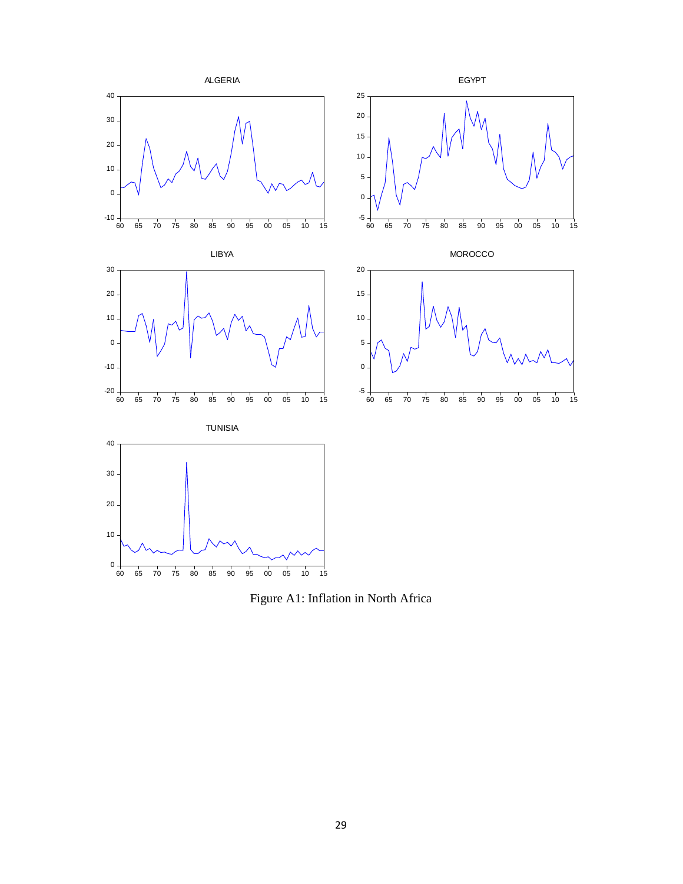Figure A1: Inflation in North Africa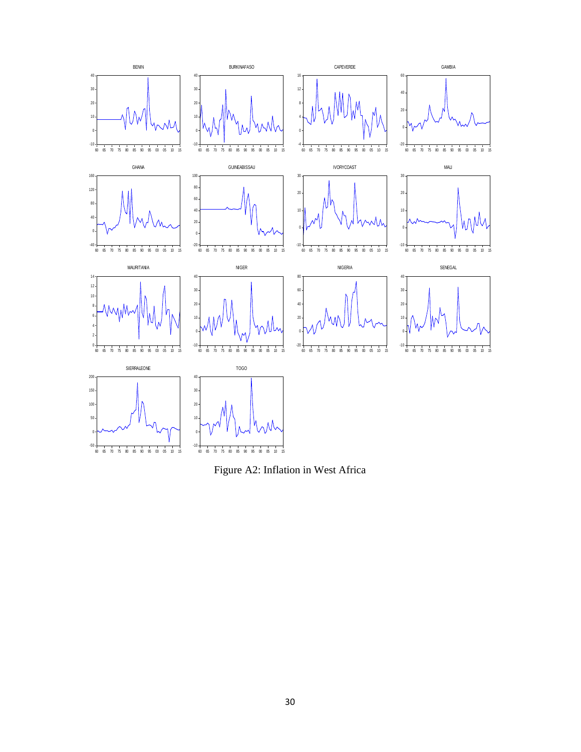BENIN

40
30
20
10
0
-10
60 65 70 75 80 85 90 95 00 05 10 15

BURKINAFASO

40
30
20
10
0
-10
60 65 70 75 80 85 90 95 00 05 10 15

CAPEVERDE

16
12
8
4
0
-4
60 65 70 75 80 85 90 95 00 05 10 15

GAMBIA

60
40
20
0
-20
60 65 70 75 80 85 90 95 00 05 10 15

GHANA

160
120
80
40
0
-40
60 65 70 75 80 85 90 95 00 05 10 15

GUINEABISSAU

100
80
60
40
20
0
-20
60 65 70 75 80 85 90 95 00 05 10 15

IVORYCOAST

30
20
10
0
-10
60 65 70 75 80 85 90 95 00 05 10 15

MALI

30
20
10
0
-10
60 65 70 75 80 85 90 95 00 05 10 15

MAURITANIA

14
12
10
8
6
4
2
0
60 65 70 75 80 85 90 95 00 05 10 15

NIGER

40
30
20
10
0
-10
60 65 70 75 80 85 90 95 00 05 10 15

NIGERIA

80
60
40
20
0
-20
60 65 70 75 80 85 90 95 00 05 10 15

SENEGAL

40
30
20
10
0
-10
60 65 70 75 80 85 90 95 00 05 10 15

SIERRALEONE

200
150
100
50
0
-50
60 65 70 75 80 85 90 95 00 05 10 15

TOGO

40
30
20
10
0
-10
60 65 70 75 80 85 90 95 00 05 10 15

Figure A2: Inflation in West Africa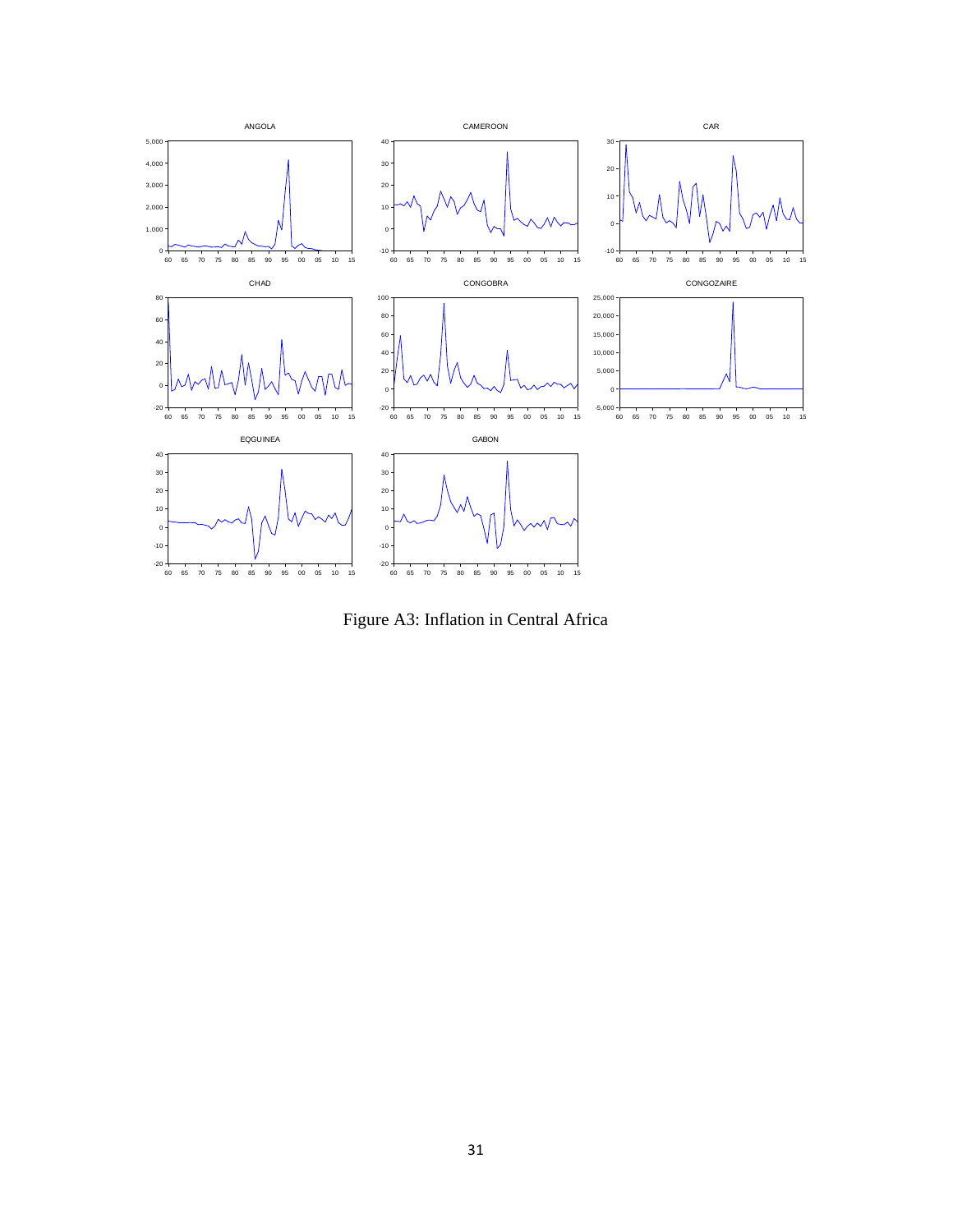ANGOLA

5,000
4,000
3,000
2,000
1,000
0

60 65 70 75 80 85 90 95 00 05 10 15

CAMEROON

40
30
20
10
0
-10

60 65 70 75 80 85 90 95 00 05 10 15

CAR

30
20
10
0
-10

60 65 70 75 80 85 90 95 00 05 10 15

CHAD

80
60
40
20
0
-20

60 65 70 75 80 85 90 95 00 05 10 15

CONGOBRA

100
80
60
40
20
0
-20

60 65 70 75 80 85 90 95 00 05 10 15

CONGOZAIRE

25,000
20,000
15,000
10,000
5,000
0
-5,000

60 65 70 75 80 85 90 95 00 05 10 15

EQGUINEA

40
30
20
10
0
-10
-20

60 65 70 75 80 85 90 95 00 05 10 15

GABON

40
30
20
10
0
-10
-20

60 65 70 75 80 85 90 95 00 05 10 15

Figure A3: Inflation in Central Africa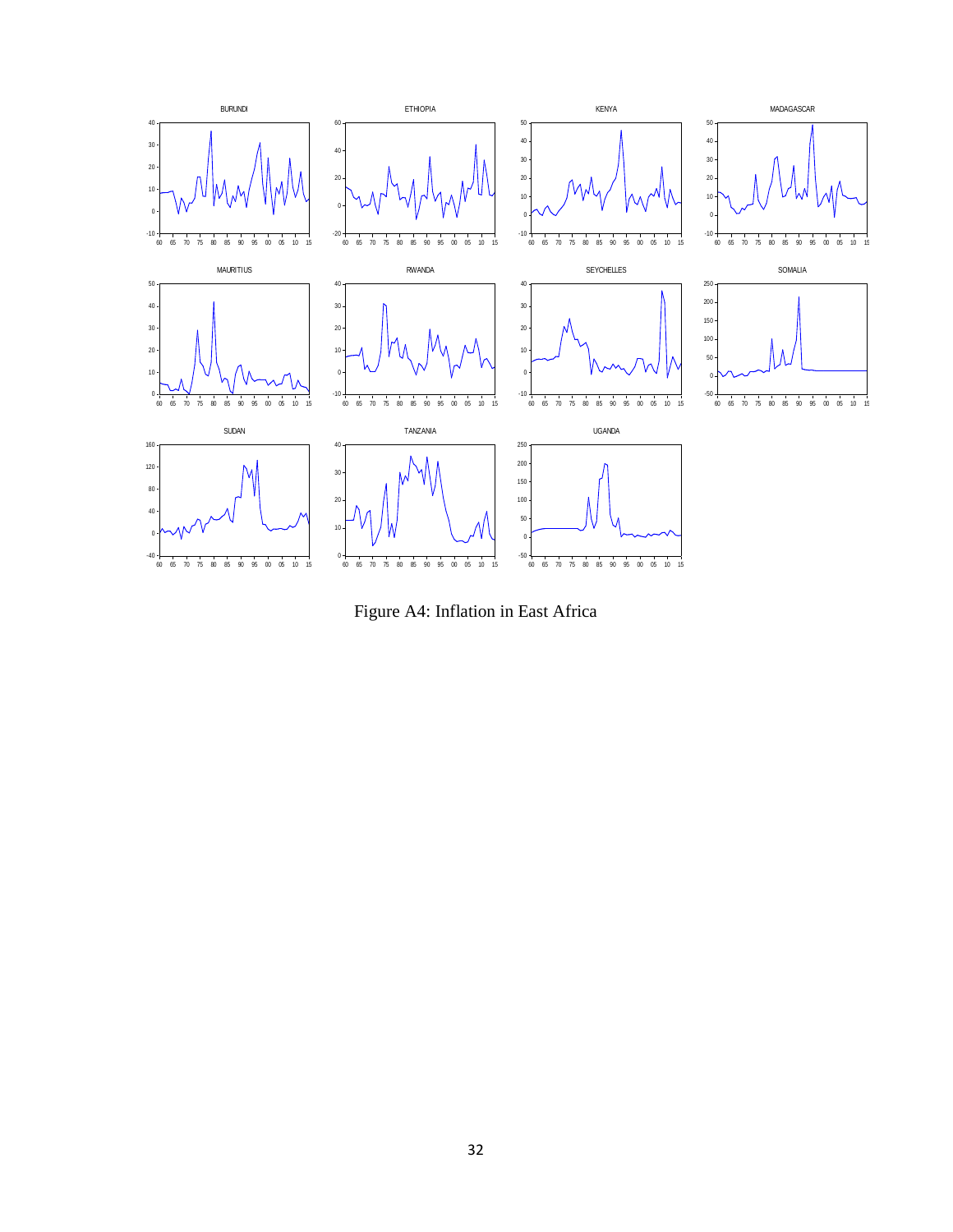BURUNDI

40
30
20
10
0
-10
60 65 70 75 80 85 90 95 00 05 10 15

ETHIOPIA

60
40
20
0
-20
60 65 70 75 80 85 90 95 00 05 10 15

KENYA

50
40
30
20
10
0
-10
60 65 70 75 80 85 90 95 00 05 10 15

MADAGASCAR

50
40
30
20
10
0
-10
60 65 70 75 80 85 90 95 00 05 10 15

MAURITIUS

50
40
30
20
10
0
60 65 70 75 80 85 90 95 00 05 10 15

RWANDA

40
30
20
10
0
-10
60 65 70 75 80 85 90 95 00 05 10 15

SEYCHELLES

40
30
20
10
0
-10
60 65 70 75 80 85 90 95 00 05 10 15

SOMALIA

250
200
150
100
50
0
-50
60 65 70 75 80 85 90 95 00 05 10 15

SUDAN

160
120
80
40
0
-40
60 65 70 75 80 85 90 95 00 05 10 15

TANZANIA

40
30
20
10
0
60 65 70 75 80 85 90 95 00 05 10 15

UGANDA

250
200
150
100
50
0
-50
60 65 70 75 80 85 90 95 00 05 10 15

Figure A4: Inflation in East Africa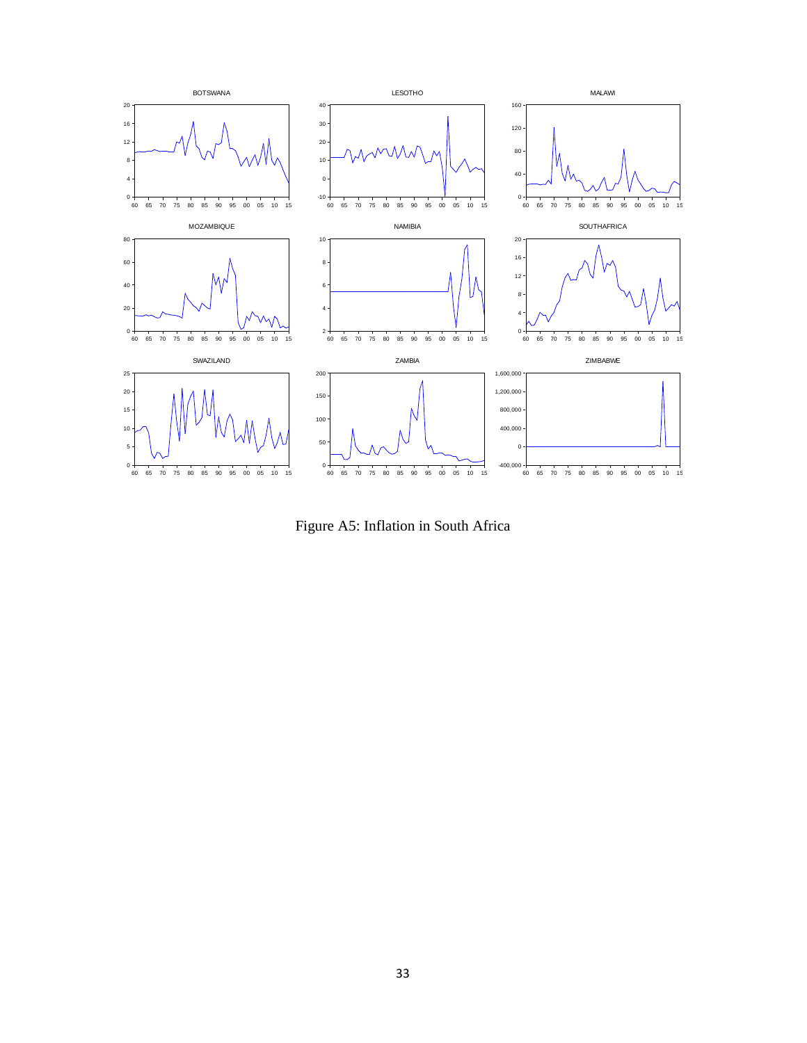BOTSWANA

20
16
12
8
4
0

60 65 70 75 80 85 90 95 00 05 10 15

LESOTHO

40
30
20
10
0
-10

60 65 70 75 80 85 90 95 00 05 10 15

MALAWI

160
120
80
40
0

60 65 70 75 80 85 90 95 00 05 10 15

MOZAMBIQUE

80
60
40
20
0

60 65 70 75 80 85 90 95 00 05 10 15

NAMIBIA

10
8
6
4
2

60 65 70 75 80 85 90 95 00 05 10 15

SOUTHAFRICA

20
16
12
8
4
0

60 65 70 75 80 85 90 95 00 05 10 15

SWAZILAND

25
20
15
10
5
0

60 65 70 75 80 85 90 95 00 05 10 15

ZAMBIA

200
150
100
50
0

60 65 70 75 80 85 90 95 00 05 10 15

ZIMBABWE

1,600,000
1,200,000
800,000
400,000
0
-400,000

60 65 70 75 80 85 90 95 00 05 10 15

Figure A5: Inflation in South Africa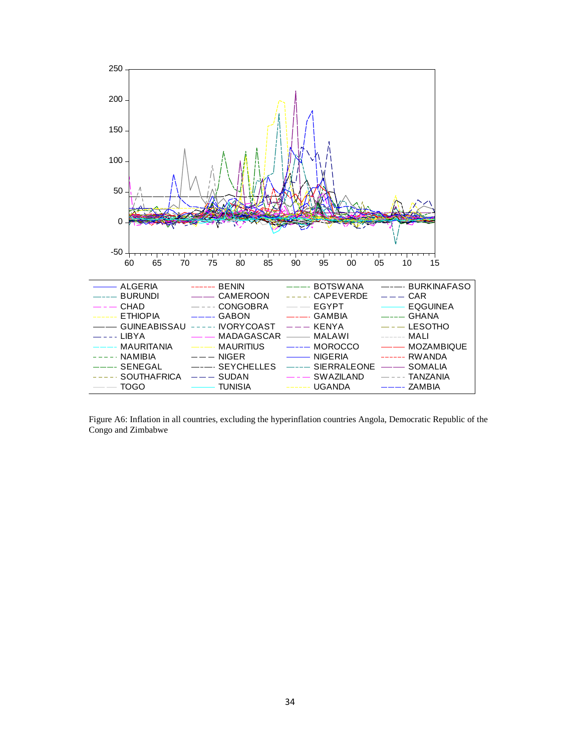250
200
150
100
50
0
-50
60 65 70 75 80 85 90 95 00 05 10 15

ALGERIA BENIN BOTSWANA BURKINAFASO
BURUNDI CAMEROON CAPEVERDE CAR
CHAD CONGOBRA EGYPT EQGUINEA
ETHIOPIA GABON GAMBIA GHANA
GUINEABISSAU IVORYCOAST KENYA LESOTHO
LIBYA MADAGASCAR MALAWI MALI
MAURITANIA MAURITIUS MOROCCO MOZAMBIQUE
NAMIBIA NIGER NIGERIA RWANDA
SENEGAL SEYCHELLES SIERRALEONE SOMALIA
SOUTHAFRICA SUDAN SWAZILAND TANZANIA
TOGO TUNISIA UGANDA ZAMBIA

Figure A6: Inflation in all countries, excluding the hyperinflation countries Angola, Democratic Republic of the Congo and Zimbabwe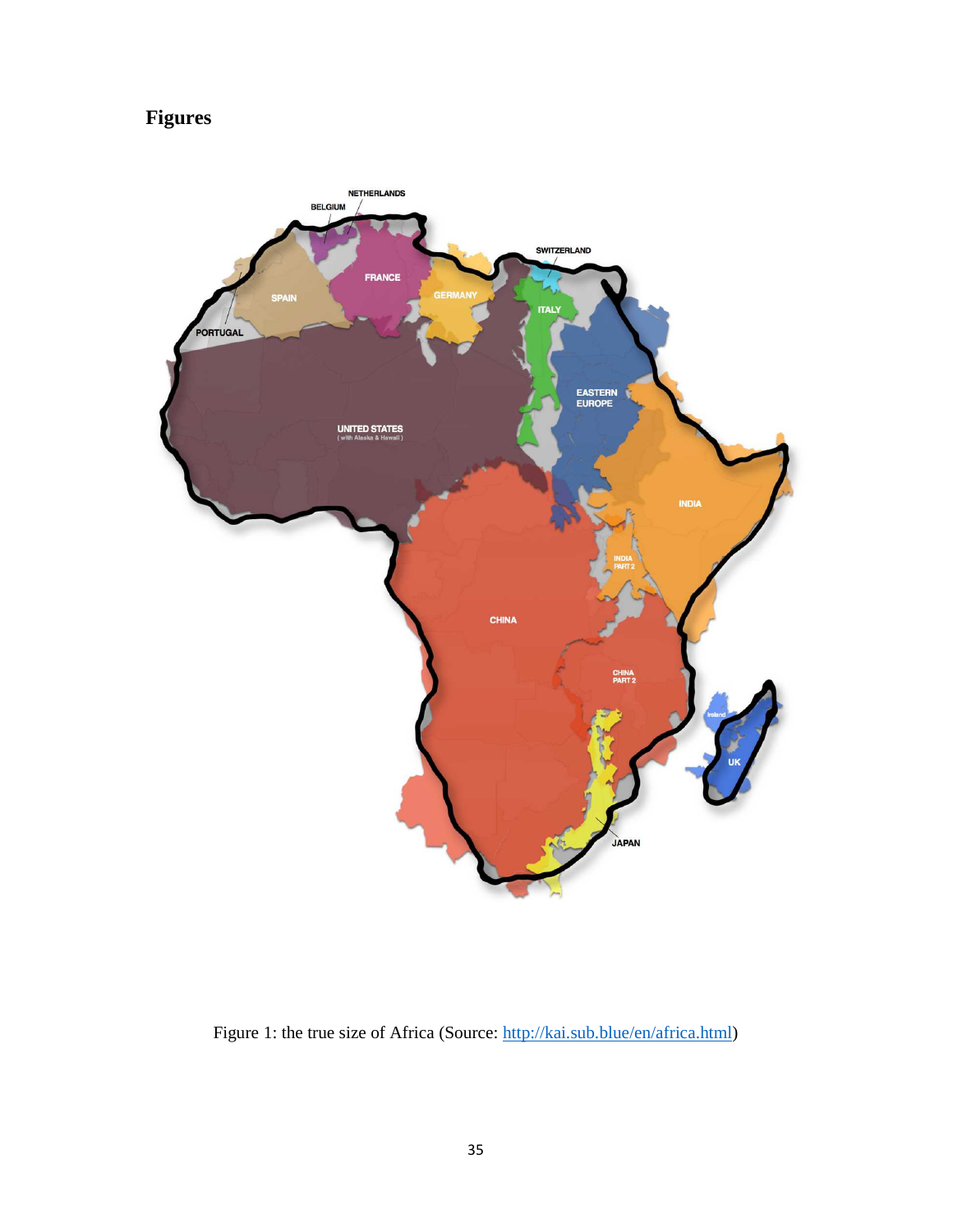# Figures

NETHERLANDS
BELGIUM
SWITZERLAND
FRANCE
SPAIN
GERMANY
ITALY
PORTUGAL
EASTERN EUROPE
UNITED STATES
( with Alaska & Hawaii )
INDIA
INDIA PART 2
CHINA
CHINA PART 2
Ireland
UK
JAPAN

Figure 1: the true size of Africa (Source: http://kai.sub.blue/en/africa.html)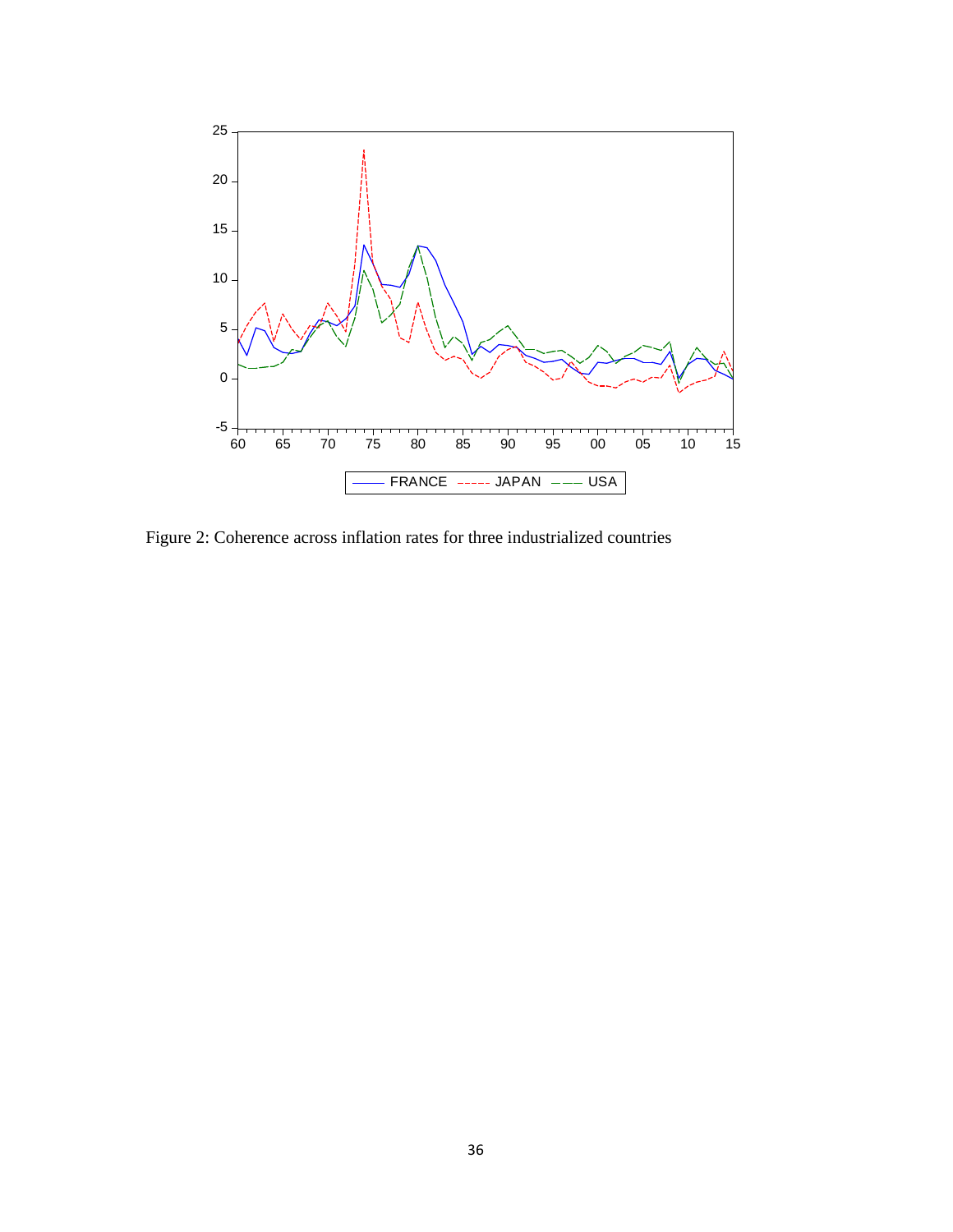25
20
15
10
5
0
-5
60 65 70 75 80 85 90 95 00 05 10 15

FRANCE JAPAN USA

Figure 2: Coherence across inflation rates for three industrialized countries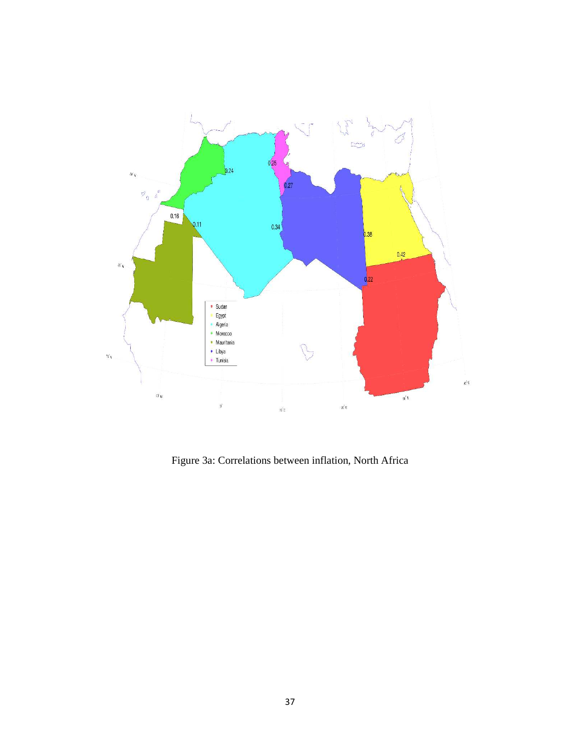0.25

0.24

0.27

0.16

0.11

0.34

0.38

0.42

0.22

Sudan
Egypt
Algeria
Morocco
Mauritania
Libya
Tunisia

Figure 3a: Correlations between inflation, North Africa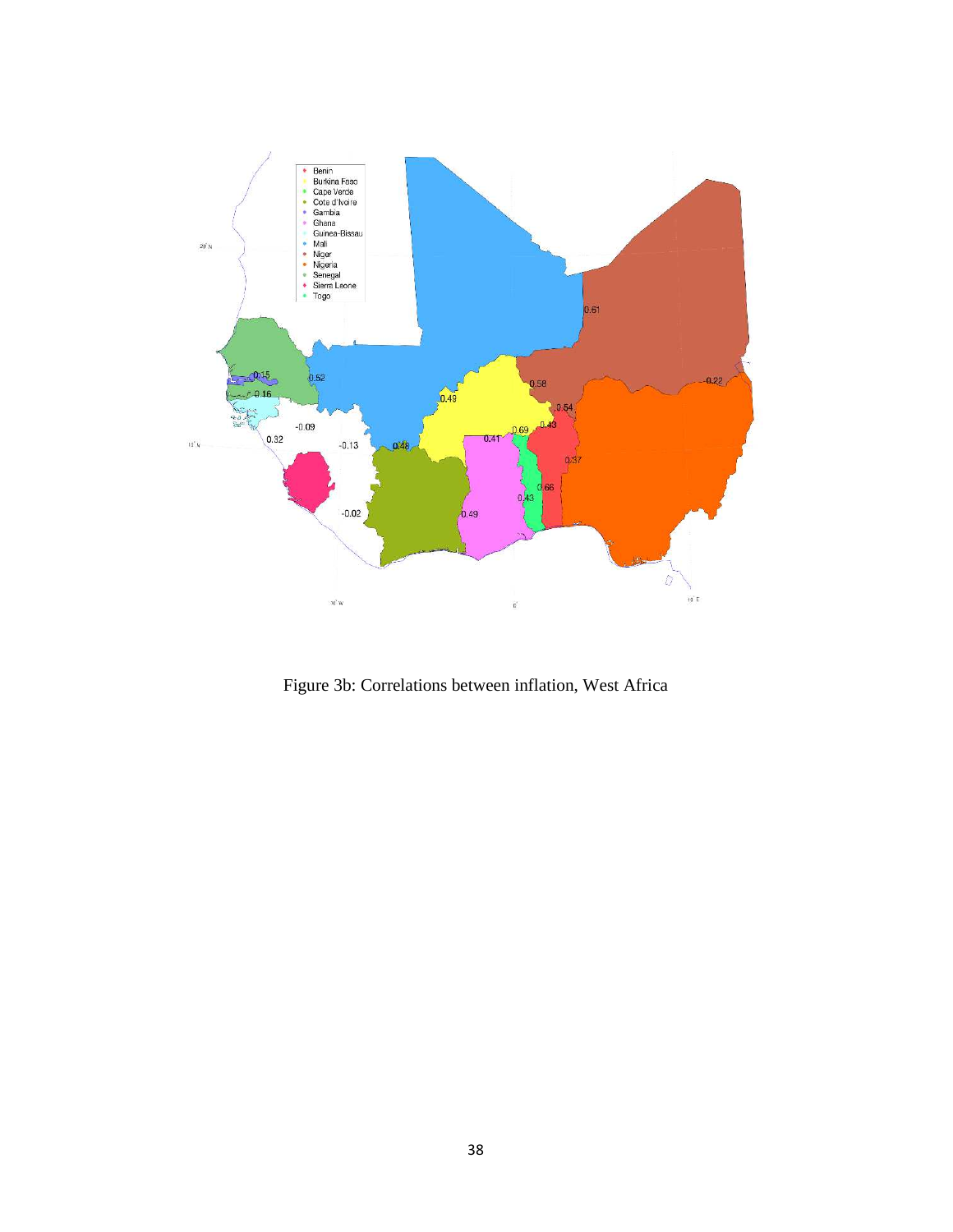Figure 3b: Correlations between inflation, West Africa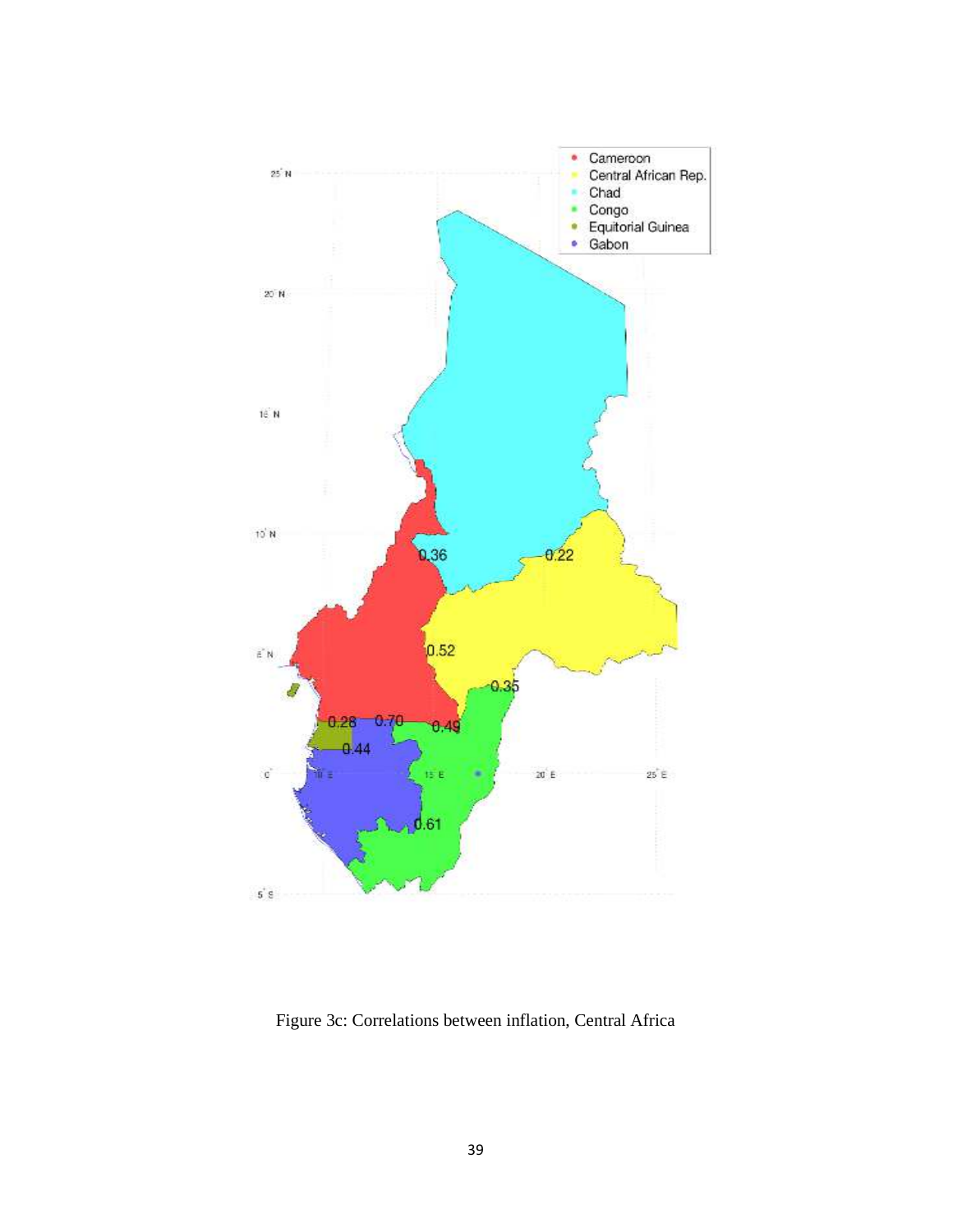Cameroon
Central African Rep.
Chad
Congo
Equitorial Guinea
Gabon

25° N
20° N
15° N
10° N
5° N
0°
5° S

10° E
15° E
20° E
25° E

0.36
0.22
0.52
0.35
0.28
0.70
0.49
0.44
0.61

Figure 3c: Correlations between inflation, Central Africa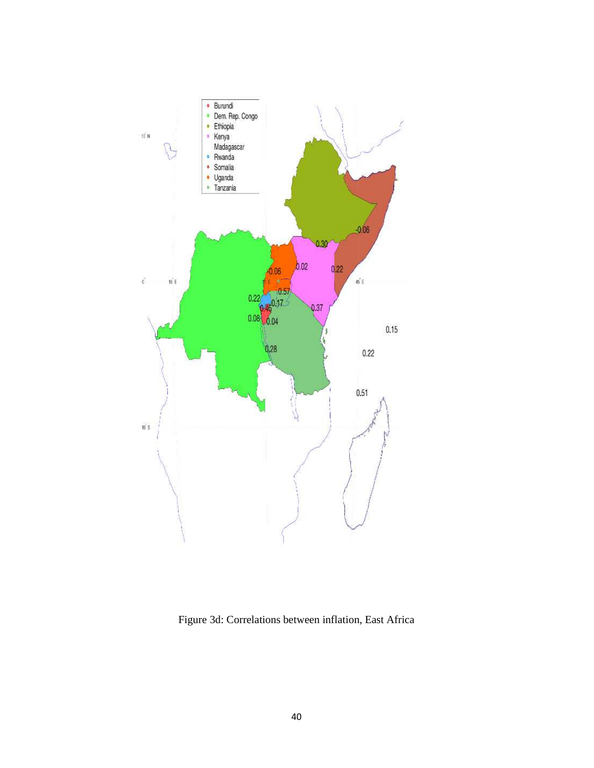Burundi
Dem. Rep. Congo
Ethiopia
Kenya
Madagascar
Rwanda
Somalia
Uganda
Tanzania

15°N
0°
15°S
15°E
30°E
45°E

-0.06
0.30
0.02
0.22
-0.06
0.57
0.22
0.17
0.45
0.37
0.08
0.04
0.15
0.28
0.22
0.51

Figure 3d: Correlations between inflation, East Africa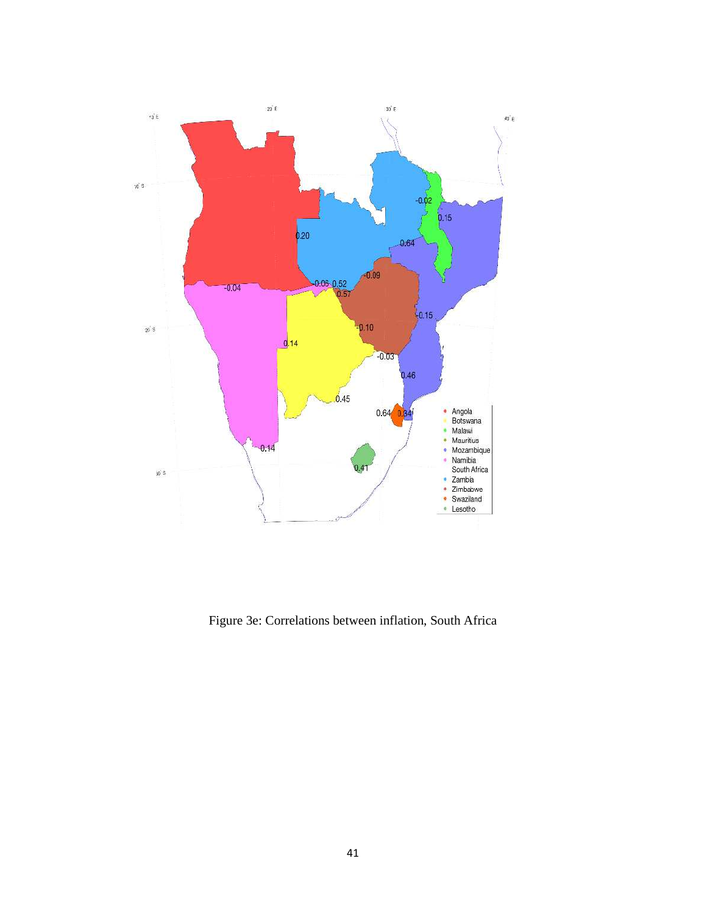10° E

20° E

30° E

40° E

10° S

20° S

30° S

-0.02

0.15

0.20

0.64

-0.04

-0.06 0.52

0.57

-0.09

-0.15

-0.10

0.14

-0.03

0.46

0.45

0.64

0.34

0.14

0.41

Angola
Botswana
Malawi
Mauritius
Mozambique
Namibia
South Africa
Zambia
Zimbabwe
Swaziland
Lesotho

Figure 3e: Correlations between inflation, South Africa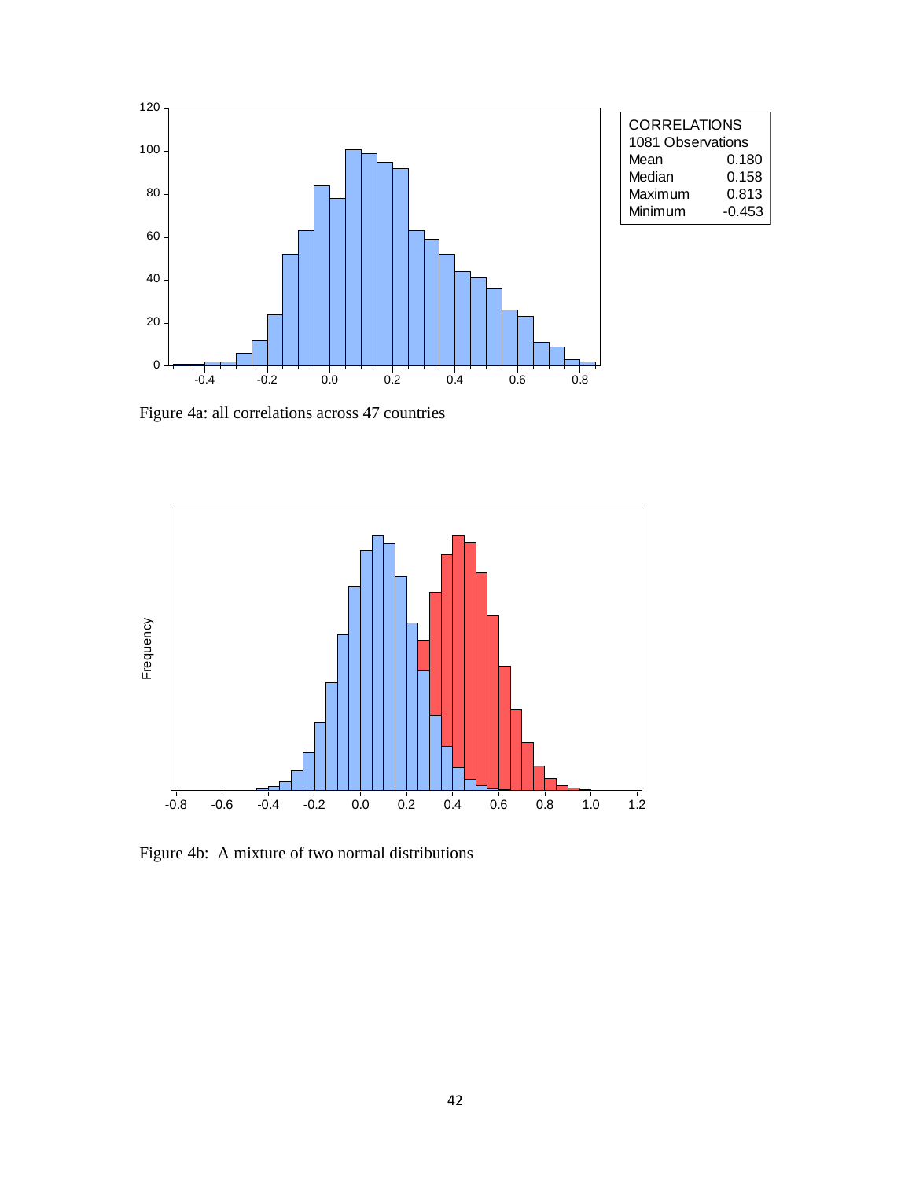120
100
80
60
40
20
0
-0.4
-0.2
0.0
0.2
0.4
0.6
0.8

CORRELATIONS
1081 Observations
Mean 0.180
Median 0.158
Maximum 0.813
Minimum -0.453

Figure 4a: all correlations across 47 countries

Frequency
-0.8
-0.6
-0.4
-0.2
0.0
0.2
0.4
0.6
0.8
1.0
1.2

Figure 4b: A mixture of two normal distributions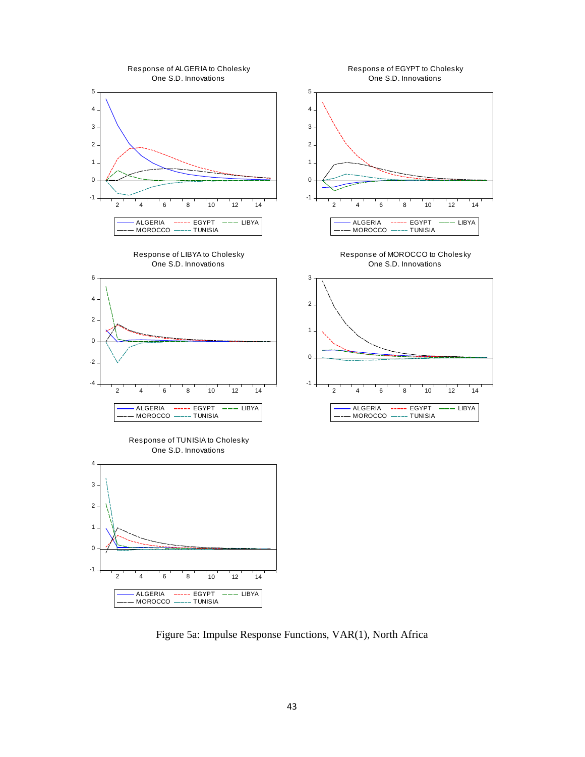Response of ALGERIA to Cholesky
One S.D. Innovations

5
4
3
2
1
0
-1

2 4 6 8 10 12 14

ALGERIA EGYPT LIBYA
MOROCCO TUNISIA

Response of EGYPT to Cholesky
One S.D. Innovations

5
4
3
2
1
0
-1

2 4 6 8 10 12 14

ALGERIA EGYPT LIBYA
MOROCCO TUNISIA

Response of LIBYA to Cholesky
One S.D. Innovations

6
4
2
0
-2
-4

2 4 6 8 10 12 14

ALGERIA EGYPT LIBYA
MOROCCO TUNISIA

Response of MOROCCO to Cholesky
One S.D. Innovations

3
2
1
0
-1

2 4 6 8 10 12 14

ALGERIA EGYPT LIBYA
MOROCCO TUNISIA

Response of TUNISIA to Cholesky
One S.D. Innovations

4
3
2
1
0
-1

2 4 6 8 10 12 14

ALGERIA EGYPT LIBYA
MOROCCO TUNISIA

Figure 5a: Impulse Response Functions, VAR(1), North Africa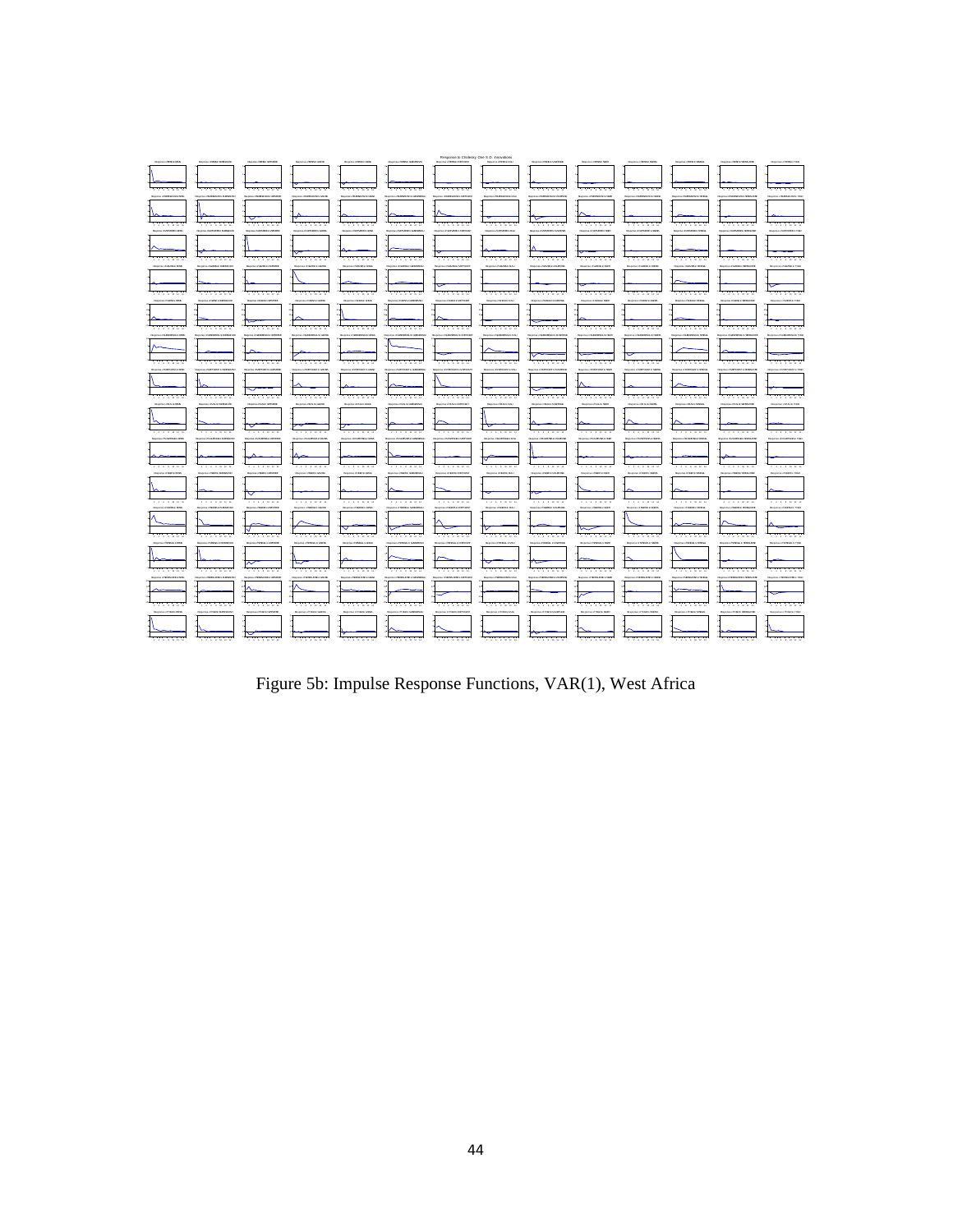Response to Cholesky One S.D. Innovations

Figure 5b: Impulse Response Functions, VAR(1), West Africa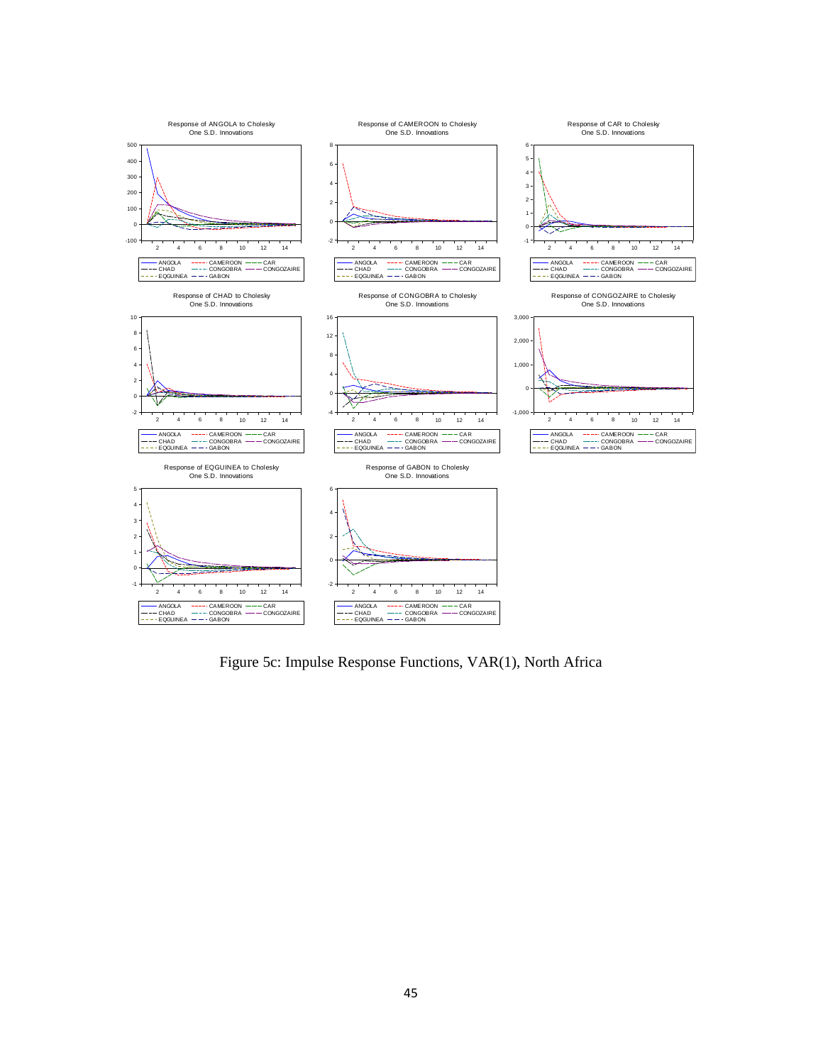Response of ANGOLA to Cholesky
One S.D. Innovations

500
400
300
200
100
0
-100

2 4 6 8 10 12 14

ANGOLA CAMEROON CAR
CHAD CONGOBRA CONGOZAIRE
EQGUINEA GABON

Response of CAMEROON to Cholesky
One S.D. Innovations

8
6
4
2
0
-2

2 4 6 8 10 12 14

ANGOLA CAMEROON CAR
CHAD CONGOBRA CONGOZAIRE
EQGUINEA GABON

Response of CAR to Cholesky
One S.D. Innovations

6
5
4
3
2
1
0
-1

2 4 6 8 10 12 14

ANGOLA CAMEROON CAR
CHAD CONGOBRA CONGOZAIRE
EQGUINEA GABON

Response of CHAD to Cholesky
One S.D. Innovations

10
8
6
4
2
0
-2

2 4 6 8 10 12 14

ANGOLA CAMEROON CAR
CHAD CONGOBRA CONGOZAIRE
EQGUINEA GABON

Response of CONGOBRA to Cholesky
One S.D. Innovations

16
12
8
4
0
-4

2 4 6 8 10 12 14

ANGOLA CAMEROON CAR
CHAD CONGOBRA CONGOZAIRE
EQGUINEA GABON

Response of CONGOZAIRE to Cholesky
One S.D. Innovations

3,000
2,000
1,000
0
-1,000

2 4 6 8 10 12 14

ANGOLA CAMEROON CAR
CHAD CONGOBRA CONGOZAIRE
EQGUINEA GABON

Response of EQGUINEA to Cholesky
One S.D. Innovations

5
4
3
2
1
0
-1

2 4 6 8 10 12 14

ANGOLA CAMEROON CAR
CHAD CONGOBRA CONGOZAIRE
EQGUINEA GABON

Response of GABON to Cholesky
One S.D. Innovations

6
4
2
0
-2

2 4 6 8 10 12 14

ANGOLA CAMEROON CAR
CHAD CONGOBRA CONGOZAIRE
EQGUINEA GABON

Figure 5c: Impulse Response Functions, VAR(1), North Africa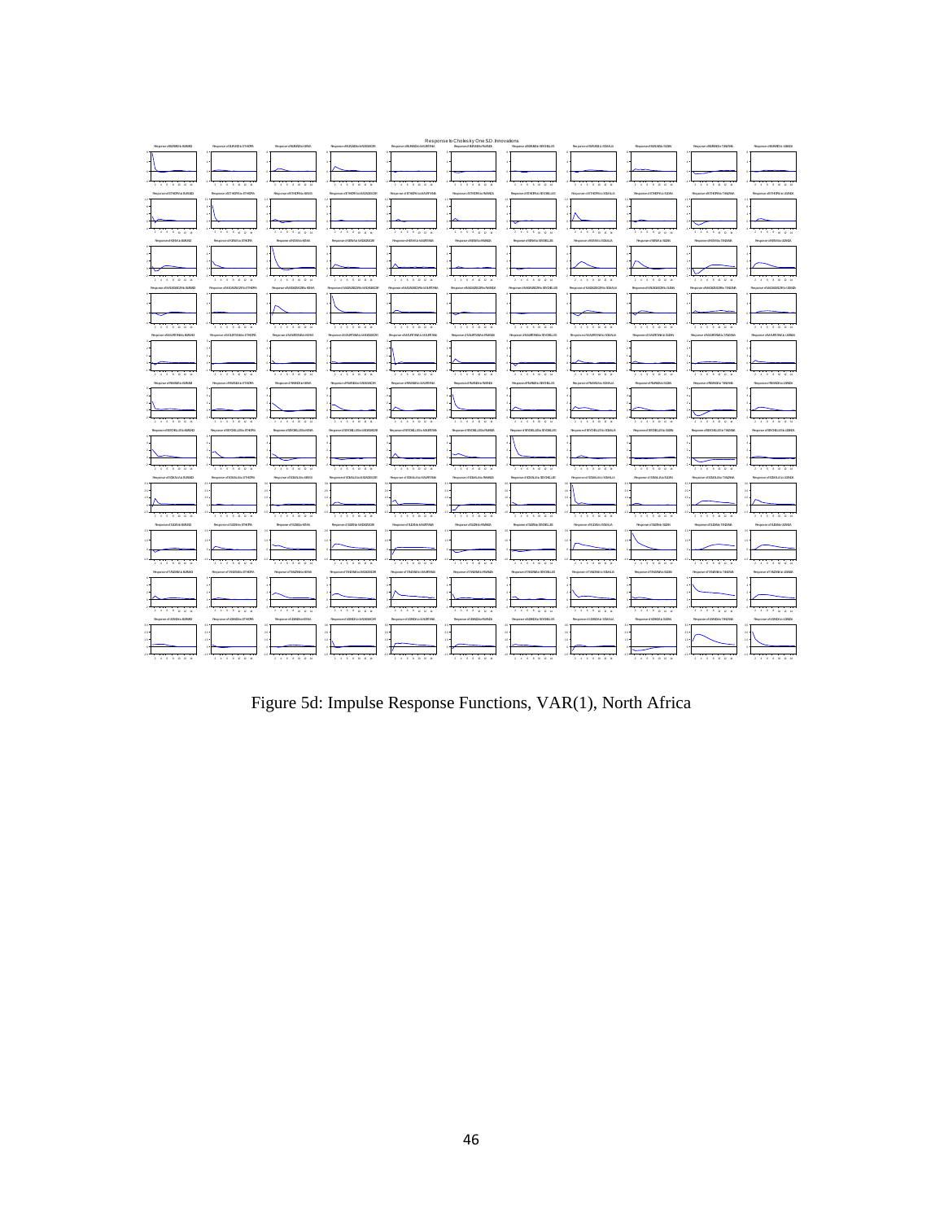Response to Cholesky One S.D. Innovations

Figure 5d: Impulse Response Functions, VAR(1), North Africa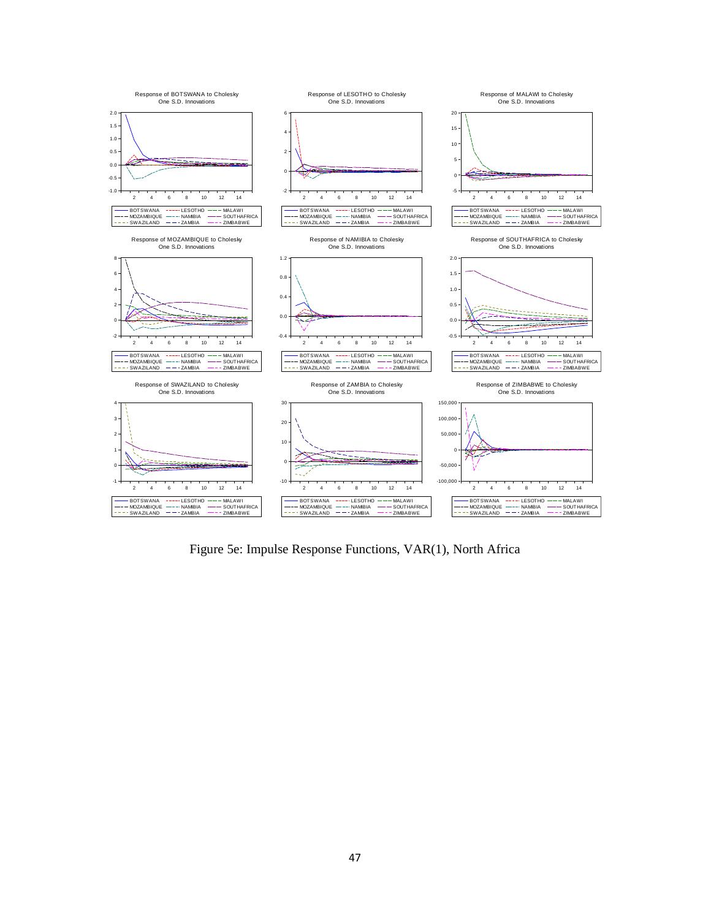Response of BOTSWANA to Cholesky
One S.D. Innovations

2.0
1.5
1.0
0.5
0.0
-0.5
-1.0
2 4 6 8 10 12 14

BOTSWANA LESOTHO MALAWI
MOZAMBIQUE NAMIBIA SOUTHAFRICA
SWAZILAND ZAMBIA ZIMBABWE

Response of LESOTHO to Cholesky
One S.D. Innovations

6
4
2
0
-2
2 4 6 8 10 12 14

BOTSWANA LESOTHO MALAWI
MOZAMBIQUE NAMIBIA SOUTHAFRICA
SWAZILAND ZAMBIA ZIMBABWE

Response of MALAWI to Cholesky
One S.D. Innovations

20
15
10
5
0
-5
2 4 6 8 10 12 14

BOTSWANA LESOTHO MALAWI
MOZAMBIQUE NAMIBIA SOUTHAFRICA
SWAZILAND ZAMBIA ZIMBABWE

Response of MOZAMBIQUE to Cholesky
One S.D. Innovations

8
6
4
2
0
-2
2 4 6 8 10 12 14

BOTSWANA LESOTHO MALAWI
MOZAMBIQUE NAMIBIA SOUTHAFRICA
SWAZILAND ZAMBIA ZIMBABWE

Response of NAMIBIA to Cholesky
One S.D. Innovations

1.2
0.8
0.4
0.0
-0.4
2 4 6 8 10 12 14

BOTSWANA LESOTHO MALAWI
MOZAMBIQUE NAMIBIA SOUTHAFRICA
SWAZILAND ZAMBIA ZIMBABWE

Response of SOUTHAFRICA to Cholesky
One S.D. Innovations

2.0
1.5
1.0
0.5
0.0
-0.5
2 4 6 8 10 12 14

BOTSWANA LESOTHO MALAWI
MOZAMBIQUE NAMIBIA SOUTHAFRICA
SWAZILAND ZAMBIA ZIMBABWE

Response of SWAZILAND to Cholesky
One S.D. Innovations

4
3
2
1
0
-1
2 4 6 8 10 12 14

BOTSWANA LESOTHO MALAWI
MOZAMBIQUE NAMIBIA SOUTHAFRICA
SWAZILAND ZAMBIA ZIMBABWE

Response of ZAMBIA to Cholesky
One S.D. Innovations

30
20
10
0
-10
2 4 6 8 10 12 14

BOTSWANA LESOTHO MALAWI
MOZAMBIQUE NAMIBIA SOUTHAFRICA
SWAZILAND ZAMBIA ZIMBABWE

Response of ZIMBABWE to Cholesky
One S.D. Innovations

150,000
100,000
50,000
0
-50,000
-100,000
2 4 6 8 10 12 14

BOTSWANA LESOTHO MALAWI
MOZAMBIQUE NAMIBIA SOUTHAFRICA
SWAZILAND ZAMBIA ZIMBABWE

Figure 5e: Impulse Response Functions, VAR(1), North Africa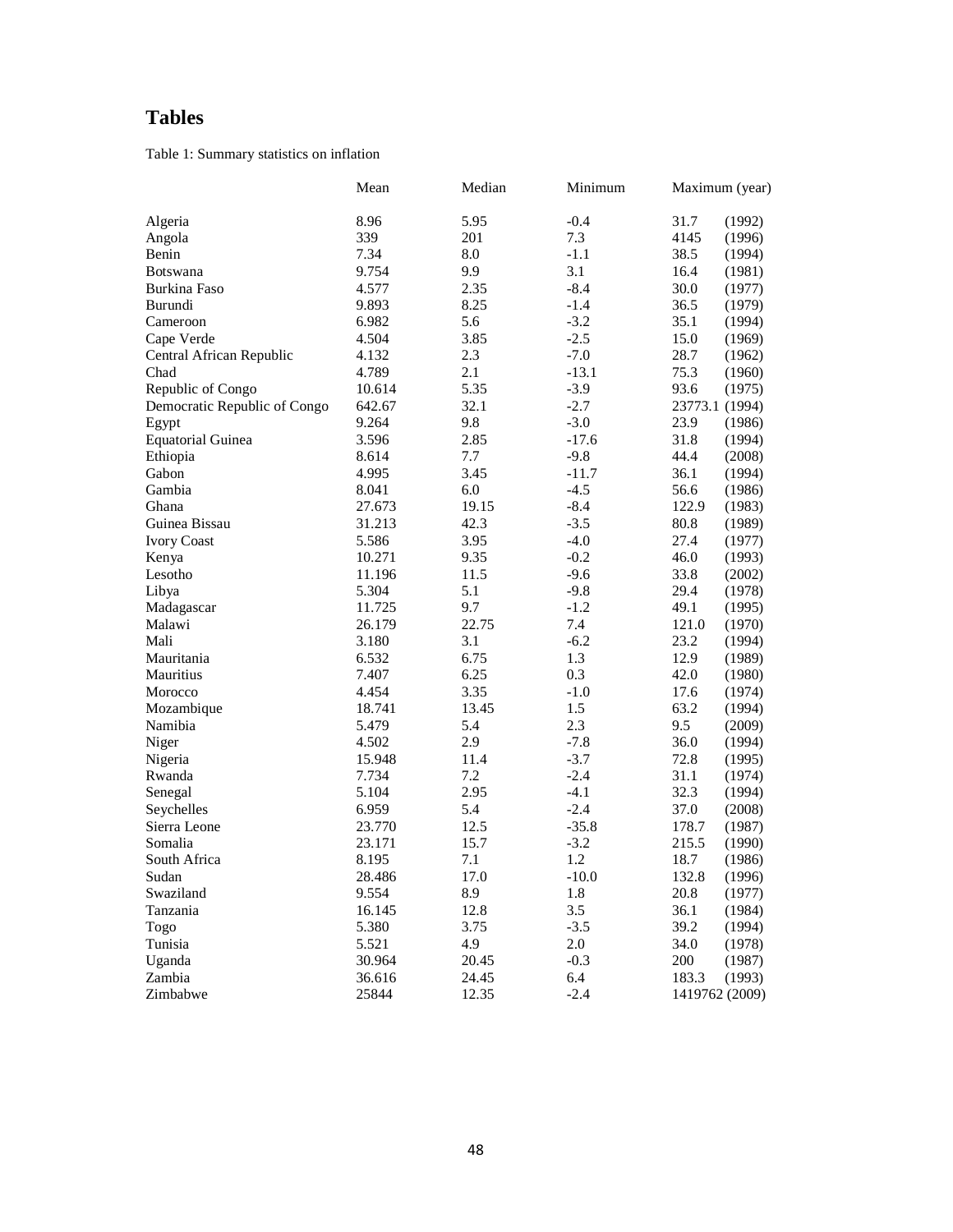# Tables

Table 1: Summary statistics on inflation

| | Mean | Median | Minimum | Maximum (year) |
|---|---|---|---|---|
| Algeria | 8.96 | 5.95 | -0.4 | 31.7 (1992) |
| Angola | 339 | 201 | 7.3 | 4145 (1996) |
| Benin | 7.34 | 8.0 | -1.1 | 38.5 (1994) |
| Botswana | 9.754 | 9.9 | 3.1 | 16.4 (1981) |
| Burkina Faso | 4.577 | 2.35 | -8.4 | 30.0 (1977) |
| Burundi | 9.893 | 8.25 | -1.4 | 36.5 (1979) |
| Cameroon | 6.982 | 5.6 | -3.2 | 35.1 (1994) |
| Cape Verde | 4.504 | 3.85 | -2.5 | 15.0 (1969) |
| Central African Republic | 4.132 | 2.3 | -7.0 | 28.7 (1962) |
| Chad | 4.789 | 2.1 | -13.1 | 75.3 (1960) |
| Republic of Congo | 10.614 | 5.35 | -3.9 | 93.6 (1975) |
| Democratic Republic of Congo | 642.67 | 32.1 | -2.7 | 23773.1 (1994) |
| Egypt | 9.264 | 9.8 | -3.0 | 23.9 (1986) |
| Equatorial Guinea | 3.596 | 2.85 | -17.6 | 31.8 (1994) |
| Ethiopia | 8.614 | 7.7 | -9.8 | 44.4 (2008) |
| Gabon | 4.995 | 3.45 | -11.7 | 36.1 (1994) |
| Gambia | 8.041 | 6.0 | -4.5 | 56.6 (1986) |
| Ghana | 27.673 | 19.15 | -8.4 | 122.9 (1983) |
| Guinea Bissau | 31.213 | 42.3 | -3.5 | 80.8 (1989) |
| Ivory Coast | 5.586 | 3.95 | -4.0 | 27.4 (1977) |
| Kenya | 10.271 | 9.35 | -0.2 | 46.0 (1993) |
| Lesotho | 11.196 | 11.5 | -9.6 | 33.8 (2002) |
| Libya | 5.304 | 5.1 | -9.8 | 29.4 (1978) |
| Madagascar | 11.725 | 9.7 | -1.2 | 49.1 (1995) |
| Malawi | 26.179 | 22.75 | 7.4 | 121.0 (1970) |
| Mali | 3.180 | 3.1 | -6.2 | 23.2 (1994) |
| Mauritania | 6.532 | 6.75 | 1.3 | 12.9 (1989) |
| Mauritius | 7.407 | 6.25 | 0.3 | 42.0 (1980) |
| Morocco | 4.454 | 3.35 | -1.0 | 17.6 (1974) |
| Mozambique | 18.741 | 13.45 | 1.5 | 63.2 (1994) |
| Namibia | 5.479 | 5.4 | 2.3 | 9.5 (2009) |
| Niger | 4.502 | 2.9 | -7.8 | 36.0 (1994) |
| Nigeria | 15.948 | 11.4 | -3.7 | 72.8 (1995) |
| Rwanda | 7.734 | 7.2 | -2.4 | 31.1 (1974) |
| Senegal | 5.104 | 2.95 | -4.1 | 32.3 (1994) |
| Seychelles | 6.959 | 5.4 | -2.4 | 37.0 (2008) |
| Sierra Leone | 23.770 | 12.5 | -35.8 | 178.7 (1987) |
| Somalia | 23.171 | 15.7 | -3.2 | 215.5 (1990) |
| South Africa | 8.195 | 7.1 | 1.2 | 18.7 (1986) |
| Sudan | 28.486 | 17.0 | -10.0 | 132.8 (1996) |
| Swaziland | 9.554 | 8.9 | 1.8 | 20.8 (1977) |
| Tanzania | 16.145 | 12.8 | 3.5 | 36.1 (1984) |
| Togo | 5.380 | 3.75 | -3.5 | 39.2 (1994) |
| Tunisia | 5.521 | 4.9 | 2.0 | 34.0 (1978) |
| Uganda | 30.964 | 20.45 | -0.3 | 200 (1987) |
| Zambia | 36.616 | 24.45 | 6.4 | 183.3 (1993) |
| Zimbabwe | 25844 | 12.35 | -2.4 | 1419762 (2009) |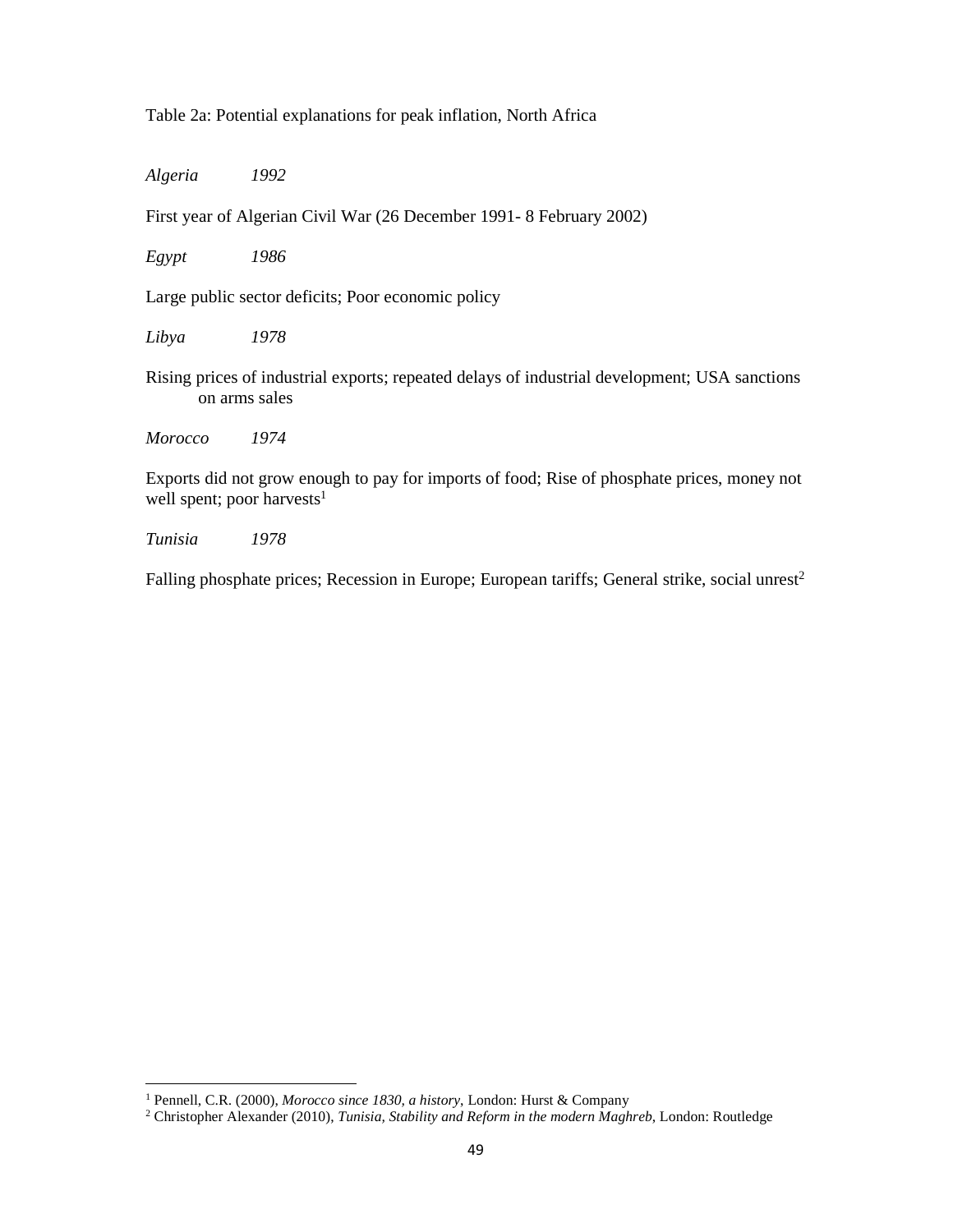Table 2a: Potential explanations for peak inflation, North Africa

*Algeria* *1992*

First year of Algerian Civil War (26 December 1991- 8 February 2002)

*Egypt* *1986*

Large public sector deficits; Poor economic policy

*Libya* *1978*

Rising prices of industrial exports; repeated delays of industrial development; USA sanctions on arms sales

*Morocco* *1974*

Exports did not grow enough to pay for imports of food; Rise of phosphate prices, money not well spent; poor harvests[1]

*Tunisia* *1978*

Falling phosphate prices; Recession in Europe; European tariffs; General strike, social unrest[2]

---

[1] Pennell, C.R. (2000), *Morocco since 1830, a history*, London: Hurst & Company

[2] Christopher Alexander (2010), *Tunisia, Stability and Reform in the modern Maghreb*, London: Routledge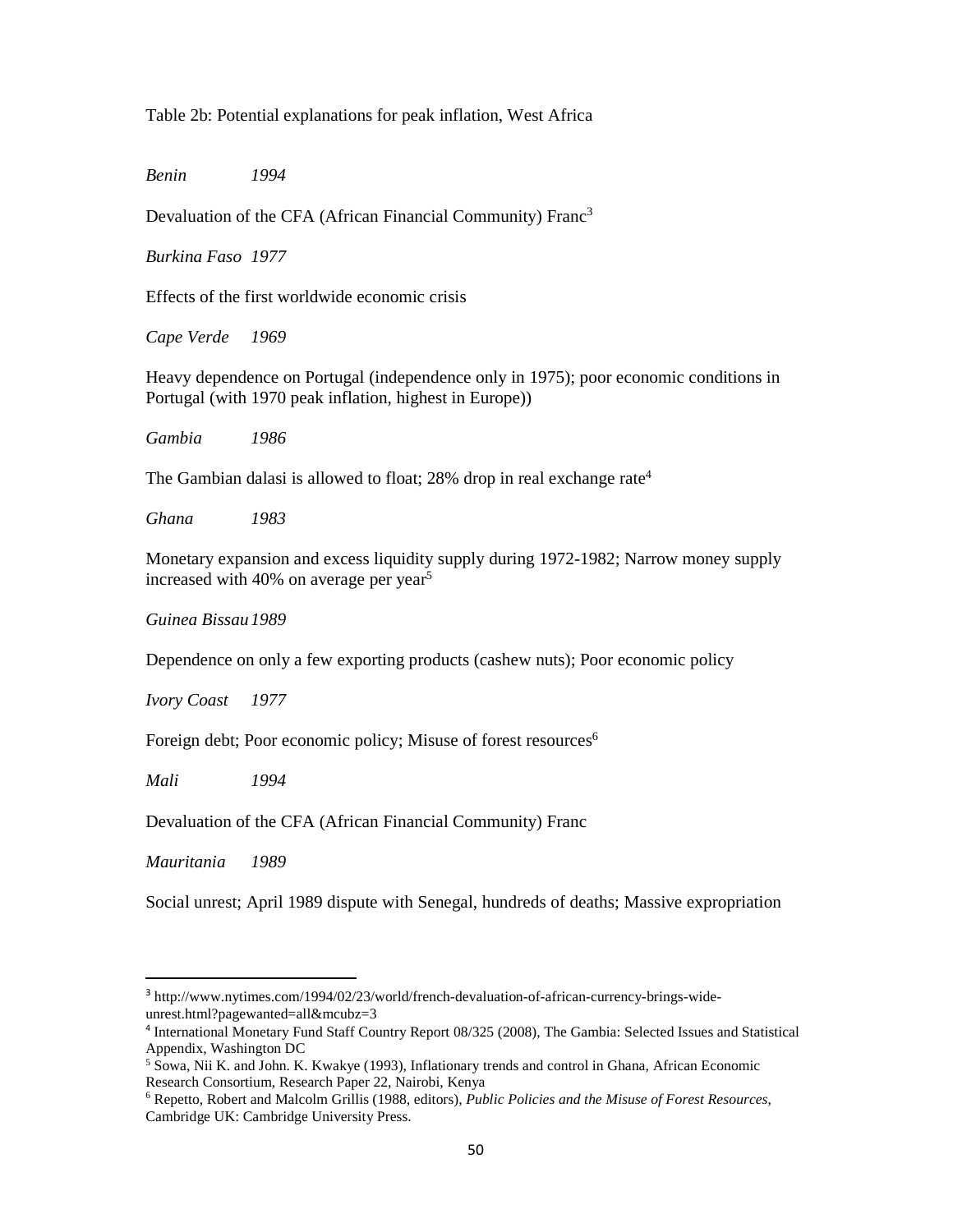Table 2b: Potential explanations for peak inflation, West Africa

*Benin* *1994*

Devaluation of the CFA (African Financial Community) Franc[3]

*Burkina Faso* *1977*

Effects of the first worldwide economic crisis

*Cape Verde* *1969*

Heavy dependence on Portugal (independence only in 1975); poor economic conditions in Portugal (with 1970 peak inflation, highest in Europe))

*Gambia* *1986*

The Gambian dalasi is allowed to float; 28% drop in real exchange rate[4]

*Ghana* *1983*

Monetary expansion and excess liquidity supply during 1972-1982; Narrow money supply increased with 40% on average per year[5]

*Guinea Bissau* *1989*

Dependence on only a few exporting products (cashew nuts); Poor economic policy

*Ivory Coast* *1977*

Foreign debt; Poor economic policy; Misuse of forest resources[6]

*Mali* *1994*

Devaluation of the CFA (African Financial Community) Franc

*Mauritania* *1989*

Social unrest; April 1989 dispute with Senegal, hundreds of deaths; Massive expropriation

---

[3] http://www.nytimes.com/1994/02/23/world/french-devaluation-of-african-currency-brings-wide-unrest.html?pagewanted=all&mcubz=3

[4] International Monetary Fund Staff Country Report 08/325 (2008), The Gambia: Selected Issues and Statistical Appendix, Washington DC

[5] Sowa, Nii K. and John. K. Kwakye (1993), Inflationary trends and control in Ghana, African Economic Research Consortium, Research Paper 22, Nairobi, Kenya

[6] Repetto, Robert and Malcolm Grillis (1988, editors), *Public Policies and the Misuse of Forest Resources*, Cambridge UK: Cambridge University Press.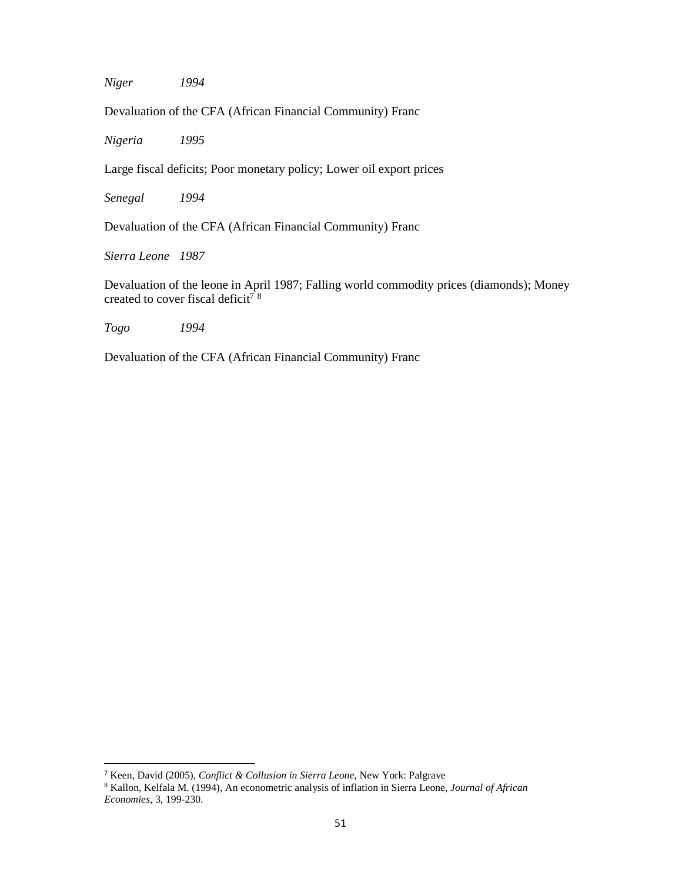*Niger 1994*

Devaluation of the CFA (African Financial Community) Franc

*Nigeria 1995*

Large fiscal deficits; Poor monetary policy; Lower oil export prices

*Senegal 1994*

Devaluation of the CFA (African Financial Community) Franc

*Sierra Leone 1987*

Devaluation of the leone in April 1987; Falling world commodity prices (diamonds); Money created to cover fiscal deficit[7] [8]

*Togo 1994*

Devaluation of the CFA (African Financial Community) Franc

---

[7] Keen, David (2005), *Conflict & Collusion in Sierra Leone*, New York: Palgrave

[8] Kallon, Kelfala M. (1994), An econometric analysis of inflation in Sierra Leone, *Journal of African Economies*, 3, 199-230.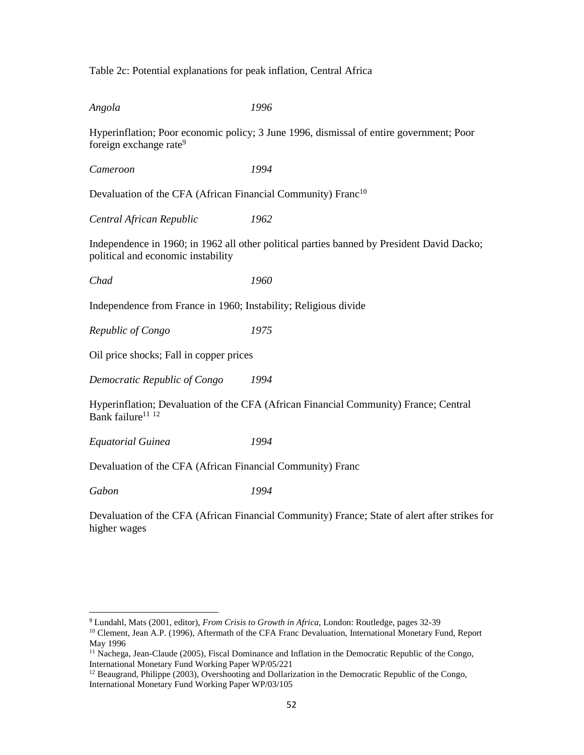Table 2c: Potential explanations for peak inflation, Central Africa

*Angola* *1996*

Hyperinflation; Poor economic policy; 3 June 1996, dismissal of entire government; Poor foreign exchange rate[9]

*Cameroon* *1994*

Devaluation of the CFA (African Financial Community) Franc[10]

*Central African Republic* *1962*

Independence in 1960; in 1962 all other political parties banned by President David Dacko; political and economic instability

*Chad* *1960*

Independence from France in 1960; Instability; Religious divide

*Republic of Congo* *1975*

Oil price shocks; Fall in copper prices

*Democratic Republic of Congo* *1994*

Hyperinflation; Devaluation of the CFA (African Financial Community) France; Central Bank failure[11] [12]

*Equatorial Guinea* *1994*

Devaluation of the CFA (African Financial Community) Franc

*Gabon* *1994*

Devaluation of the CFA (African Financial Community) France; State of alert after strikes for higher wages

---

[9] Lundahl, Mats (2001, editor), *From Crisis to Growth in Africa*, London: Routledge, pages 32-39

[10] Clement, Jean A.P. (1996), Aftermath of the CFA Franc Devaluation, International Monetary Fund, Report May 1996

[11] Nachega, Jean-Claude (2005), Fiscal Dominance and Inflation in the Democratic Republic of the Congo, International Monetary Fund Working Paper WP/05/221

[12] Beaugrand, Philippe (2003), Overshooting and Dollarization in the Democratic Republic of the Congo, International Monetary Fund Working Paper WP/03/105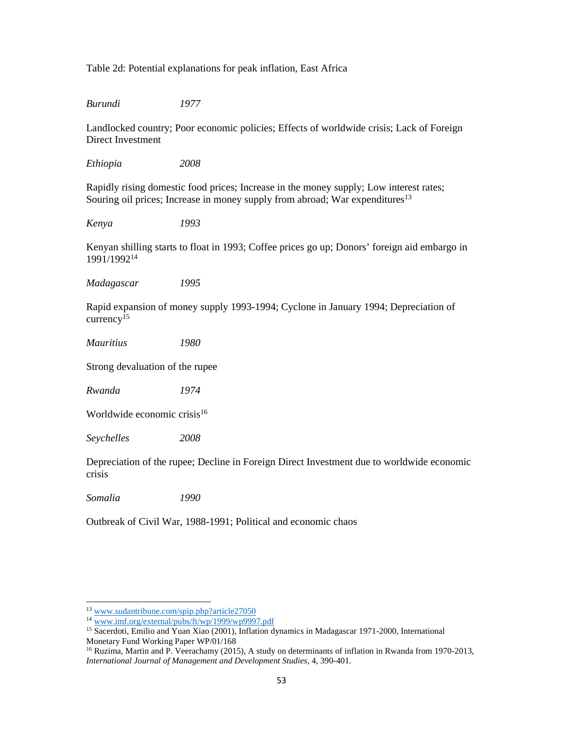Table 2d: Potential explanations for peak inflation, East Africa

*Burundi* *1977*

Landlocked country; Poor economic policies; Effects of worldwide crisis; Lack of Foreign Direct Investment

*Ethiopia* *2008*

Rapidly rising domestic food prices; Increase in the money supply; Low interest rates; Souring oil prices; Increase in money supply from abroad; War expenditures[13]

*Kenya* *1993*

Kenyan shilling starts to float in 1993; Coffee prices go up; Donors' foreign aid embargo in 1991/1992[14]

*Madagascar* *1995*

Rapid expansion of money supply 1993-1994; Cyclone in January 1994; Depreciation of currency[15]

*Mauritius* *1980*

Strong devaluation of the rupee

*Rwanda* *1974*

Worldwide economic crisis[16]

*Seychelles* *2008*

Depreciation of the rupee; Decline in Foreign Direct Investment due to worldwide economic crisis

*Somalia* *1990*

Outbreak of Civil War, 1988-1991; Political and economic chaos

---

[13] www.sudantribune.com/spip.php?article27050

[14] www.imf.org/external/pubs/ft/wp/1999/wp9997.pdf

[15] Sacerdoti, Emilio and Yuan Xiao (2001), Inflation dynamics in Madagascar 1971-2000, International Monetary Fund Working Paper WP/01/168

[16] Ruzima, Martin and P. Veerachamy (2015), A study on determinants of inflation in Rwanda from 1970-2013, *International Journal of Management and Development Studies*, 4, 390-401.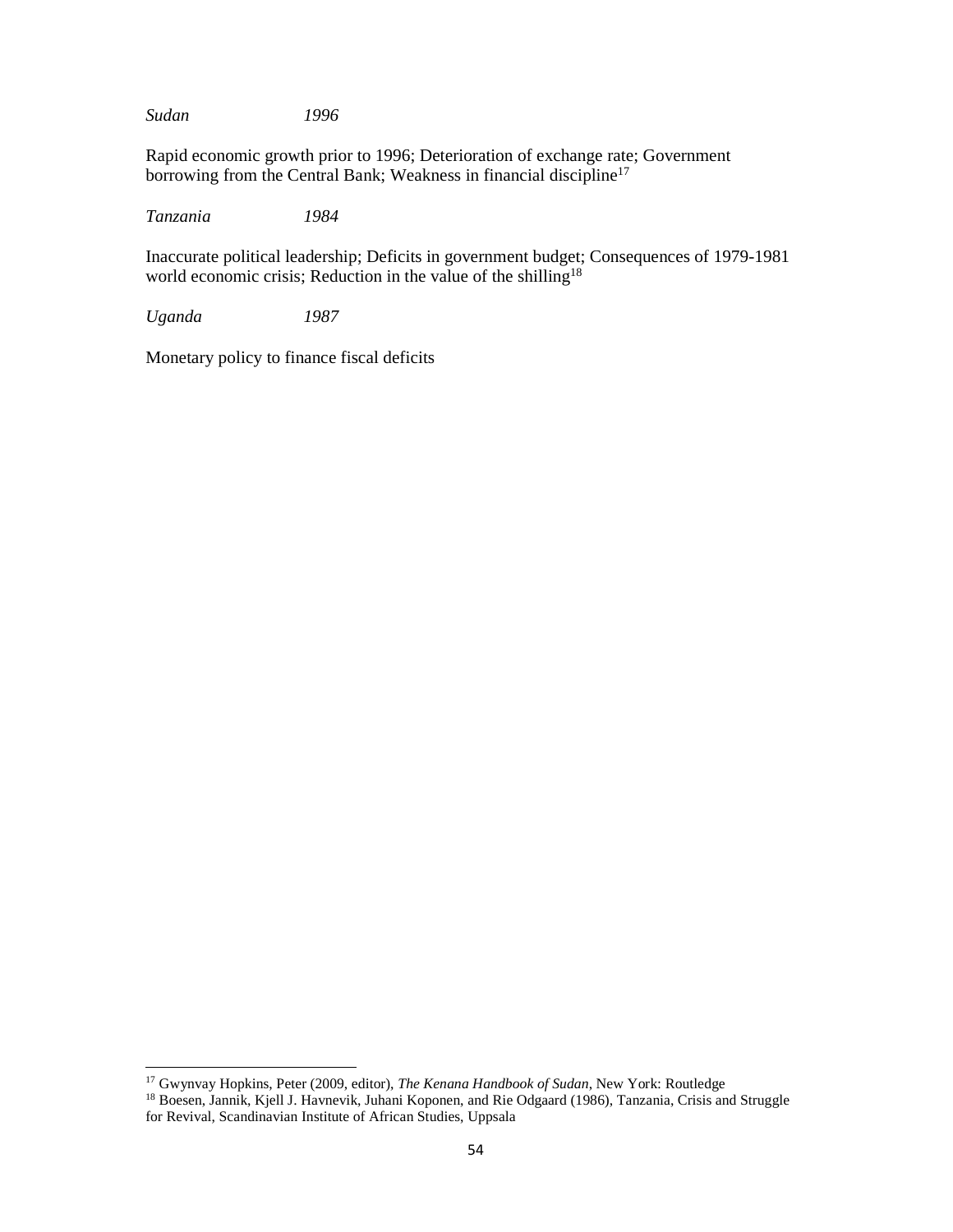*Sudan* *1996*

Rapid economic growth prior to 1996; Deterioration of exchange rate; Government borrowing from the Central Bank; Weakness in financial discipline[17]

*Tanzania* *1984*

Inaccurate political leadership; Deficits in government budget; Consequences of 1979-1981 world economic crisis; Reduction in the value of the shilling[18]

*Uganda* *1987*

Monetary policy to finance fiscal deficits

---

[17] Gwynvay Hopkins, Peter (2009, editor), *The Kenana Handbook of Sudan*, New York: Routledge

[18] Boesen, Jannik, Kjell J. Havnevik, Juhani Koponen, and Rie Odgaard (1986), Tanzania, Crisis and Struggle for Revival, Scandinavian Institute of African Studies, Uppsala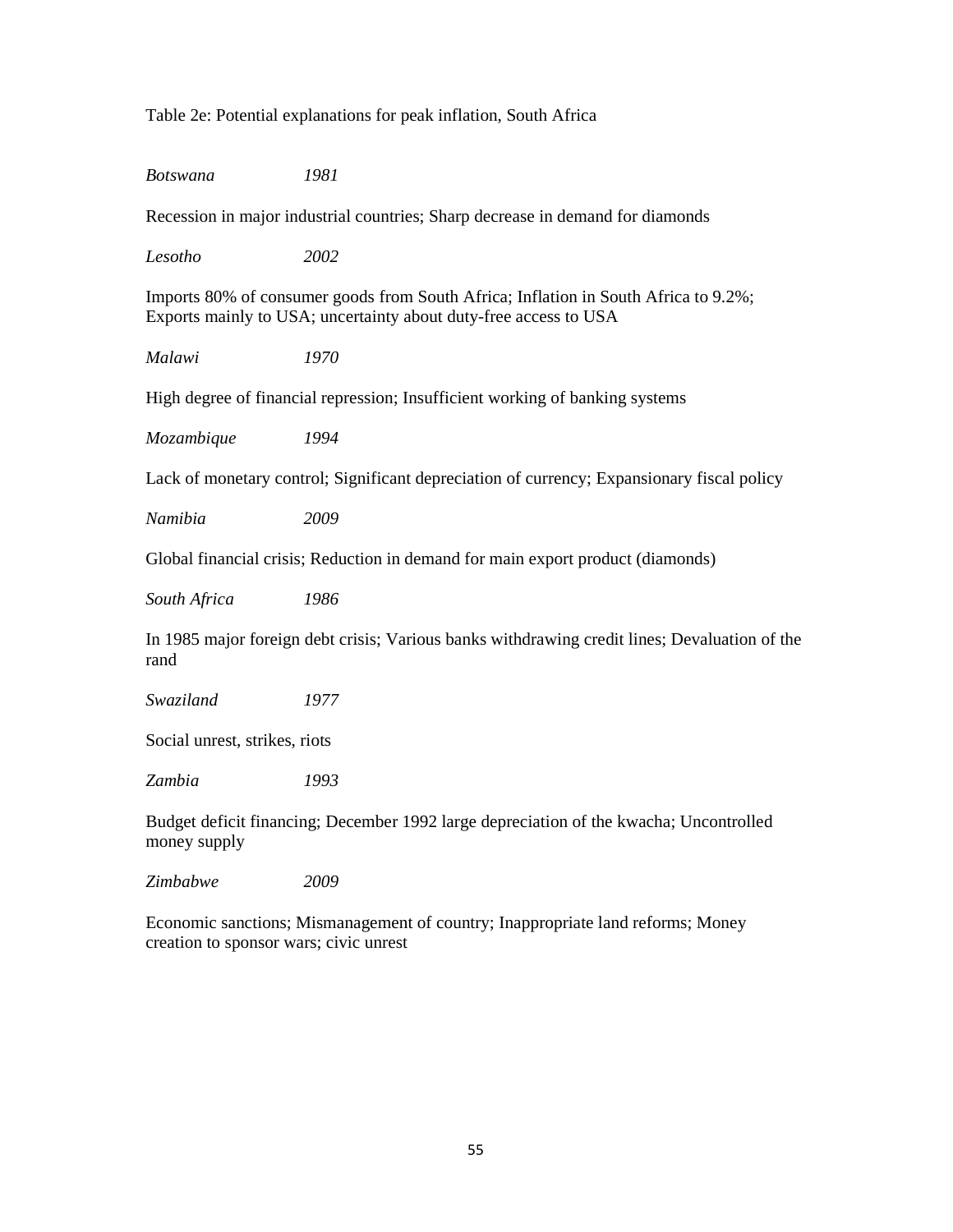Table 2e: Potential explanations for peak inflation, South Africa

*Botswana* *1981*

Recession in major industrial countries; Sharp decrease in demand for diamonds

*Lesotho* *2002*

Imports 80% of consumer goods from South Africa; Inflation in South Africa to 9.2%; Exports mainly to USA; uncertainty about duty-free access to USA

*Malawi* *1970*

High degree of financial repression; Insufficient working of banking systems

*Mozambique* *1994*

Lack of monetary control; Significant depreciation of currency; Expansionary fiscal policy

*Namibia* *2009*

Global financial crisis; Reduction in demand for main export product (diamonds)

*South Africa* *1986*

In 1985 major foreign debt crisis; Various banks withdrawing credit lines; Devaluation of the rand

*Swaziland* *1977*

Social unrest, strikes, riots

*Zambia* *1993*

Budget deficit financing; December 1992 large depreciation of the kwacha; Uncontrolled money supply

*Zimbabwe* *2009*

Economic sanctions; Mismanagement of country; Inappropriate land reforms; Money creation to sponsor wars; civic unrest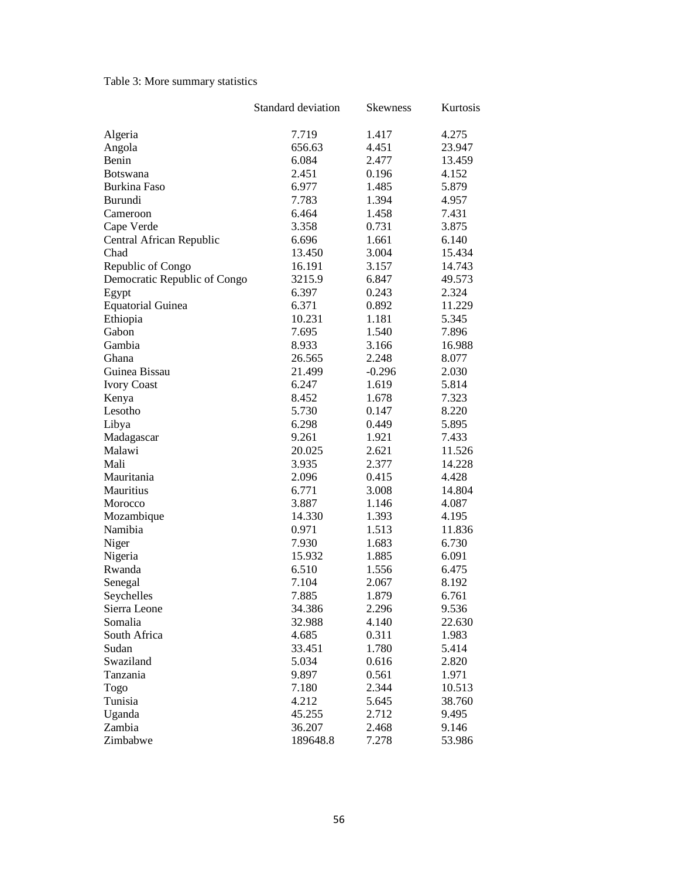Table 3: More summary statistics

| | Standard deviation | Skewness | Kurtosis |
|---|---|---|---|
| Algeria | 7.719 | 1.417 | 4.275 |
| Angola | 656.63 | 4.451 | 23.947 |
| Benin | 6.084 | 2.477 | 13.459 |
| Botswana | 2.451 | 0.196 | 4.152 |
| Burkina Faso | 6.977 | 1.485 | 5.879 |
| Burundi | 7.783 | 1.394 | 4.957 |
| Cameroon | 6.464 | 1.458 | 7.431 |
| Cape Verde | 3.358 | 0.731 | 3.875 |
| Central African Republic | 6.696 | 1.661 | 6.140 |
| Chad | 13.450 | 3.004 | 15.434 |
| Republic of Congo | 16.191 | 3.157 | 14.743 |
| Democratic Republic of Congo | 3215.9 | 6.847 | 49.573 |
| Egypt | 6.397 | 0.243 | 2.324 |
| Equatorial Guinea | 6.371 | 0.892 | 11.229 |
| Ethiopia | 10.231 | 1.181 | 5.345 |
| Gabon | 7.695 | 1.540 | 7.896 |
| Gambia | 8.933 | 3.166 | 16.988 |
| Ghana | 26.565 | 2.248 | 8.077 |
| Guinea Bissau | 21.499 | -0.296 | 2.030 |
| Ivory Coast | 6.247 | 1.619 | 5.814 |
| Kenya | 8.452 | 1.678 | 7.323 |
| Lesotho | 5.730 | 0.147 | 8.220 |
| Libya | 6.298 | 0.449 | 5.895 |
| Madagascar | 9.261 | 1.921 | 7.433 |
| Malawi | 20.025 | 2.621 | 11.526 |
| Mali | 3.935 | 2.377 | 14.228 |
| Mauritania | 2.096 | 0.415 | 4.428 |
| Mauritius | 6.771 | 3.008 | 14.804 |
| Morocco | 3.887 | 1.146 | 4.087 |
| Mozambique | 14.330 | 1.393 | 4.195 |
| Namibia | 0.971 | 1.513 | 11.836 |
| Niger | 7.930 | 1.683 | 6.730 |
| Nigeria | 15.932 | 1.885 | 6.091 |
| Rwanda | 6.510 | 1.556 | 6.475 |
| Senegal | 7.104 | 2.067 | 8.192 |
| Seychelles | 7.885 | 1.879 | 6.761 |
| Sierra Leone | 34.386 | 2.296 | 9.536 |
| Somalia | 32.988 | 4.140 | 22.630 |
| South Africa | 4.685 | 0.311 | 1.983 |
| Sudan | 33.451 | 1.780 | 5.414 |
| Swaziland | 5.034 | 0.616 | 2.820 |
| Tanzania | 9.897 | 0.561 | 1.971 |
| Togo | 7.180 | 2.344 | 10.513 |
| Tunisia | 4.212 | 5.645 | 38.760 |
| Uganda | 45.255 | 2.712 | 9.495 |
| Zambia | 36.207 | 2.468 | 9.146 |
| Zimbabwe | 189648.8 | 7.278 | 53.986 |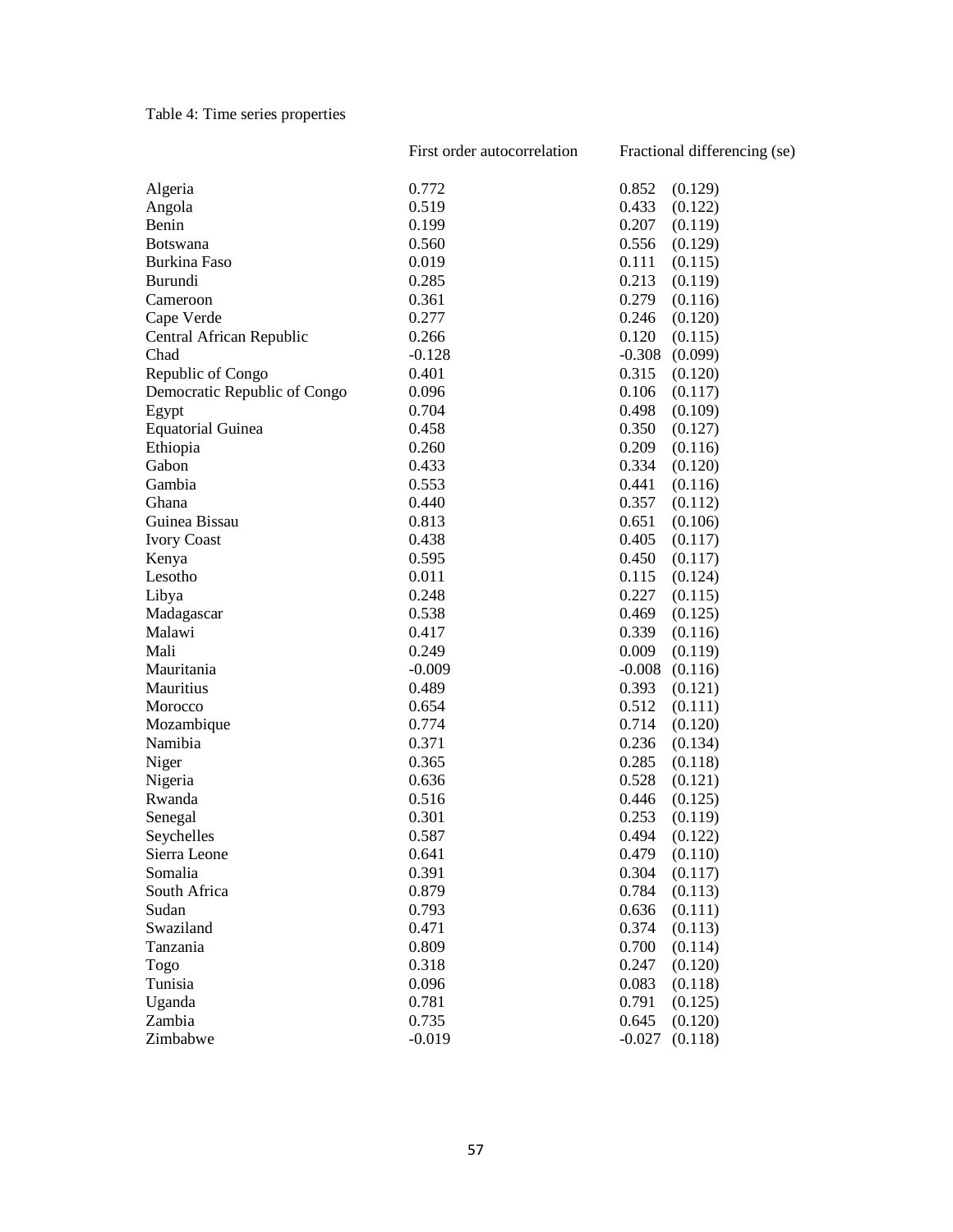Table 4: Time series properties

| | First order autocorrelation | Fractional differencing (se) |
|---|---|---|
| Algeria | 0.772 | 0.852 (0.129) |
| Angola | 0.519 | 0.433 (0.122) |
| Benin | 0.199 | 0.207 (0.119) |
| Botswana | 0.560 | 0.556 (0.129) |
| Burkina Faso | 0.019 | 0.111 (0.115) |
| Burundi | 0.285 | 0.213 (0.119) |
| Cameroon | 0.361 | 0.279 (0.116) |
| Cape Verde | 0.277 | 0.246 (0.120) |
| Central African Republic | 0.266 | 0.120 (0.115) |
| Chad | -0.128 | -0.308 (0.099) |
| Republic of Congo | 0.401 | 0.315 (0.120) |
| Democratic Republic of Congo | 0.096 | 0.106 (0.117) |
| Egypt | 0.704 | 0.498 (0.109) |
| Equatorial Guinea | 0.458 | 0.350 (0.127) |
| Ethiopia | 0.260 | 0.209 (0.116) |
| Gabon | 0.433 | 0.334 (0.120) |
| Gambia | 0.553 | 0.441 (0.116) |
| Ghana | 0.440 | 0.357 (0.112) |
| Guinea Bissau | 0.813 | 0.651 (0.106) |
| Ivory Coast | 0.438 | 0.405 (0.117) |
| Kenya | 0.595 | 0.450 (0.117) |
| Lesotho | 0.011 | 0.115 (0.124) |
| Libya | 0.248 | 0.227 (0.115) |
| Madagascar | 0.538 | 0.469 (0.125) |
| Malawi | 0.417 | 0.339 (0.116) |
| Mali | 0.249 | 0.009 (0.119) |
| Mauritania | -0.009 | -0.008 (0.116) |
| Mauritius | 0.489 | 0.393 (0.121) |
| Morocco | 0.654 | 0.512 (0.111) |
| Mozambique | 0.774 | 0.714 (0.120) |
| Namibia | 0.371 | 0.236 (0.134) |
| Niger | 0.365 | 0.285 (0.118) |
| Nigeria | 0.636 | 0.528 (0.121) |
| Rwanda | 0.516 | 0.446 (0.125) |
| Senegal | 0.301 | 0.253 (0.119) |
| Seychelles | 0.587 | 0.494 (0.122) |
| Sierra Leone | 0.641 | 0.479 (0.110) |
| Somalia | 0.391 | 0.304 (0.117) |
| South Africa | 0.879 | 0.784 (0.113) |
| Sudan | 0.793 | 0.636 (0.111) |
| Swaziland | 0.471 | 0.374 (0.113) |
| Tanzania | 0.809 | 0.700 (0.114) |
| Togo | 0.318 | 0.247 (0.120) |
| Tunisia | 0.096 | 0.083 (0.118) |
| Uganda | 0.781 | 0.791 (0.125) |
| Zambia | 0.735 | 0.645 (0.120) |
| Zimbabwe | -0.019 | -0.027 (0.118) |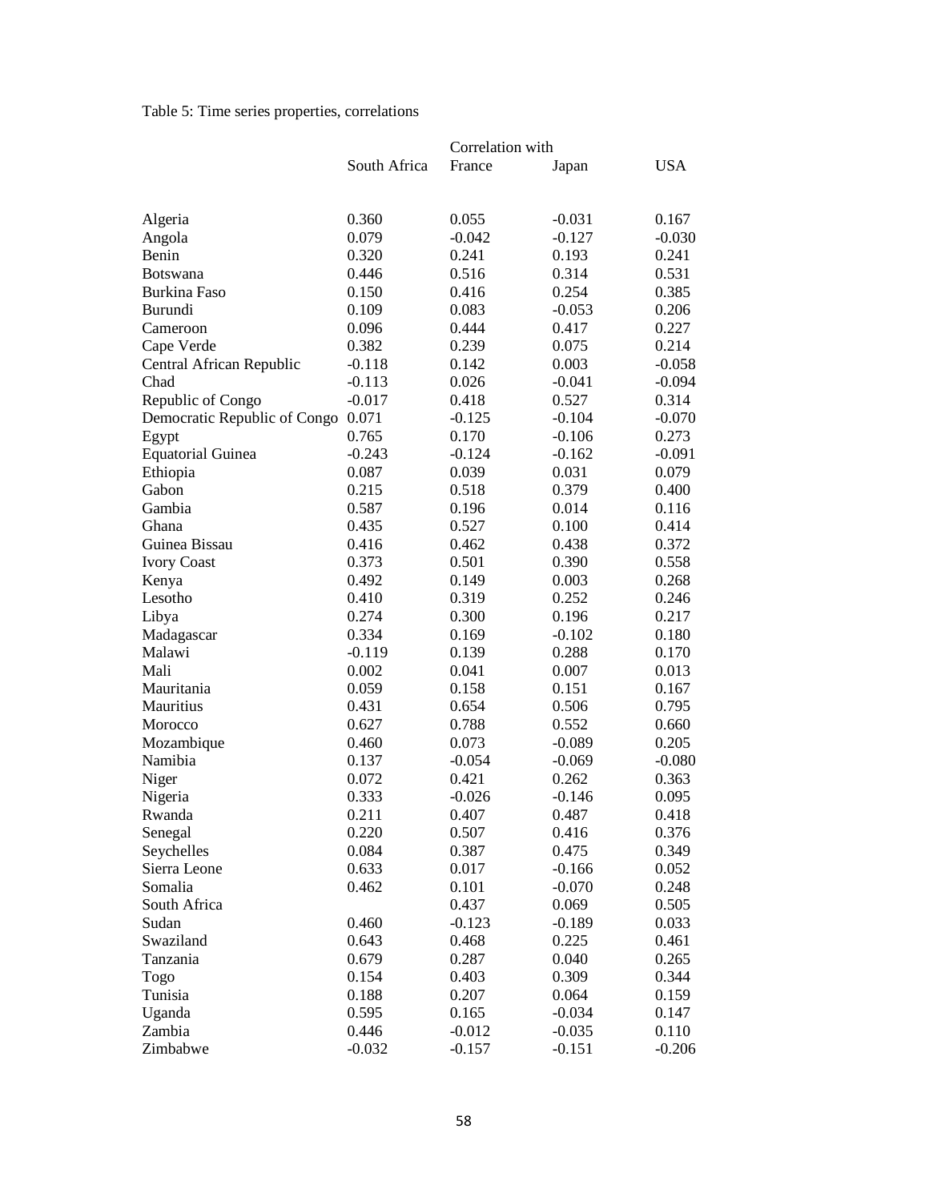Table 5: Time series properties, correlations

| | Correlation with | | | |
|---|---|---|---|---|
| | South Africa | France | Japan | USA |
| Algeria | 0.360 | 0.055 | -0.031 | 0.167 |
| Angola | 0.079 | -0.042 | -0.127 | -0.030 |
| Benin | 0.320 | 0.241 | 0.193 | 0.241 |
| Botswana | 0.446 | 0.516 | 0.314 | 0.531 |
| Burkina Faso | 0.150 | 0.416 | 0.254 | 0.385 |
| Burundi | 0.109 | 0.083 | -0.053 | 0.206 |
| Cameroon | 0.096 | 0.444 | 0.417 | 0.227 |
| Cape Verde | 0.382 | 0.239 | 0.075 | 0.214 |
| Central African Republic | -0.118 | 0.142 | 0.003 | -0.058 |
| Chad | -0.113 | 0.026 | -0.041 | -0.094 |
| Republic of Congo | -0.017 | 0.418 | 0.527 | 0.314 |
| Democratic Republic of Congo | 0.071 | -0.125 | -0.104 | -0.070 |
| Egypt | 0.765 | 0.170 | -0.106 | 0.273 |
| Equatorial Guinea | -0.243 | -0.124 | -0.162 | -0.091 |
| Ethiopia | 0.087 | 0.039 | 0.031 | 0.079 |
| Gabon | 0.215 | 0.518 | 0.379 | 0.400 |
| Gambia | 0.587 | 0.196 | 0.014 | 0.116 |
| Ghana | 0.435 | 0.527 | 0.100 | 0.414 |
| Guinea Bissau | 0.416 | 0.462 | 0.438 | 0.372 |
| Ivory Coast | 0.373 | 0.501 | 0.390 | 0.558 |
| Kenya | 0.492 | 0.149 | 0.003 | 0.268 |
| Lesotho | 0.410 | 0.319 | 0.252 | 0.246 |
| Libya | 0.274 | 0.300 | 0.196 | 0.217 |
| Madagascar | 0.334 | 0.169 | -0.102 | 0.180 |
| Malawi | -0.119 | 0.139 | 0.288 | 0.170 |
| Mali | 0.002 | 0.041 | 0.007 | 0.013 |
| Mauritania | 0.059 | 0.158 | 0.151 | 0.167 |
| Mauritius | 0.431 | 0.654 | 0.506 | 0.795 |
| Morocco | 0.627 | 0.788 | 0.552 | 0.660 |
| Mozambique | 0.460 | 0.073 | -0.089 | 0.205 |
| Namibia | 0.137 | -0.054 | -0.069 | -0.080 |
| Niger | 0.072 | 0.421 | 0.262 | 0.363 |
| Nigeria | 0.333 | -0.026 | -0.146 | 0.095 |
| Rwanda | 0.211 | 0.407 | 0.487 | 0.418 |
| Senegal | 0.220 | 0.507 | 0.416 | 0.376 |
| Seychelles | 0.084 | 0.387 | 0.475 | 0.349 |
| Sierra Leone | 0.633 | 0.017 | -0.166 | 0.052 |
| Somalia | 0.462 | 0.101 | -0.070 | 0.248 |
| South Africa | | 0.437 | 0.069 | 0.505 |
| Sudan | 0.460 | -0.123 | -0.189 | 0.033 |
| Swaziland | 0.643 | 0.468 | 0.225 | 0.461 |
| Tanzania | 0.679 | 0.287 | 0.040 | 0.265 |
| Togo | 0.154 | 0.403 | 0.309 | 0.344 |
| Tunisia | 0.188 | 0.207 | 0.064 | 0.159 |
| Uganda | 0.595 | 0.165 | -0.034 | 0.147 |
| Zambia | 0.446 | -0.012 | -0.035 | 0.110 |
| Zimbabwe | -0.032 | -0.157 | -0.151 | -0.206 |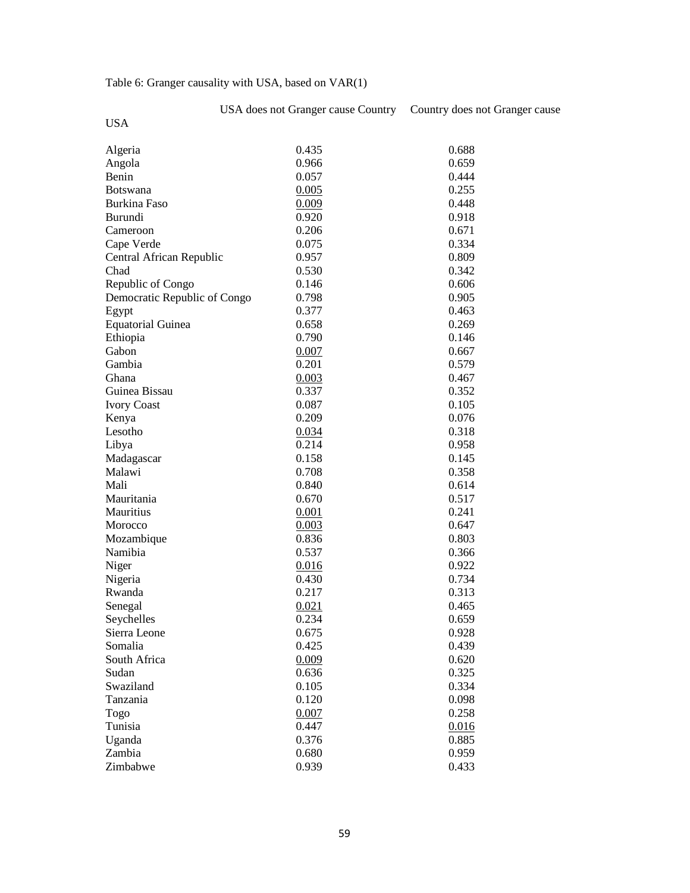Table 6: Granger causality with USA, based on VAR(1)

| | USA does not Granger cause Country | Country does not Granger cause USA |
|---|---|---|
| Algeria | 0.435 | 0.688 |
| Angola | 0.966 | 0.659 |
| Benin | 0.057 | 0.444 |
| Botswana | <u>0.005</u> | 0.255 |
| Burkina Faso | <u>0.009</u> | 0.448 |
| Burundi | 0.920 | 0.918 |
| Cameroon | 0.206 | 0.671 |
| Cape Verde | 0.075 | 0.334 |
| Central African Republic | 0.957 | 0.809 |
| Chad | 0.530 | 0.342 |
| Republic of Congo | 0.146 | 0.606 |
| Democratic Republic of Congo | 0.798 | 0.905 |
| Egypt | 0.377 | 0.463 |
| Equatorial Guinea | 0.658 | 0.269 |
| Ethiopia | 0.790 | 0.146 |
| Gabon | <u>0.007</u> | 0.667 |
| Gambia | 0.201 | 0.579 |
| Ghana | <u>0.003</u> | 0.467 |
| Guinea Bissau | 0.337 | 0.352 |
| Ivory Coast | 0.087 | 0.105 |
| Kenya | 0.209 | 0.076 |
| Lesotho | <u>0.034</u> | 0.318 |
| Libya | 0.214 | 0.958 |
| Madagascar | 0.158 | 0.145 |
| Malawi | 0.708 | 0.358 |
| Mali | 0.840 | 0.614 |
| Mauritania | 0.670 | 0.517 |
| Mauritius | <u>0.001</u> | 0.241 |
| Morocco | <u>0.003</u> | 0.647 |
| Mozambique | 0.836 | 0.803 |
| Namibia | 0.537 | 0.366 |
| Niger | <u>0.016</u> | 0.922 |
| Nigeria | 0.430 | 0.734 |
| Rwanda | 0.217 | 0.313 |
| Senegal | <u>0.021</u> | 0.465 |
| Seychelles | 0.234 | 0.659 |
| Sierra Leone | 0.675 | 0.928 |
| Somalia | 0.425 | 0.439 |
| South Africa | <u>0.009</u> | 0.620 |
| Sudan | 0.636 | 0.325 |
| Swaziland | 0.105 | 0.334 |
| Tanzania | 0.120 | 0.098 |
| Togo | <u>0.007</u> | 0.258 |
| Tunisia | 0.447 | <u>0.016</u> |
| Uganda | 0.376 | 0.885 |
| Zambia | 0.680 | 0.959 |
| Zimbabwe | 0.939 | 0.433 |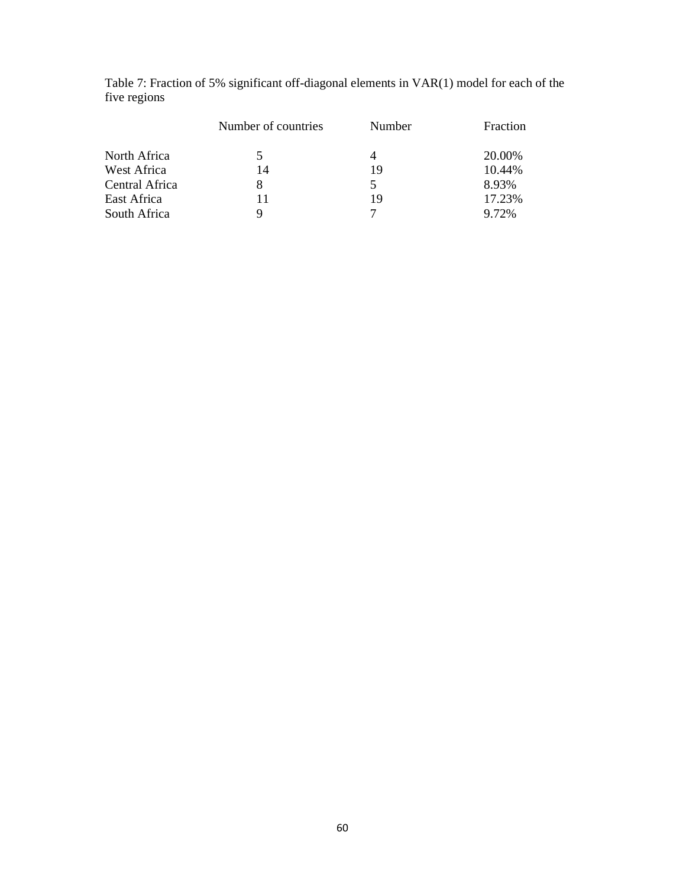Table 7: Fraction of 5% significant off-diagonal elements in VAR(1) model for each of the five regions

| | Number of countries | Number | Fraction |
|---|---|---|---|
| North Africa | 5 | 4 | 20.00% |
| West Africa | 14 | 19 | 10.44% |
| Central Africa | 8 | 5 | 8.93% |
| East Africa | 11 | 19 | 17.23% |
| South Africa | 9 | 7 | 9.72% |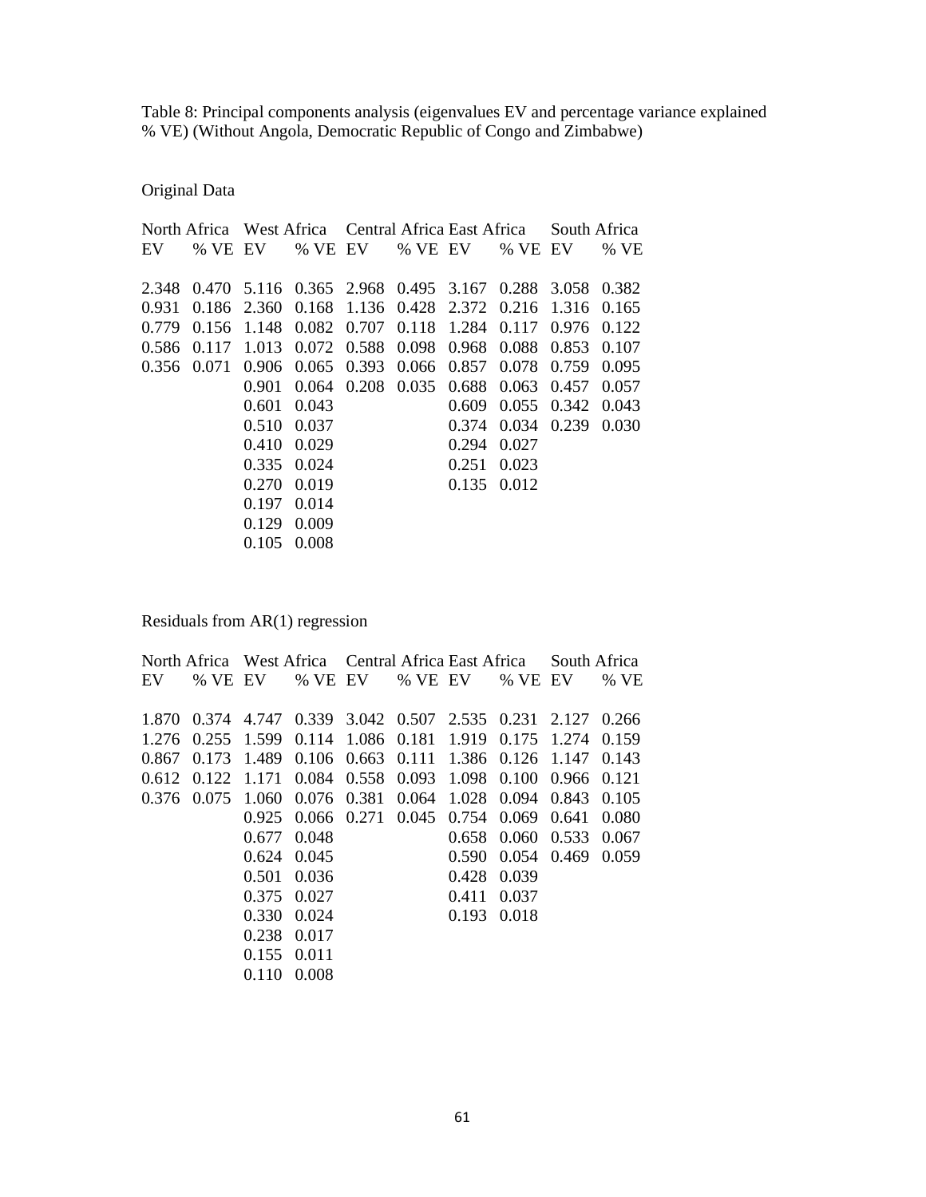Table 8: Principal components analysis (eigenvalues EV and percentage variance explained % VE) (Without Angola, Democratic Republic of Congo and Zimbabwe)

Original Data

| North Africa | | West Africa | | Central Africa | | East Africa | | South Africa | |
|---|---|---|---|---|---|---|---|---|---|
| EV | % VE | EV | % VE | EV | % VE | EV | % VE | EV | % VE |
| 2.348 | 0.470 | 5.116 | 0.365 | 2.968 | 0.495 | 3.167 | 0.288 | 3.058 | 0.382 |
| 0.931 | 0.186 | 2.360 | 0.168 | 1.136 | 0.428 | 2.372 | 0.216 | 1.316 | 0.165 |
| 0.779 | 0.156 | 1.148 | 0.082 | 0.707 | 0.118 | 1.284 | 0.117 | 0.976 | 0.122 |
| 0.586 | 0.117 | 1.013 | 0.072 | 0.588 | 0.098 | 0.968 | 0.088 | 0.853 | 0.107 |
| 0.356 | 0.071 | 0.906 | 0.065 | 0.393 | 0.066 | 0.857 | 0.078 | 0.759 | 0.095 |
| | | 0.901 | 0.064 | 0.208 | 0.035 | 0.688 | 0.063 | 0.457 | 0.057 |
| | | 0.601 | 0.043 | | | 0.609 | 0.055 | 0.342 | 0.043 |
| | | 0.510 | 0.037 | | | 0.374 | 0.034 | 0.239 | 0.030 |
| | | 0.410 | 0.029 | | | 0.294 | 0.027 | | |
| | | 0.335 | 0.024 | | | 0.251 | 0.023 | | |
| | | 0.270 | 0.019 | | | 0.135 | 0.012 | | |
| | | 0.197 | 0.014 | | | | | | |
| | | 0.129 | 0.009 | | | | | | |
| | | 0.105 | 0.008 | | | | | | |

Residuals from AR(1) regression

| North Africa | | West Africa | | Central Africa | | East Africa | | South Africa | |
|---|---|---|---|---|---|---|---|---|---|
| EV | % VE | EV | % VE | EV | % VE | EV | % VE | EV | % VE |
| 1.870 | 0.374 | 4.747 | 0.339 | 3.042 | 0.507 | 2.535 | 0.231 | 2.127 | 0.266 |
| 1.276 | 0.255 | 1.599 | 0.114 | 1.086 | 0.181 | 1.919 | 0.175 | 1.274 | 0.159 |
| 0.867 | 0.173 | 1.489 | 0.106 | 0.663 | 0.111 | 1.386 | 0.126 | 1.147 | 0.143 |
| 0.612 | 0.122 | 1.171 | 0.084 | 0.558 | 0.093 | 1.098 | 0.100 | 0.966 | 0.121 |
| 0.376 | 0.075 | 1.060 | 0.076 | 0.381 | 0.064 | 1.028 | 0.094 | 0.843 | 0.105 |
| | | 0.925 | 0.066 | 0.271 | 0.045 | 0.754 | 0.069 | 0.641 | 0.080 |
| | | 0.677 | 0.048 | | | 0.658 | 0.060 | 0.533 | 0.067 |
| | | 0.624 | 0.045 | | | 0.590 | 0.054 | 0.469 | 0.059 |
| | | 0.501 | 0.036 | | | 0.428 | 0.039 | | |
| | | 0.375 | 0.027 | | | 0.411 | 0.037 | | |
| | | 0.330 | 0.024 | | | 0.193 | 0.018 | | |
| | | 0.238 | 0.017 | | | | | | |
| | | 0.155 | 0.011 | | | | | | |
| | | 0.110 | 0.008 | | | | | | |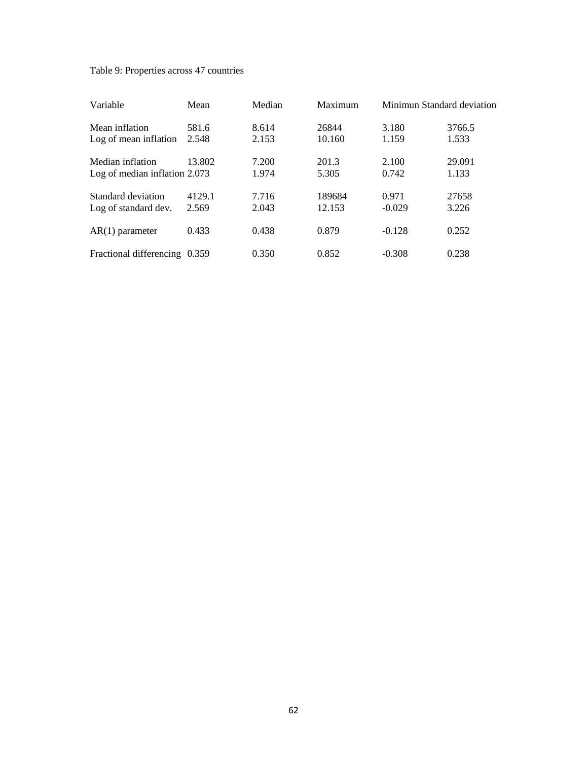Table 9: Properties across 47 countries

| Variable | Mean | Median | Maximum | Minimun | Standard deviation |
| --- | --- | --- | --- | --- | --- |
| Mean inflation | 581.6 | 8.614 | 26844 | 3.180 | 3766.5 |
| Log of mean inflation | 2.548 | 2.153 | 10.160 | 1.159 | 1.533 |
| Median inflation | 13.802 | 7.200 | 201.3 | 2.100 | 29.091 |
| Log of median inflation | 2.073 | 1.974 | 5.305 | 0.742 | 1.133 |
| Standard deviation | 4129.1 | 7.716 | 189684 | 0.971 | 27658 |
| Log of standard dev. | 2.569 | 2.043 | 12.153 | -0.029 | 3.226 |
| AR(1) parameter | 0.433 | 0.438 | 0.879 | -0.128 | 0.252 |
| Fractional differencing | 0.359 | 0.350 | 0.852 | -0.308 | 0.238 |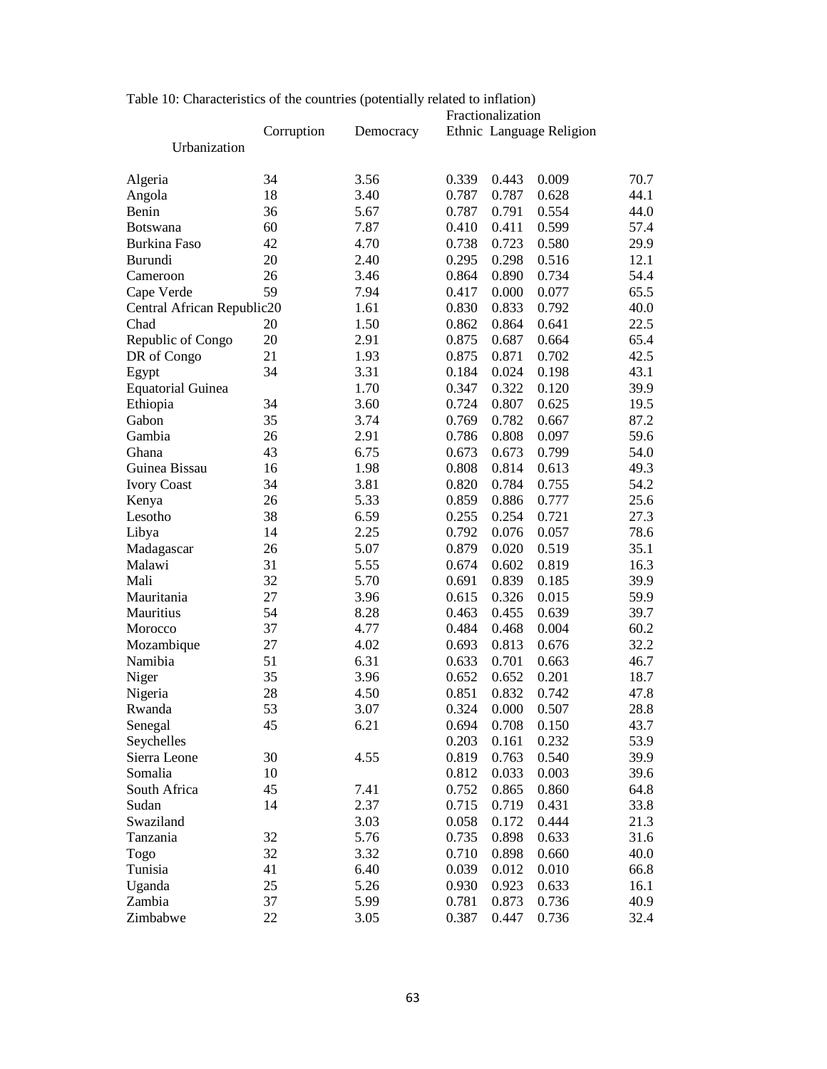Table 10: Characteristics of the countries (potentially related to inflation)

| | Corruption | Democracy | Fractionalization | | | Urbanization |
|---|---|---|---|---|---|---|
| | | | Ethnic | Language | Religion | |
| Algeria | 34 | 3.56 | 0.339 | 0.443 | 0.009 | 70.7 |
| Angola | 18 | 3.40 | 0.787 | 0.787 | 0.628 | 44.1 |
| Benin | 36 | 5.67 | 0.787 | 0.791 | 0.554 | 44.0 |
| Botswana | 60 | 7.87 | 0.410 | 0.411 | 0.599 | 57.4 |
| Burkina Faso | 42 | 4.70 | 0.738 | 0.723 | 0.580 | 29.9 |
| Burundi | 20 | 2.40 | 0.295 | 0.298 | 0.516 | 12.1 |
| Cameroon | 26 | 3.46 | 0.864 | 0.890 | 0.734 | 54.4 |
| Cape Verde | 59 | 7.94 | 0.417 | 0.000 | 0.077 | 65.5 |
| Central African Republic | 20 | 1.61 | 0.830 | 0.833 | 0.792 | 40.0 |
| Chad | 20 | 1.50 | 0.862 | 0.864 | 0.641 | 22.5 |
| Republic of Congo | 20 | 2.91 | 0.875 | 0.687 | 0.664 | 65.4 |
| DR of Congo | 21 | 1.93 | 0.875 | 0.871 | 0.702 | 42.5 |
| Egypt | 34 | 3.31 | 0.184 | 0.024 | 0.198 | 43.1 |
| Equatorial Guinea | | 1.70 | 0.347 | 0.322 | 0.120 | 39.9 |
| Ethiopia | 34 | 3.60 | 0.724 | 0.807 | 0.625 | 19.5 |
| Gabon | 35 | 3.74 | 0.769 | 0.782 | 0.667 | 87.2 |
| Gambia | 26 | 2.91 | 0.786 | 0.808 | 0.097 | 59.6 |
| Ghana | 43 | 6.75 | 0.673 | 0.673 | 0.799 | 54.0 |
| Guinea Bissau | 16 | 1.98 | 0.808 | 0.814 | 0.613 | 49.3 |
| Ivory Coast | 34 | 3.81 | 0.820 | 0.784 | 0.755 | 54.2 |
| Kenya | 26 | 5.33 | 0.859 | 0.886 | 0.777 | 25.6 |
| Lesotho | 38 | 6.59 | 0.255 | 0.254 | 0.721 | 27.3 |
| Libya | 14 | 2.25 | 0.792 | 0.076 | 0.057 | 78.6 |
| Madagascar | 26 | 5.07 | 0.879 | 0.020 | 0.519 | 35.1 |
| Malawi | 31 | 5.55 | 0.674 | 0.602 | 0.819 | 16.3 |
| Mali | 32 | 5.70 | 0.691 | 0.839 | 0.185 | 39.9 |
| Mauritania | 27 | 3.96 | 0.615 | 0.326 | 0.015 | 59.9 |
| Mauritius | 54 | 8.28 | 0.463 | 0.455 | 0.639 | 39.7 |
| Morocco | 37 | 4.77 | 0.484 | 0.468 | 0.004 | 60.2 |
| Mozambique | 27 | 4.02 | 0.693 | 0.813 | 0.676 | 32.2 |
| Namibia | 51 | 6.31 | 0.633 | 0.701 | 0.663 | 46.7 |
| Niger | 35 | 3.96 | 0.652 | 0.652 | 0.201 | 18.7 |
| Nigeria | 28 | 4.50 | 0.851 | 0.832 | 0.742 | 47.8 |
| Rwanda | 53 | 3.07 | 0.324 | 0.000 | 0.507 | 28.8 |
| Senegal | 45 | 6.21 | 0.694 | 0.708 | 0.150 | 43.7 |
| Seychelles | | | 0.203 | 0.161 | 0.232 | 53.9 |
| Sierra Leone | 30 | 4.55 | 0.819 | 0.763 | 0.540 | 39.9 |
| Somalia | 10 | | 0.812 | 0.033 | 0.003 | 39.6 |
| South Africa | 45 | 7.41 | 0.752 | 0.865 | 0.860 | 64.8 |
| Sudan | 14 | 2.37 | 0.715 | 0.719 | 0.431 | 33.8 |
| Swaziland | | 3.03 | 0.058 | 0.172 | 0.444 | 21.3 |
| Tanzania | 32 | 5.76 | 0.735 | 0.898 | 0.633 | 31.6 |
| Togo | 32 | 3.32 | 0.710 | 0.898 | 0.660 | 40.0 |
| Tunisia | 41 | 6.40 | 0.039 | 0.012 | 0.010 | 66.8 |
| Uganda | 25 | 5.26 | 0.930 | 0.923 | 0.633 | 16.1 |
| Zambia | 37 | 5.99 | 0.781 | 0.873 | 0.736 | 40.9 |
| Zimbabwe | 22 | 3.05 | 0.387 | 0.447 | 0.736 | 32.4 |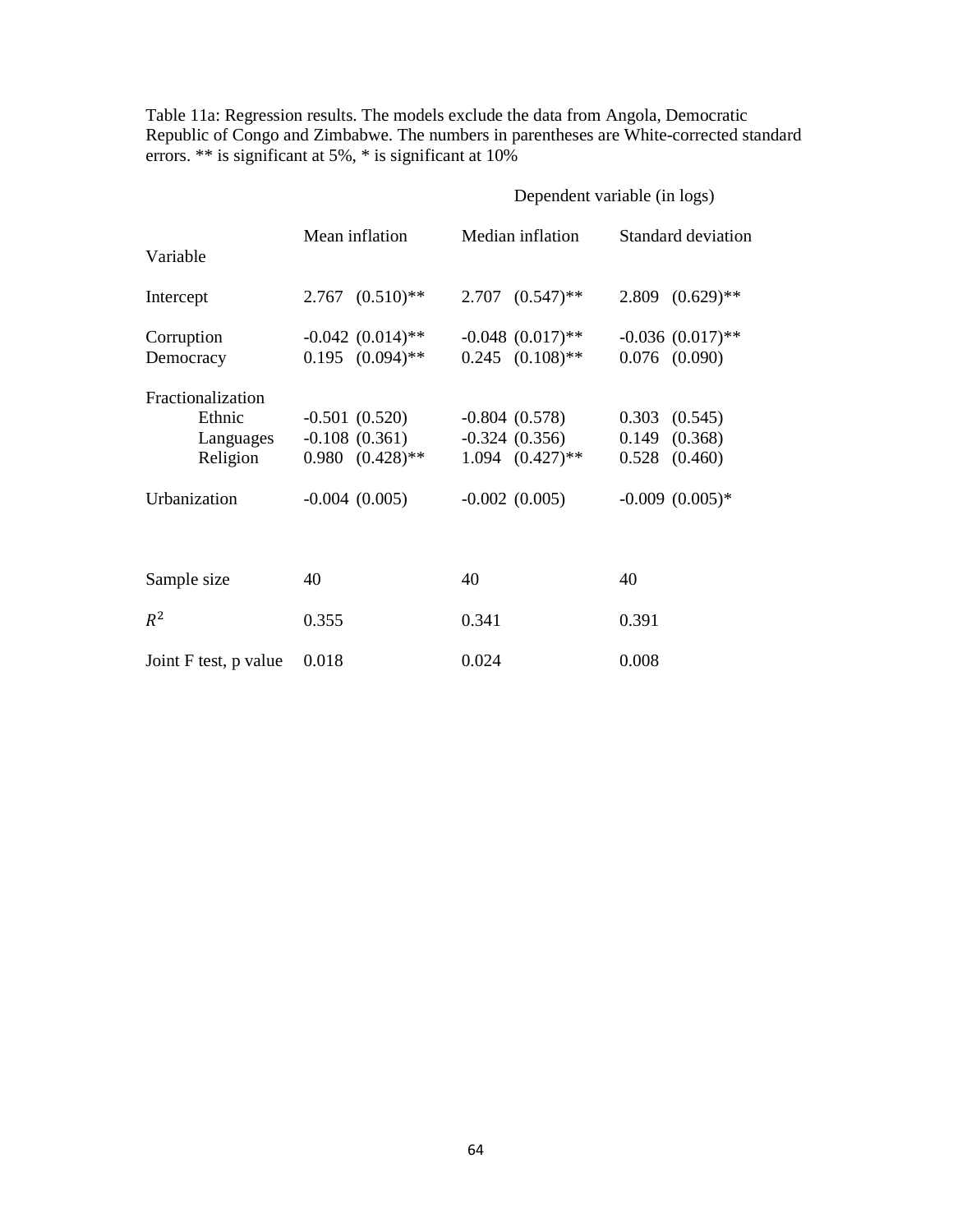Table 11a: Regression results. The models exclude the data from Angola, Democratic Republic of Congo and Zimbabwe. The numbers in parentheses are White-corrected standard errors. ** is significant at 5%, * is significant at 10%

| | Dependent variable (in logs) | | |
|---|---|---|---|
| Variable | Mean inflation | Median inflation | Standard deviation |
| Intercept | 2.767 (0.510)** | 2.707 (0.547)** | 2.809 (0.629)** |
| Corruption | -0.042 (0.014)** | -0.048 (0.017)** | -0.036 (0.017)** |
| Democracy | 0.195 (0.094)** | 0.245 (0.108)** | 0.076 (0.090) |
| Fractionalization | | | |
| Ethnic | -0.501 (0.520) | -0.804 (0.578) | 0.303 (0.545) |
| Languages | -0.108 (0.361) | -0.324 (0.356) | 0.149 (0.368) |
| Religion | 0.980 (0.428)** | 1.094 (0.427)** | 0.528 (0.460) |
| Urbanization | -0.004 (0.005) | -0.002 (0.005) | -0.009 (0.005)* |
| Sample size | 40 | 40 | 40 |
| $R^2$ | 0.355 | 0.341 | 0.391 |
| Joint F test, p value | 0.018 | 0.024 | 0.008 |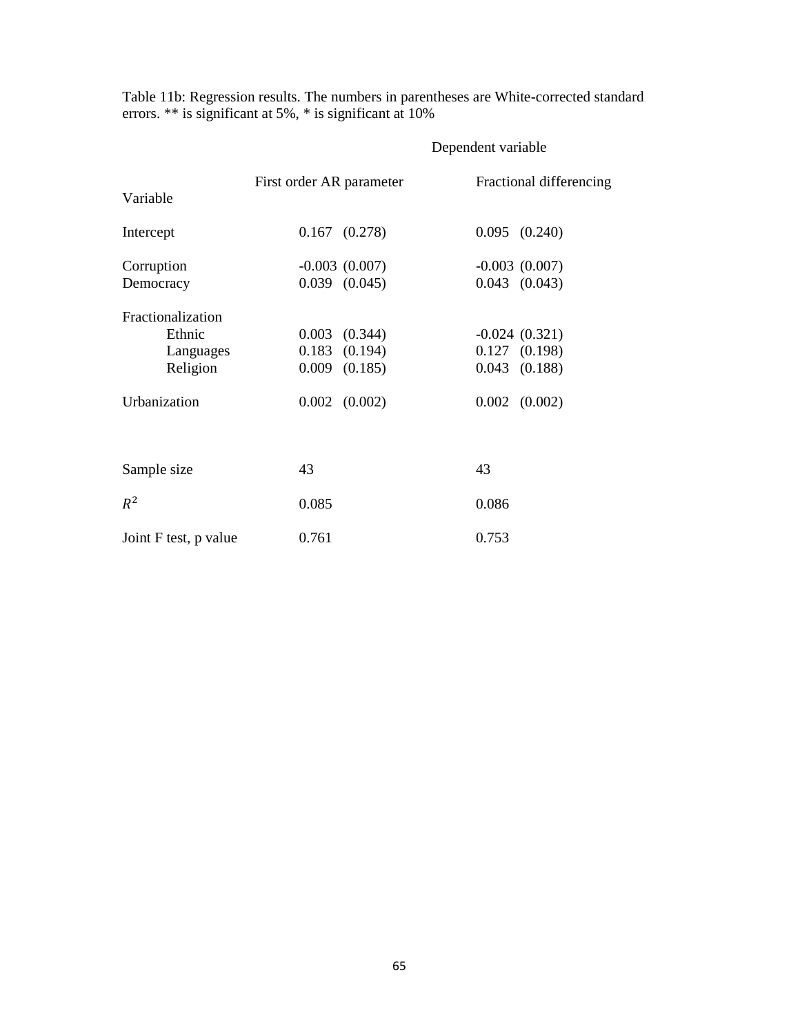Table 11b: Regression results. The numbers in parentheses are White-corrected standard errors. ** is significant at 5%, * is significant at 10%

| | Dependent variable | |
|---|---|---|
| Variable | First order AR parameter | Fractional differencing |
| Intercept | 0.167 (0.278) | 0.095 (0.240) |
| Corruption | -0.003 (0.007) | -0.003 (0.007) |
| Democracy | 0.039 (0.045) | 0.043 (0.043) |
| Fractionalization | | |
| Ethnic | 0.003 (0.344) | -0.024 (0.321) |
| Languages | 0.183 (0.194) | 0.127 (0.198) |
| Religion | 0.009 (0.185) | 0.043 (0.188) |
| Urbanization | 0.002 (0.002) | 0.002 (0.002) |
| Sample size | 43 | 43 |
| $R^2$ | 0.085 | 0.086 |
| Joint F test, p value | 0.761 | 0.753 |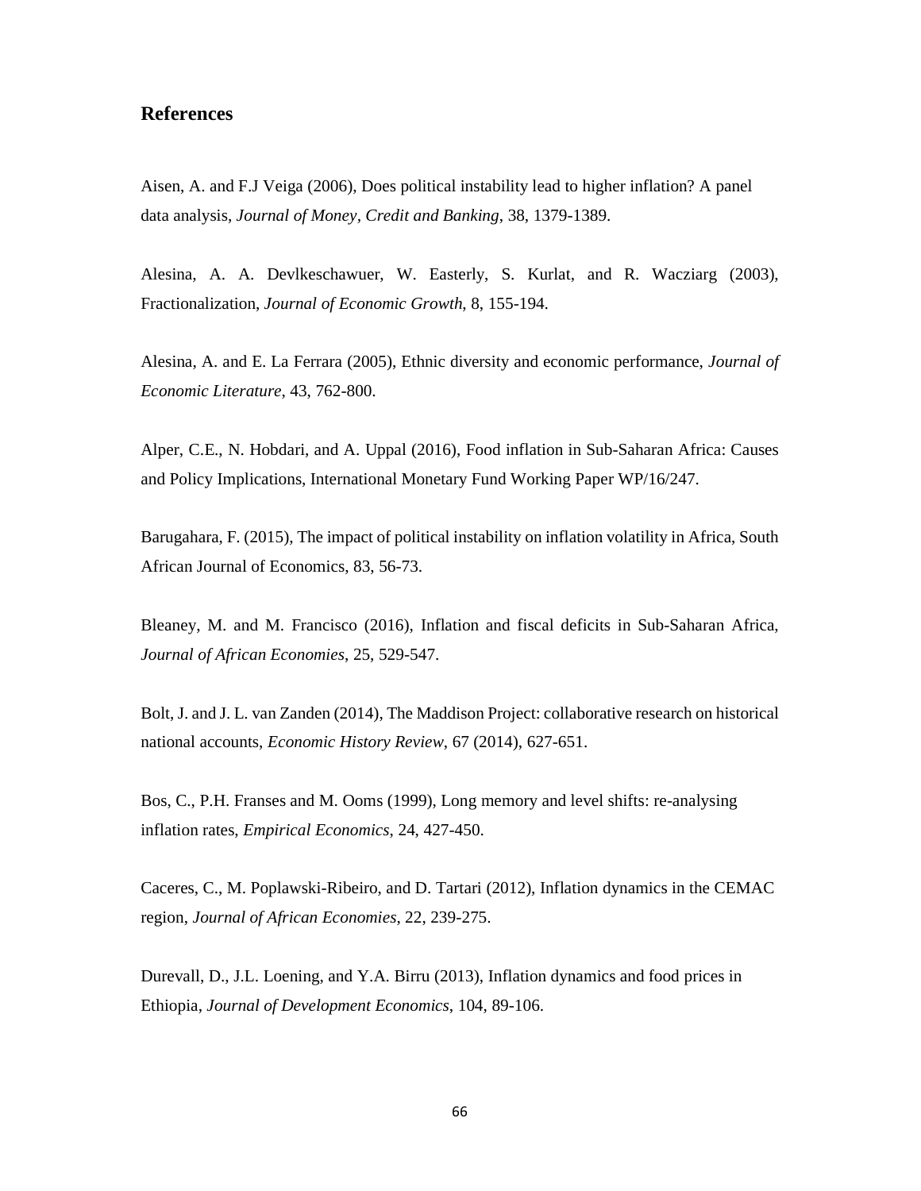## References

Aisen, A. and F.J Veiga (2006), Does political instability lead to higher inflation? A panel data analysis, *Journal of Money, Credit and Banking*, 38, 1379-1389.

Alesina, A. A. Devlkeschawuer, W. Easterly, S. Kurlat, and R. Wacziarg (2003), Fractionalization, *Journal of Economic Growth*, 8, 155-194.

Alesina, A. and E. La Ferrara (2005), Ethnic diversity and economic performance, *Journal of Economic Literature*, 43, 762-800.

Alper, C.E., N. Hobdari, and A. Uppal (2016), Food inflation in Sub-Saharan Africa: Causes and Policy Implications, International Monetary Fund Working Paper WP/16/247.

Barugahara, F. (2015), The impact of political instability on inflation volatility in Africa, South African Journal of Economics, 83, 56-73.

Bleaney, M. and M. Francisco (2016), Inflation and fiscal deficits in Sub-Saharan Africa, *Journal of African Economies*, 25, 529-547.

Bolt, J. and J. L. van Zanden (2014), The Maddison Project: collaborative research on historical national accounts, *Economic History Review*, 67 (2014), 627-651.

Bos, C., P.H. Franses and M. Ooms (1999), Long memory and level shifts: re-analysing inflation rates, *Empirical Economics*, 24, 427-450.

Caceres, C., M. Poplawski-Ribeiro, and D. Tartari (2012), Inflation dynamics in the CEMAC region, *Journal of African Economies*, 22, 239-275.

Durevall, D., J.L. Loening, and Y.A. Birru (2013), Inflation dynamics and food prices in Ethiopia, *Journal of Development Economics*, 104, 89-106.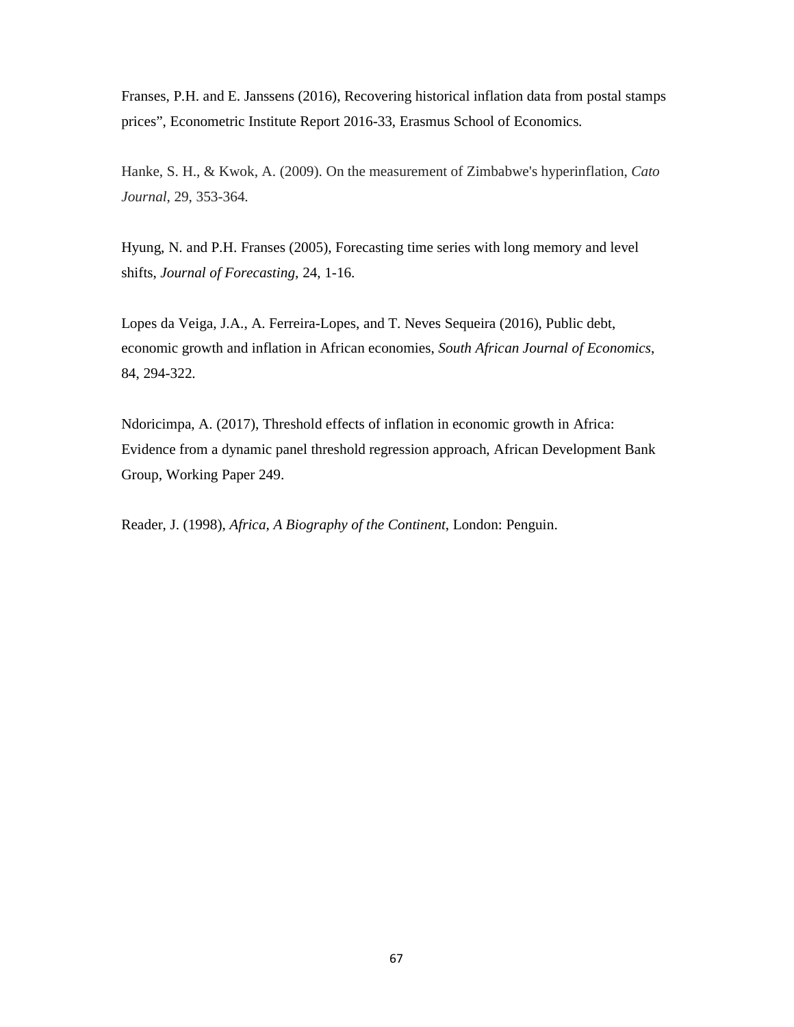Franses, P.H. and E. Janssens (2016), Recovering historical inflation data from postal stamps prices", Econometric Institute Report 2016-33, Erasmus School of Economics.

Hanke, S. H., & Kwok, A. (2009). On the measurement of Zimbabwe's hyperinflation, *Cato Journal*, 29, 353-364.

Hyung, N. and P.H. Franses (2005), Forecasting time series with long memory and level shifts, *Journal of Forecasting*, 24, 1-16.

Lopes da Veiga, J.A., A. Ferreira-Lopes, and T. Neves Sequeira (2016), Public debt, economic growth and inflation in African economies, *South African Journal of Economics*, 84, 294-322.

Ndoricimpa, A. (2017), Threshold effects of inflation in economic growth in Africa: Evidence from a dynamic panel threshold regression approach, African Development Bank Group, Working Paper 249.

Reader, J. (1998), *Africa, A Biography of the Continent*, London: Penguin.